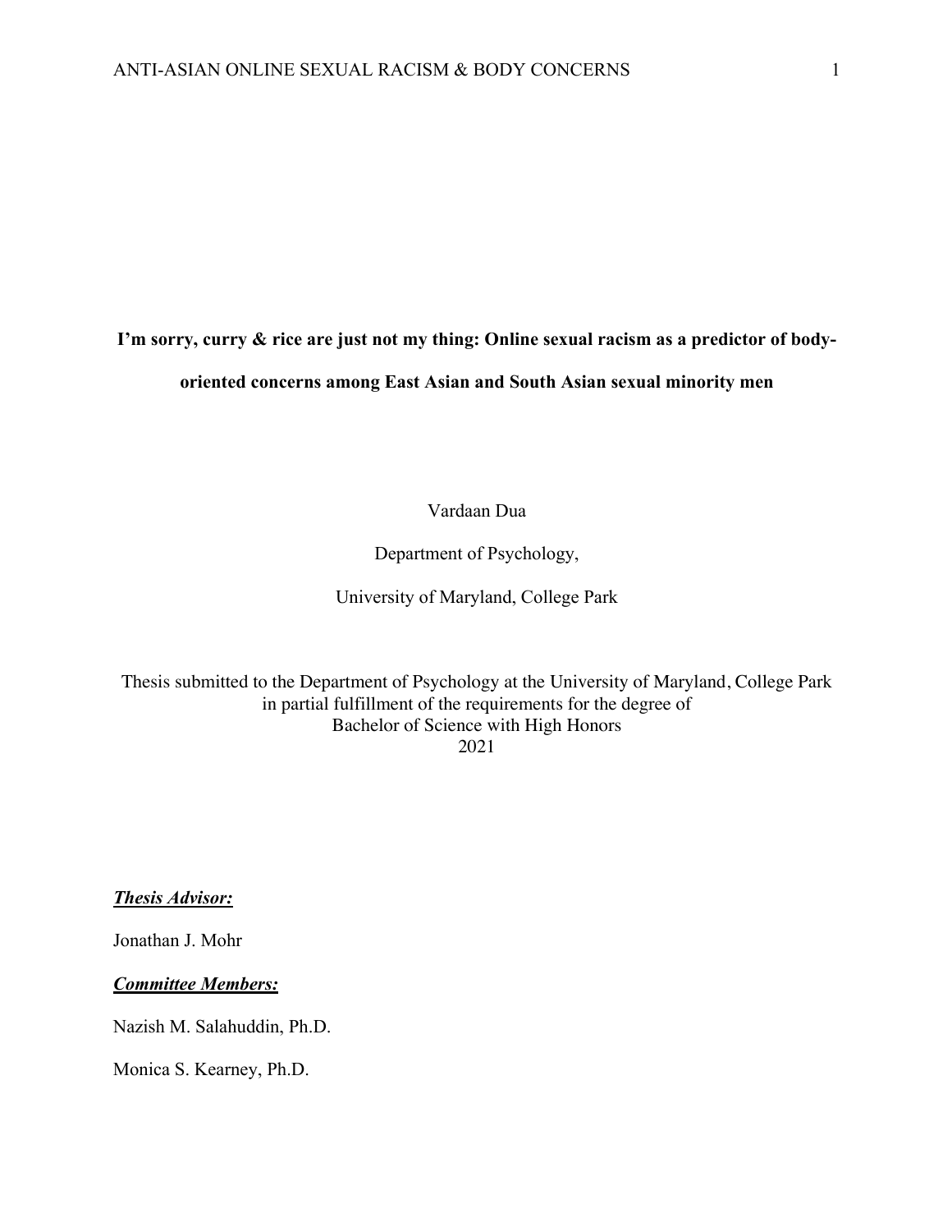# I'm sorry, curry & rice are just not my thing: Online sexual racism as a predictor of body-oriented concerns among East Asian and South Asian sexual minority men

Vardaan Dua

Department of Psychology,

University of Maryland, College Park

Thesis submitted to the Department of Psychology at the University of Maryland, College Park in partial fulfillment of the requirements for the degree of Bachelor of Science with High Honors
2021

***Thesis Advisor:***

Jonathan J. Mohr

***Committee Members:***

Nazish M. Salahuddin, Ph.D.

Monica S. Kearney, Ph.D.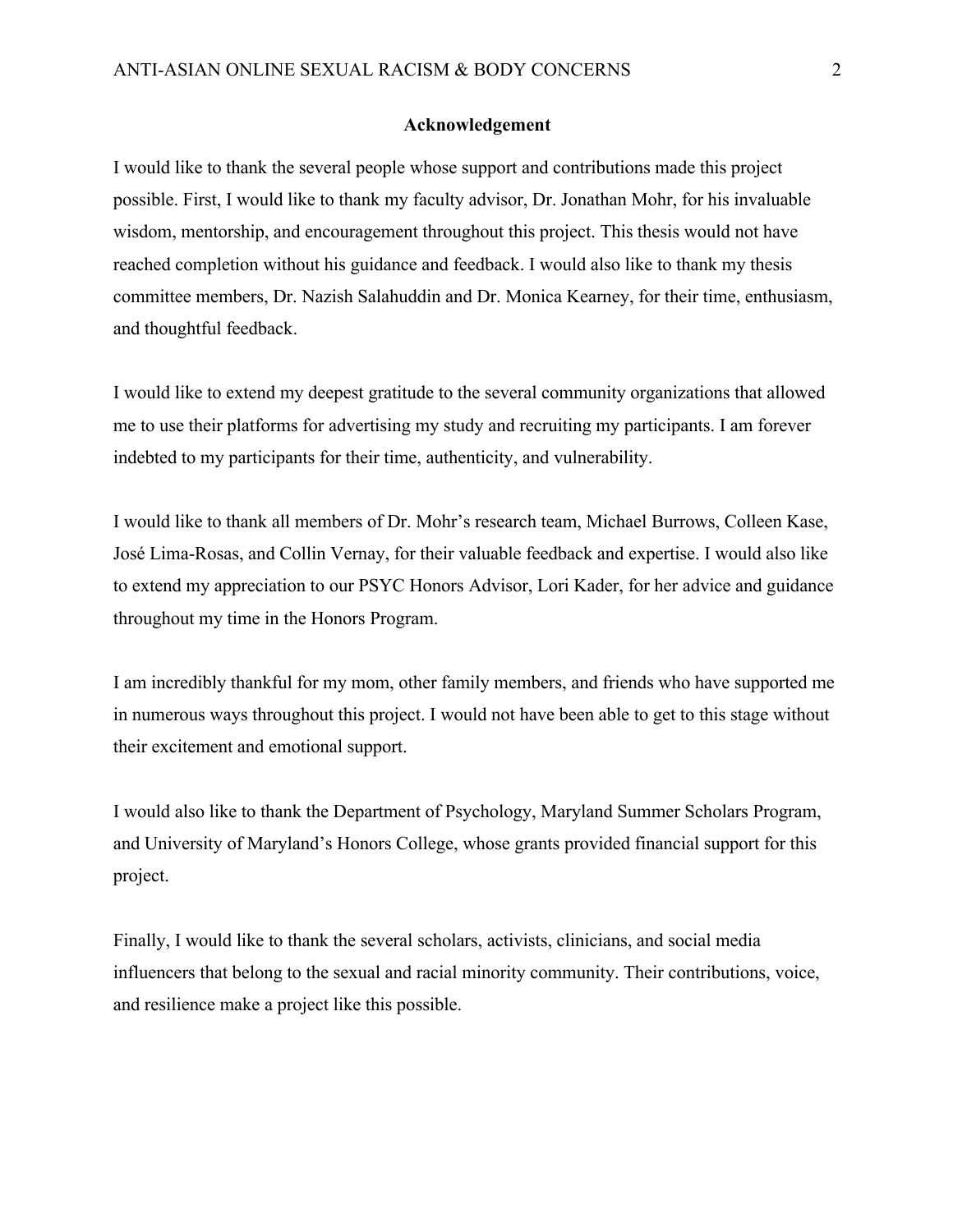## Acknowledgement

I would like to thank the several people whose support and contributions made this project possible. First, I would like to thank my faculty advisor, Dr. Jonathan Mohr, for his invaluable wisdom, mentorship, and encouragement throughout this project. This thesis would not have reached completion without his guidance and feedback. I would also like to thank my thesis committee members, Dr. Nazish Salahuddin and Dr. Monica Kearney, for their time, enthusiasm, and thoughtful feedback.

I would like to extend my deepest gratitude to the several community organizations that allowed me to use their platforms for advertising my study and recruiting my participants. I am forever indebted to my participants for their time, authenticity, and vulnerability.

I would like to thank all members of Dr. Mohr's research team, Michael Burrows, Colleen Kase, José Lima-Rosas, and Collin Vernay, for their valuable feedback and expertise. I would also like to extend my appreciation to our PSYC Honors Advisor, Lori Kader, for her advice and guidance throughout my time in the Honors Program.

I am incredibly thankful for my mom, other family members, and friends who have supported me in numerous ways throughout this project. I would not have been able to get to this stage without their excitement and emotional support.

I would also like to thank the Department of Psychology, Maryland Summer Scholars Program, and University of Maryland's Honors College, whose grants provided financial support for this project.

Finally, I would like to thank the several scholars, activists, clinicians, and social media influencers that belong to the sexual and racial minority community. Their contributions, voice, and resilience make a project like this possible.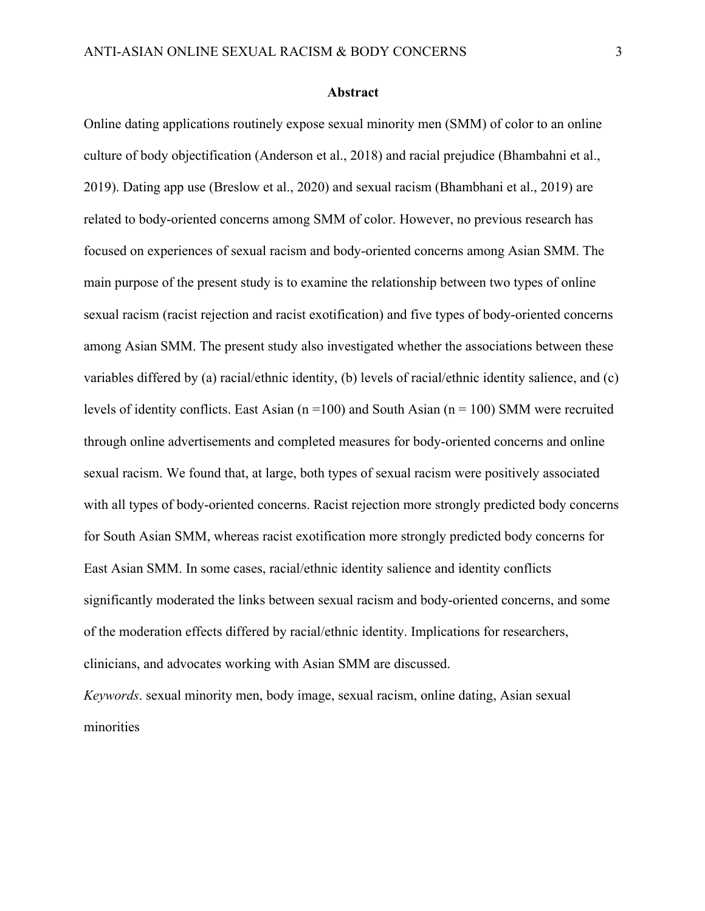## Abstract

Online dating applications routinely expose sexual minority men (SMM) of color to an online culture of body objectification (Anderson et al., 2018) and racial prejudice (Bhambahni et al., 2019). Dating app use (Breslow et al., 2020) and sexual racism (Bhambhani et al., 2019) are related to body-oriented concerns among SMM of color. However, no previous research has focused on experiences of sexual racism and body-oriented concerns among Asian SMM. The main purpose of the present study is to examine the relationship between two types of online sexual racism (racist rejection and racist exotification) and five types of body-oriented concerns among Asian SMM. The present study also investigated whether the associations between these variables differed by (a) racial/ethnic identity, (b) levels of racial/ethnic identity salience, and (c) levels of identity conflicts. East Asian (n =100) and South Asian (n = 100) SMM were recruited through online advertisements and completed measures for body-oriented concerns and online sexual racism. We found that, at large, both types of sexual racism were positively associated with all types of body-oriented concerns. Racist rejection more strongly predicted body concerns for South Asian SMM, whereas racist exotification more strongly predicted body concerns for East Asian SMM. In some cases, racial/ethnic identity salience and identity conflicts significantly moderated the links between sexual racism and body-oriented concerns, and some of the moderation effects differed by racial/ethnic identity. Implications for researchers, clinicians, and advocates working with Asian SMM are discussed.

*Keywords*. sexual minority men, body image, sexual racism, online dating, Asian sexual minorities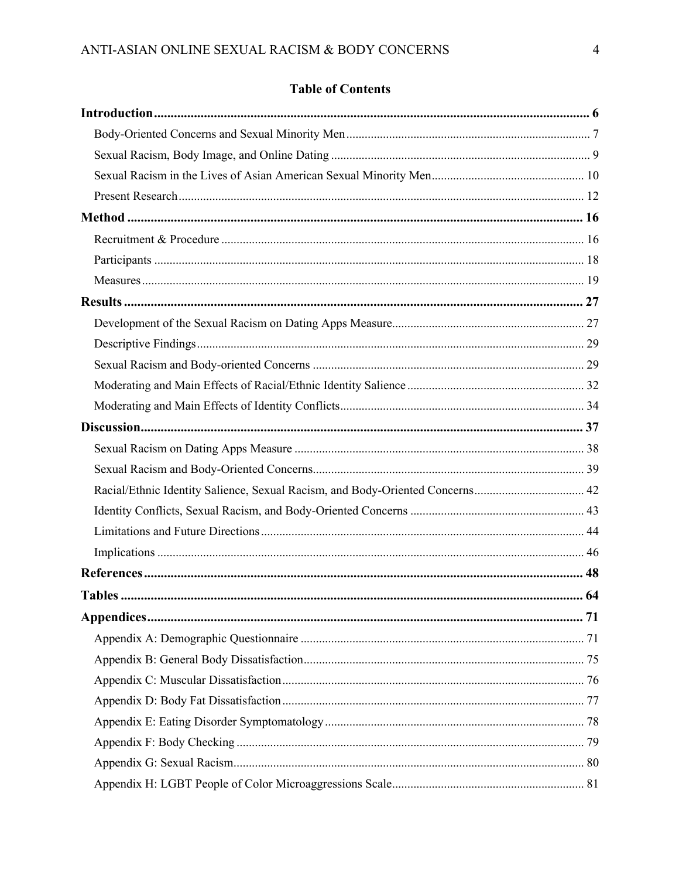## Table of Contents

**Introduction** ........ 6

- Body-Oriented Concerns and Sexual Minority Men ........ 7
- Sexual Racism, Body Image, and Online Dating ........ 9
- Sexual Racism in the Lives of Asian American Sexual Minority Men ........ 10
- Present Research ........ 12

**Method** ........ 16

- Recruitment & Procedure ........ 16
- Participants ........ 18
- Measures ........ 19

**Results** ........ 27

- Development of the Sexual Racism on Dating Apps Measure ........ 27
- Descriptive Findings ........ 29
- Sexual Racism and Body-oriented Concerns ........ 29
- Moderating and Main Effects of Racial/Ethnic Identity Salience ........ 32
- Moderating and Main Effects of Identity Conflicts ........ 34

**Discussion** ........ 37

- Sexual Racism on Dating Apps Measure ........ 38
- Sexual Racism and Body-Oriented Concerns ........ 39
- Racial/Ethnic Identity Salience, Sexual Racism, and Body-Oriented Concerns ........ 42
- Identity Conflicts, Sexual Racism, and Body-Oriented Concerns ........ 43
- Limitations and Future Directions ........ 44
- Implications ........ 46

**References** ........ 48

**Tables** ........ 64

**Appendices** ........ 71

- Appendix A: Demographic Questionnaire ........ 71
- Appendix B: General Body Dissatisfaction ........ 75
- Appendix C: Muscular Dissatisfaction ........ 76
- Appendix D: Body Fat Dissatisfaction ........ 77
- Appendix E: Eating Disorder Symptomatology ........ 78
- Appendix F: Body Checking ........ 79
- Appendix G: Sexual Racism ........ 80
- Appendix H: LGBT People of Color Microaggressions Scale ........ 81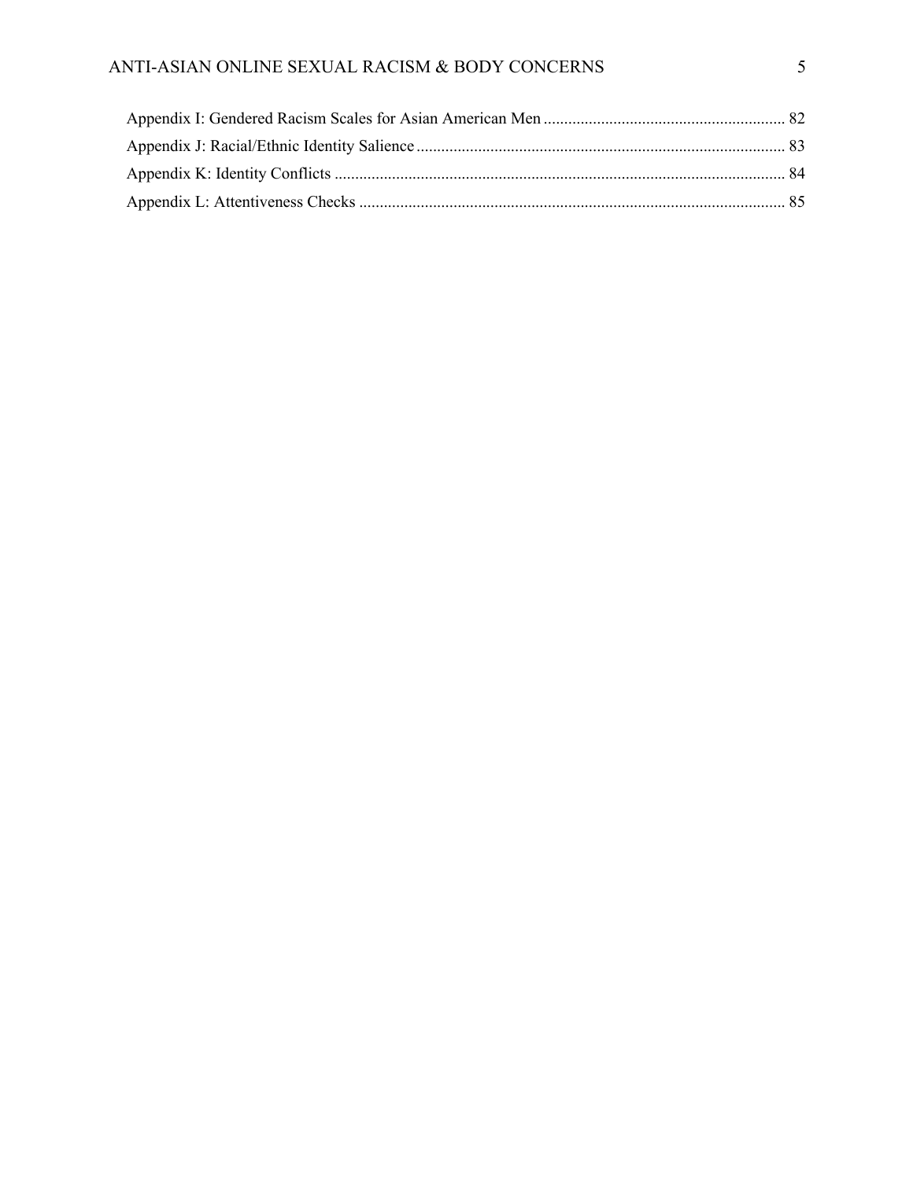Appendix I: Gendered Racism Scales for Asian American Men ........................................................ 82
Appendix J: Racial/Ethnic Identity Salience ........................................................................................ 83
Appendix K: Identity Conflicts ............................................................................................................ 84
Appendix L: Attentiveness Checks ...................................................................................................... 85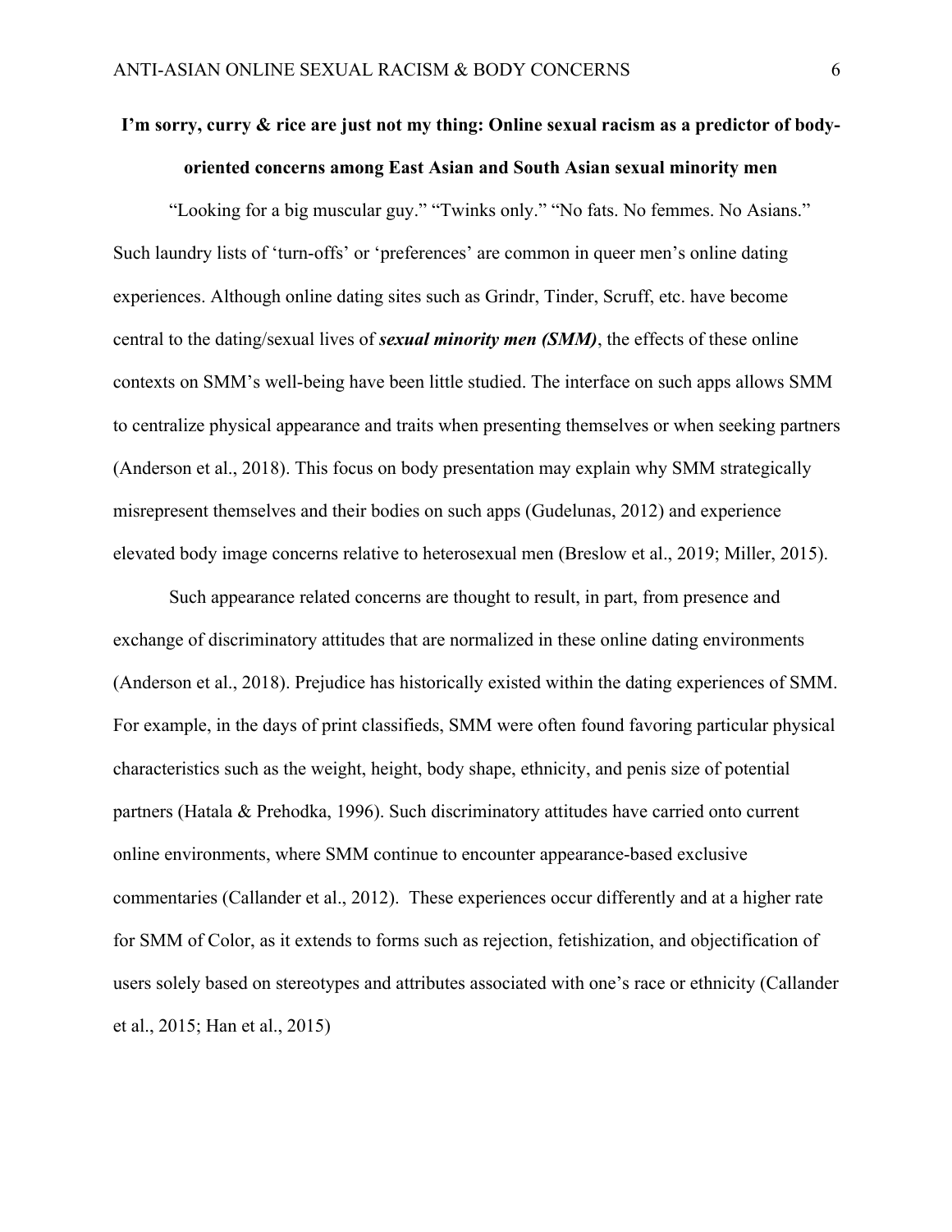# I'm sorry, curry & rice are just not my thing: Online sexual racism as a predictor of body-oriented concerns among East Asian and South Asian sexual minority men

"Looking for a big muscular guy." "Twinks only." "No fats. No femmes. No Asians." Such laundry lists of 'turn-offs' or 'preferences' are common in queer men's online dating experiences. Although online dating sites such as Grindr, Tinder, Scruff, etc. have become central to the dating/sexual lives of ***sexual minority men (SMM)***, the effects of these online contexts on SMM's well-being have been little studied. The interface on such apps allows SMM to centralize physical appearance and traits when presenting themselves or when seeking partners (Anderson et al., 2018). This focus on body presentation may explain why SMM strategically misrepresent themselves and their bodies on such apps (Gudelunas, 2012) and experience elevated body image concerns relative to heterosexual men (Breslow et al., 2019; Miller, 2015).

Such appearance related concerns are thought to result, in part, from presence and exchange of discriminatory attitudes that are normalized in these online dating environments (Anderson et al., 2018). Prejudice has historically existed within the dating experiences of SMM. For example, in the days of print classifieds, SMM were often found favoring particular physical characteristics such as the weight, height, body shape, ethnicity, and penis size of potential partners (Hatala & Prehodka, 1996). Such discriminatory attitudes have carried onto current online environments, where SMM continue to encounter appearance-based exclusive commentaries (Callander et al., 2012). These experiences occur differently and at a higher rate for SMM of Color, as it extends to forms such as rejection, fetishization, and objectification of users solely based on stereotypes and attributes associated with one's race or ethnicity (Callander et al., 2015; Han et al., 2015)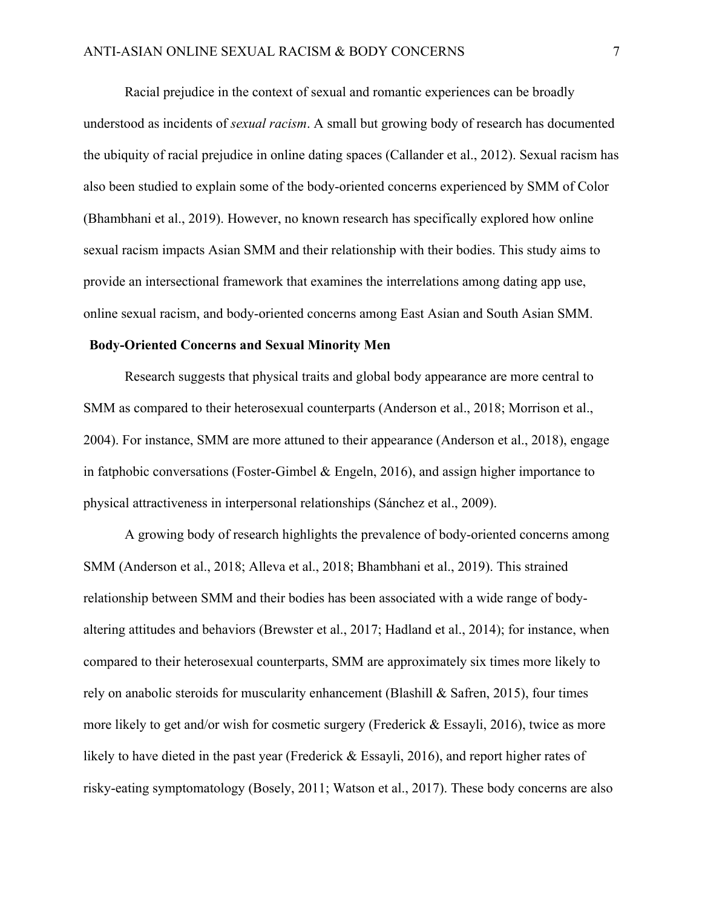Racial prejudice in the context of sexual and romantic experiences can be broadly understood as incidents of *sexual racism*. A small but growing body of research has documented the ubiquity of racial prejudice in online dating spaces (Callander et al., 2012). Sexual racism has also been studied to explain some of the body-oriented concerns experienced by SMM of Color (Bhambhani et al., 2019). However, no known research has specifically explored how online sexual racism impacts Asian SMM and their relationship with their bodies. This study aims to provide an intersectional framework that examines the interrelations among dating app use, online sexual racism, and body-oriented concerns among East Asian and South Asian SMM.

## Body-Oriented Concerns and Sexual Minority Men

Research suggests that physical traits and global body appearance are more central to SMM as compared to their heterosexual counterparts (Anderson et al., 2018; Morrison et al., 2004). For instance, SMM are more attuned to their appearance (Anderson et al., 2018), engage in fatphobic conversations (Foster-Gimbel & Engeln, 2016), and assign higher importance to physical attractiveness in interpersonal relationships (Sánchez et al., 2009).

A growing body of research highlights the prevalence of body-oriented concerns among SMM (Anderson et al., 2018; Alleva et al., 2018; Bhambhani et al., 2019). This strained relationship between SMM and their bodies has been associated with a wide range of body-altering attitudes and behaviors (Brewster et al., 2017; Hadland et al., 2014); for instance, when compared to their heterosexual counterparts, SMM are approximately six times more likely to rely on anabolic steroids for muscularity enhancement (Blashill & Safren, 2015), four times more likely to get and/or wish for cosmetic surgery (Frederick & Essayli, 2016), twice as more likely to have dieted in the past year (Frederick & Essayli, 2016), and report higher rates of risky-eating symptomatology (Bosely, 2011; Watson et al., 2017). These body concerns are also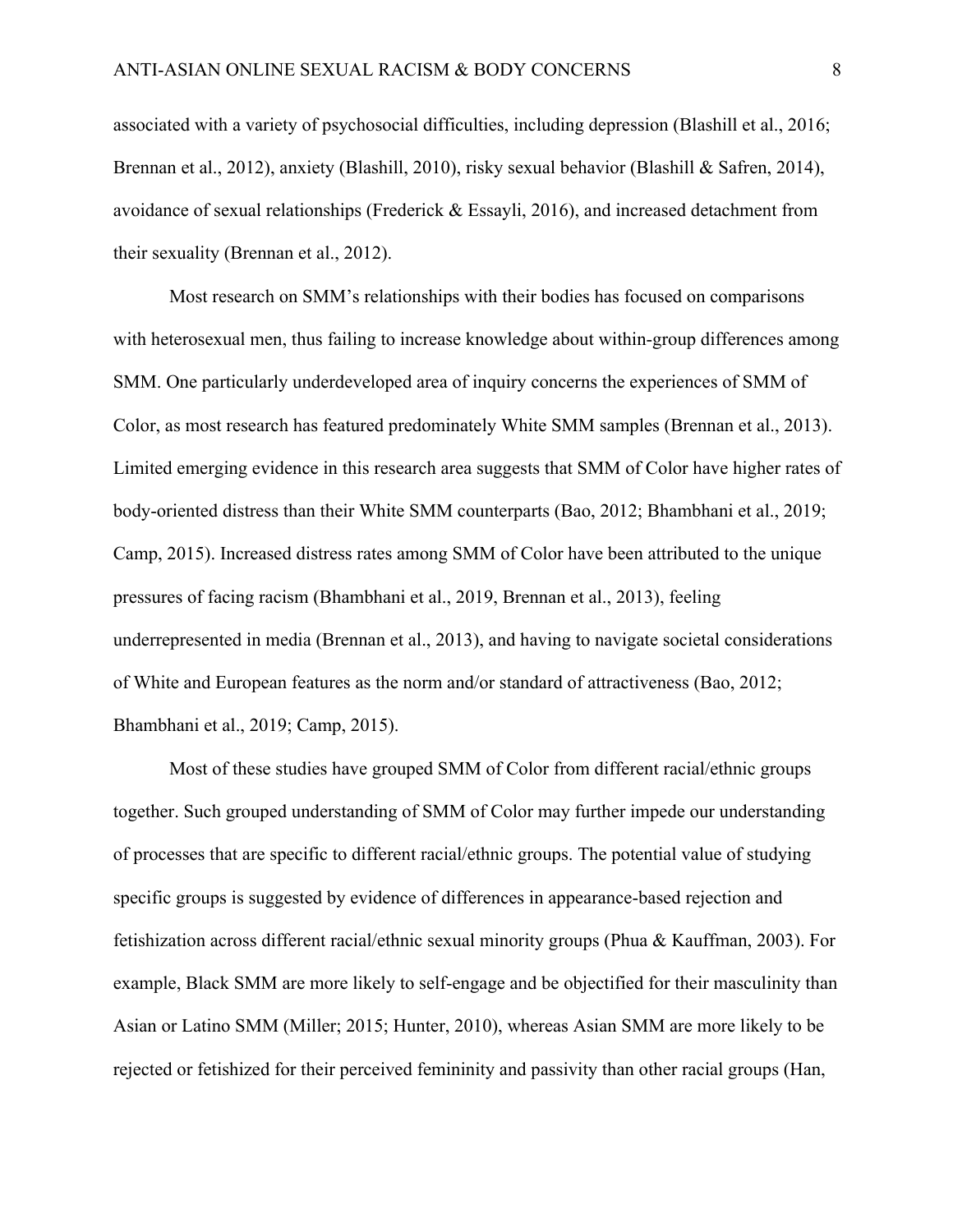associated with a variety of psychosocial difficulties, including depression (Blashill et al., 2016; Brennan et al., 2012), anxiety (Blashill, 2010), risky sexual behavior (Blashill & Safren, 2014), avoidance of sexual relationships (Frederick & Essayli, 2016), and increased detachment from their sexuality (Brennan et al., 2012).

Most research on SMM's relationships with their bodies has focused on comparisons with heterosexual men, thus failing to increase knowledge about within-group differences among SMM. One particularly underdeveloped area of inquiry concerns the experiences of SMM of Color, as most research has featured predominately White SMM samples (Brennan et al., 2013). Limited emerging evidence in this research area suggests that SMM of Color have higher rates of body-oriented distress than their White SMM counterparts (Bao, 2012; Bhambhani et al., 2019; Camp, 2015). Increased distress rates among SMM of Color have been attributed to the unique pressures of facing racism (Bhambhani et al., 2019, Brennan et al., 2013), feeling underrepresented in media (Brennan et al., 2013), and having to navigate societal considerations of White and European features as the norm and/or standard of attractiveness (Bao, 2012; Bhambhani et al., 2019; Camp, 2015).

Most of these studies have grouped SMM of Color from different racial/ethnic groups together. Such grouped understanding of SMM of Color may further impede our understanding of processes that are specific to different racial/ethnic groups. The potential value of studying specific groups is suggested by evidence of differences in appearance-based rejection and fetishization across different racial/ethnic sexual minority groups (Phua & Kauffman, 2003). For example, Black SMM are more likely to self-engage and be objectified for their masculinity than Asian or Latino SMM (Miller; 2015; Hunter, 2010), whereas Asian SMM are more likely to be rejected or fetishized for their perceived femininity and passivity than other racial groups (Han,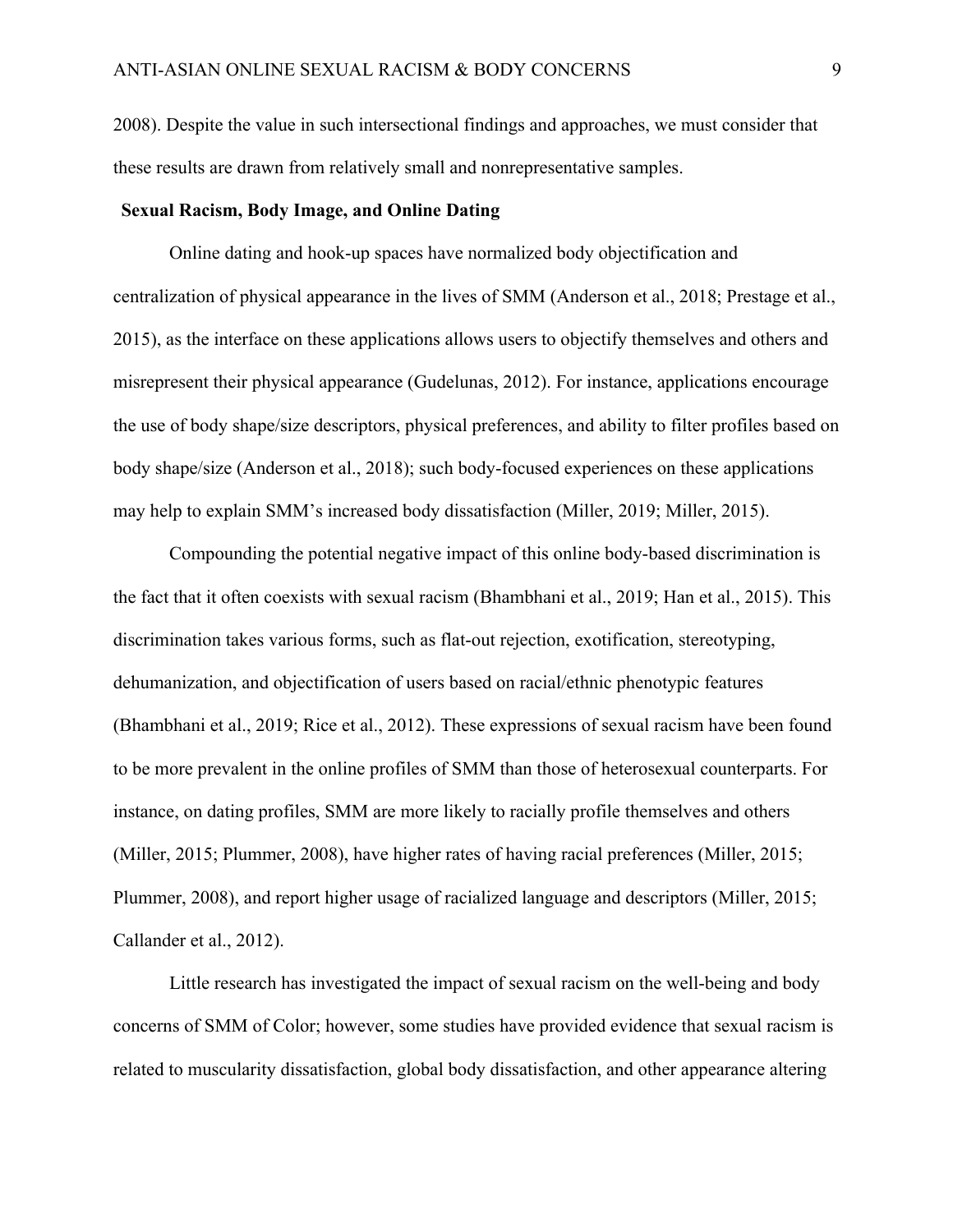2008). Despite the value in such intersectional findings and approaches, we must consider that these results are drawn from relatively small and nonrepresentative samples.

**Sexual Racism, Body Image, and Online Dating**

Online dating and hook-up spaces have normalized body objectification and centralization of physical appearance in the lives of SMM (Anderson et al., 2018; Prestage et al., 2015), as the interface on these applications allows users to objectify themselves and others and misrepresent their physical appearance (Gudelunas, 2012). For instance, applications encourage the use of body shape/size descriptors, physical preferences, and ability to filter profiles based on body shape/size (Anderson et al., 2018); such body-focused experiences on these applications may help to explain SMM's increased body dissatisfaction (Miller, 2019; Miller, 2015).

Compounding the potential negative impact of this online body-based discrimination is the fact that it often coexists with sexual racism (Bhambhani et al., 2019; Han et al., 2015). This discrimination takes various forms, such as flat-out rejection, exotification, stereotyping, dehumanization, and objectification of users based on racial/ethnic phenotypic features (Bhambhani et al., 2019; Rice et al., 2012). These expressions of sexual racism have been found to be more prevalent in the online profiles of SMM than those of heterosexual counterparts. For instance, on dating profiles, SMM are more likely to racially profile themselves and others (Miller, 2015; Plummer, 2008), have higher rates of having racial preferences (Miller, 2015; Plummer, 2008), and report higher usage of racialized language and descriptors (Miller, 2015; Callander et al., 2012).

Little research has investigated the impact of sexual racism on the well-being and body concerns of SMM of Color; however, some studies have provided evidence that sexual racism is related to muscularity dissatisfaction, global body dissatisfaction, and other appearance altering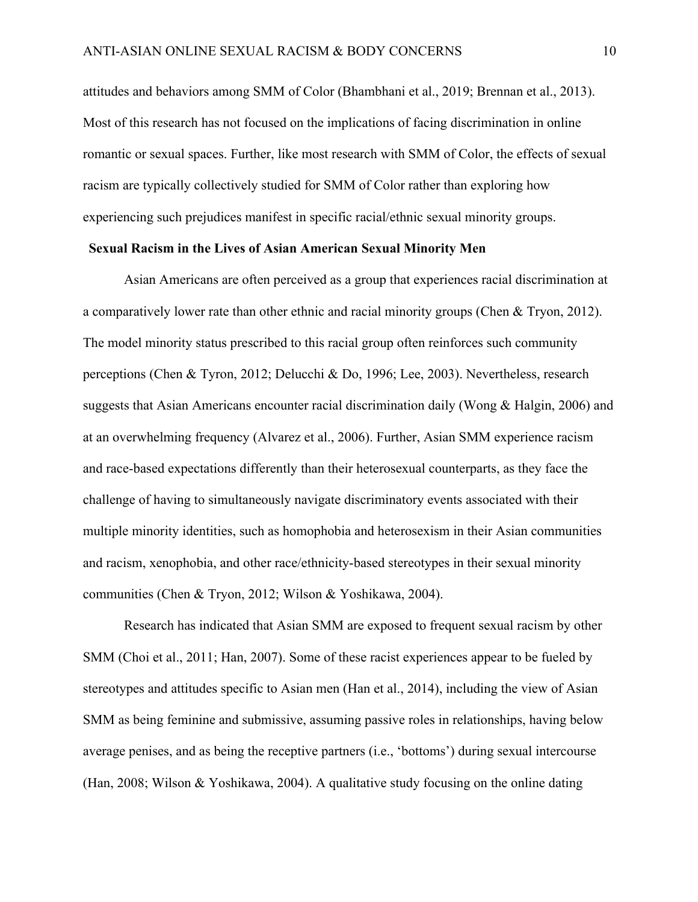attitudes and behaviors among SMM of Color (Bhambhani et al., 2019; Brennan et al., 2013). Most of this research has not focused on the implications of facing discrimination in online romantic or sexual spaces. Further, like most research with SMM of Color, the effects of sexual racism are typically collectively studied for SMM of Color rather than exploring how experiencing such prejudices manifest in specific racial/ethnic sexual minority groups.

**Sexual Racism in the Lives of Asian American Sexual Minority Men**

Asian Americans are often perceived as a group that experiences racial discrimination at a comparatively lower rate than other ethnic and racial minority groups (Chen & Tryon, 2012). The model minority status prescribed to this racial group often reinforces such community perceptions (Chen & Tyron, 2012; Delucchi & Do, 1996; Lee, 2003). Nevertheless, research suggests that Asian Americans encounter racial discrimination daily (Wong & Halgin, 2006) and at an overwhelming frequency (Alvarez et al., 2006). Further, Asian SMM experience racism and race-based expectations differently than their heterosexual counterparts, as they face the challenge of having to simultaneously navigate discriminatory events associated with their multiple minority identities, such as homophobia and heterosexism in their Asian communities and racism, xenophobia, and other race/ethnicity-based stereotypes in their sexual minority communities (Chen & Tryon, 2012; Wilson & Yoshikawa, 2004).

Research has indicated that Asian SMM are exposed to frequent sexual racism by other SMM (Choi et al., 2011; Han, 2007). Some of these racist experiences appear to be fueled by stereotypes and attitudes specific to Asian men (Han et al., 2014), including the view of Asian SMM as being feminine and submissive, assuming passive roles in relationships, having below average penises, and as being the receptive partners (i.e., 'bottoms') during sexual intercourse (Han, 2008; Wilson & Yoshikawa, 2004). A qualitative study focusing on the online dating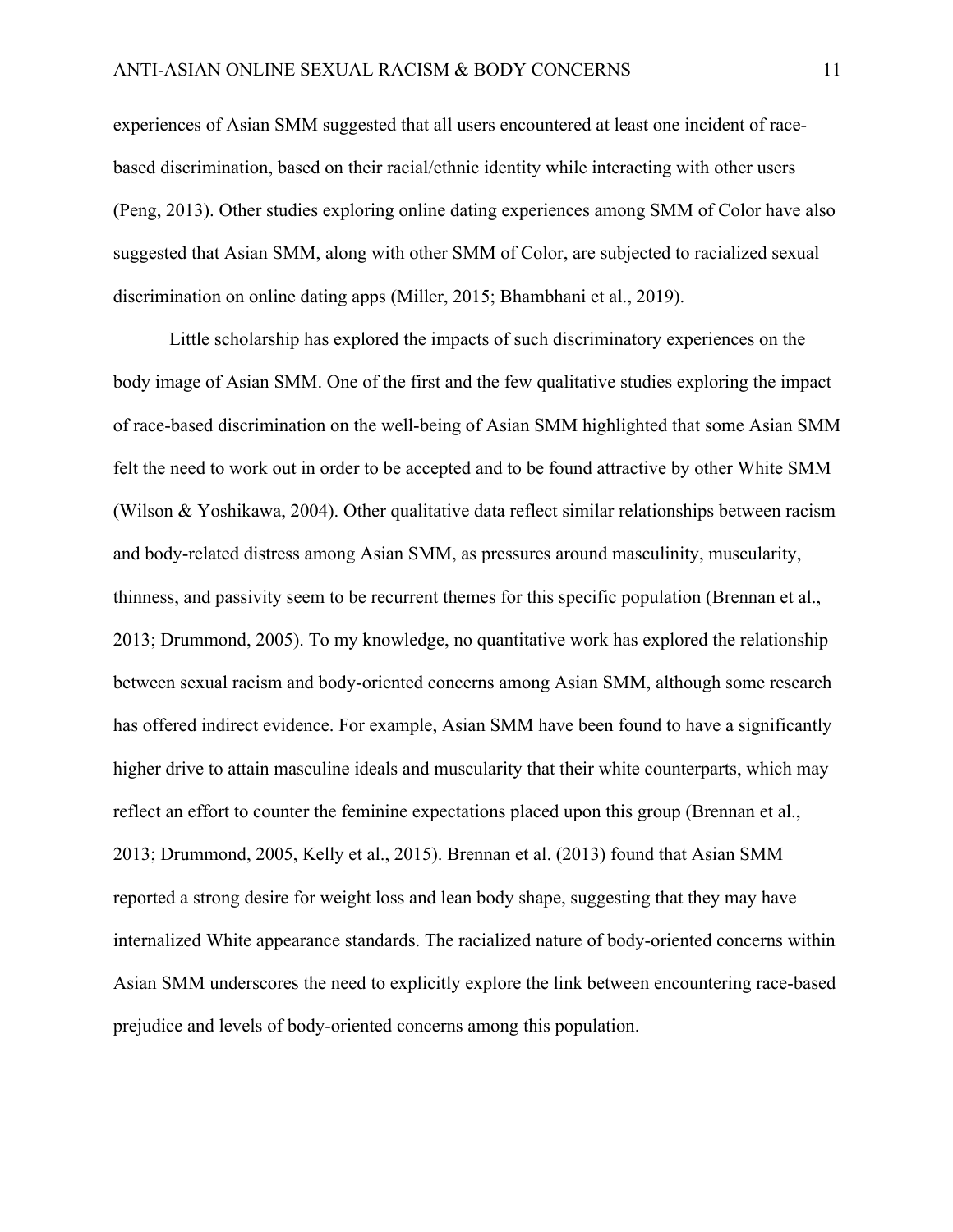experiences of Asian SMM suggested that all users encountered at least one incident of race-based discrimination, based on their racial/ethnic identity while interacting with other users (Peng, 2013). Other studies exploring online dating experiences among SMM of Color have also suggested that Asian SMM, along with other SMM of Color, are subjected to racialized sexual discrimination on online dating apps (Miller, 2015; Bhambhani et al., 2019).

Little scholarship has explored the impacts of such discriminatory experiences on the body image of Asian SMM. One of the first and the few qualitative studies exploring the impact of race-based discrimination on the well-being of Asian SMM highlighted that some Asian SMM felt the need to work out in order to be accepted and to be found attractive by other White SMM (Wilson & Yoshikawa, 2004). Other qualitative data reflect similar relationships between racism and body-related distress among Asian SMM, as pressures around masculinity, muscularity, thinness, and passivity seem to be recurrent themes for this specific population (Brennan et al., 2013; Drummond, 2005). To my knowledge, no quantitative work has explored the relationship between sexual racism and body-oriented concerns among Asian SMM, although some research has offered indirect evidence. For example, Asian SMM have been found to have a significantly higher drive to attain masculine ideals and muscularity that their white counterparts, which may reflect an effort to counter the feminine expectations placed upon this group (Brennan et al., 2013; Drummond, 2005, Kelly et al., 2015). Brennan et al. (2013) found that Asian SMM reported a strong desire for weight loss and lean body shape, suggesting that they may have internalized White appearance standards. The racialized nature of body-oriented concerns within Asian SMM underscores the need to explicitly explore the link between encountering race-based prejudice and levels of body-oriented concerns among this population.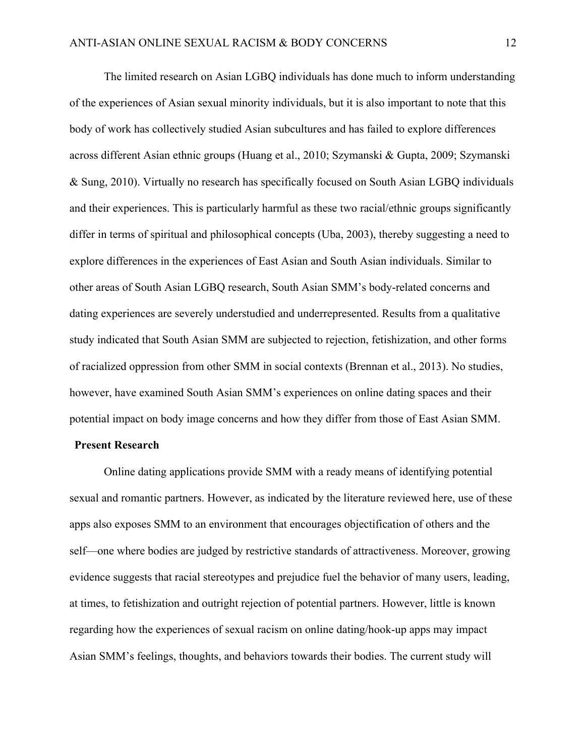The limited research on Asian LGBQ individuals has done much to inform understanding of the experiences of Asian sexual minority individuals, but it is also important to note that this body of work has collectively studied Asian subcultures and has failed to explore differences across different Asian ethnic groups (Huang et al., 2010; Szymanski & Gupta, 2009; Szymanski & Sung, 2010). Virtually no research has specifically focused on South Asian LGBQ individuals and their experiences. This is particularly harmful as these two racial/ethnic groups significantly differ in terms of spiritual and philosophical concepts (Uba, 2003), thereby suggesting a need to explore differences in the experiences of East Asian and South Asian individuals. Similar to other areas of South Asian LGBQ research, South Asian SMM's body-related concerns and dating experiences are severely understudied and underrepresented. Results from a qualitative study indicated that South Asian SMM are subjected to rejection, fetishization, and other forms of racialized oppression from other SMM in social contexts (Brennan et al., 2013). No studies, however, have examined South Asian SMM's experiences on online dating spaces and their potential impact on body image concerns and how they differ from those of East Asian SMM.

## Present Research

Online dating applications provide SMM with a ready means of identifying potential sexual and romantic partners. However, as indicated by the literature reviewed here, use of these apps also exposes SMM to an environment that encourages objectification of others and the self—one where bodies are judged by restrictive standards of attractiveness. Moreover, growing evidence suggests that racial stereotypes and prejudice fuel the behavior of many users, leading, at times, to fetishization and outright rejection of potential partners. However, little is known regarding how the experiences of sexual racism on online dating/hook-up apps may impact Asian SMM's feelings, thoughts, and behaviors towards their bodies. The current study will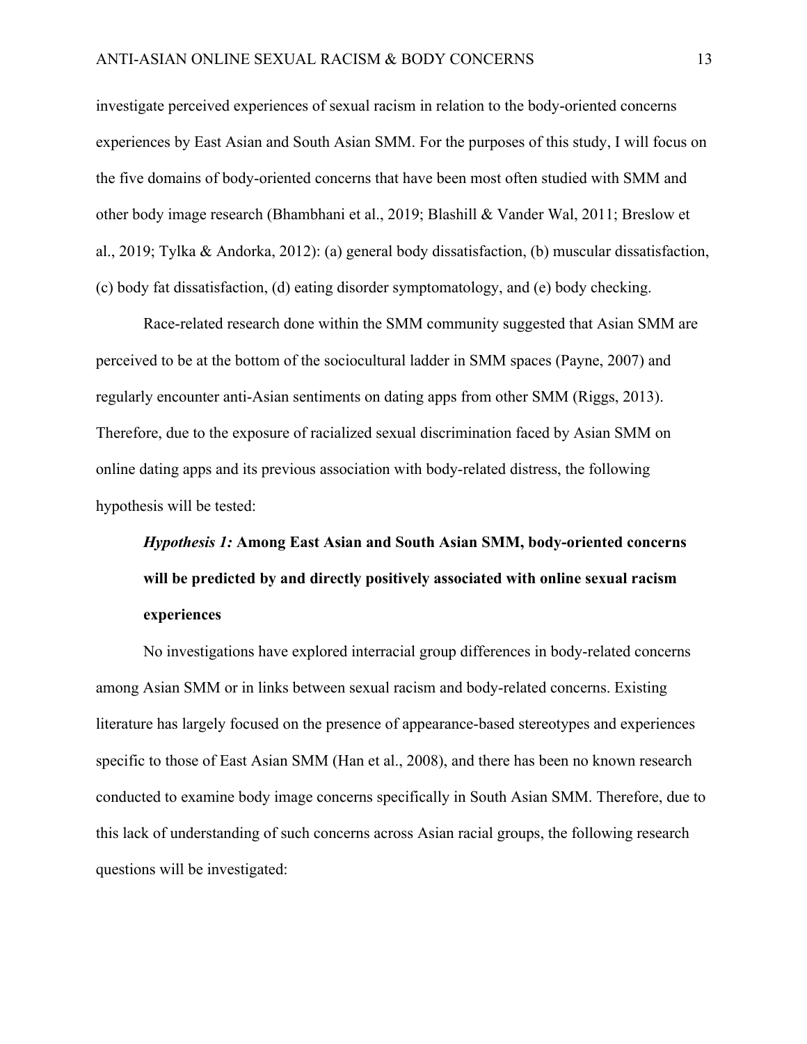investigate perceived experiences of sexual racism in relation to the body-oriented concerns experiences by East Asian and South Asian SMM. For the purposes of this study, I will focus on the five domains of body-oriented concerns that have been most often studied with SMM and other body image research (Bhambhani et al., 2019; Blashill & Vander Wal, 2011; Breslow et al., 2019; Tylka & Andorka, 2012): (a) general body dissatisfaction, (b) muscular dissatisfaction, (c) body fat dissatisfaction, (d) eating disorder symptomatology, and (e) body checking.

Race-related research done within the SMM community suggested that Asian SMM are perceived to be at the bottom of the sociocultural ladder in SMM spaces (Payne, 2007) and regularly encounter anti-Asian sentiments on dating apps from other SMM (Riggs, 2013). Therefore, due to the exposure of racialized sexual discrimination faced by Asian SMM on online dating apps and its previous association with body-related distress, the following hypothesis will be tested:

> ***Hypothesis 1:*** **Among East Asian and South Asian SMM, body-oriented concerns will be predicted by and directly positively associated with online sexual racism experiences**

No investigations have explored interracial group differences in body-related concerns among Asian SMM or in links between sexual racism and body-related concerns. Existing literature has largely focused on the presence of appearance-based stereotypes and experiences specific to those of East Asian SMM (Han et al., 2008), and there has been no known research conducted to examine body image concerns specifically in South Asian SMM. Therefore, due to this lack of understanding of such concerns across Asian racial groups, the following research questions will be investigated: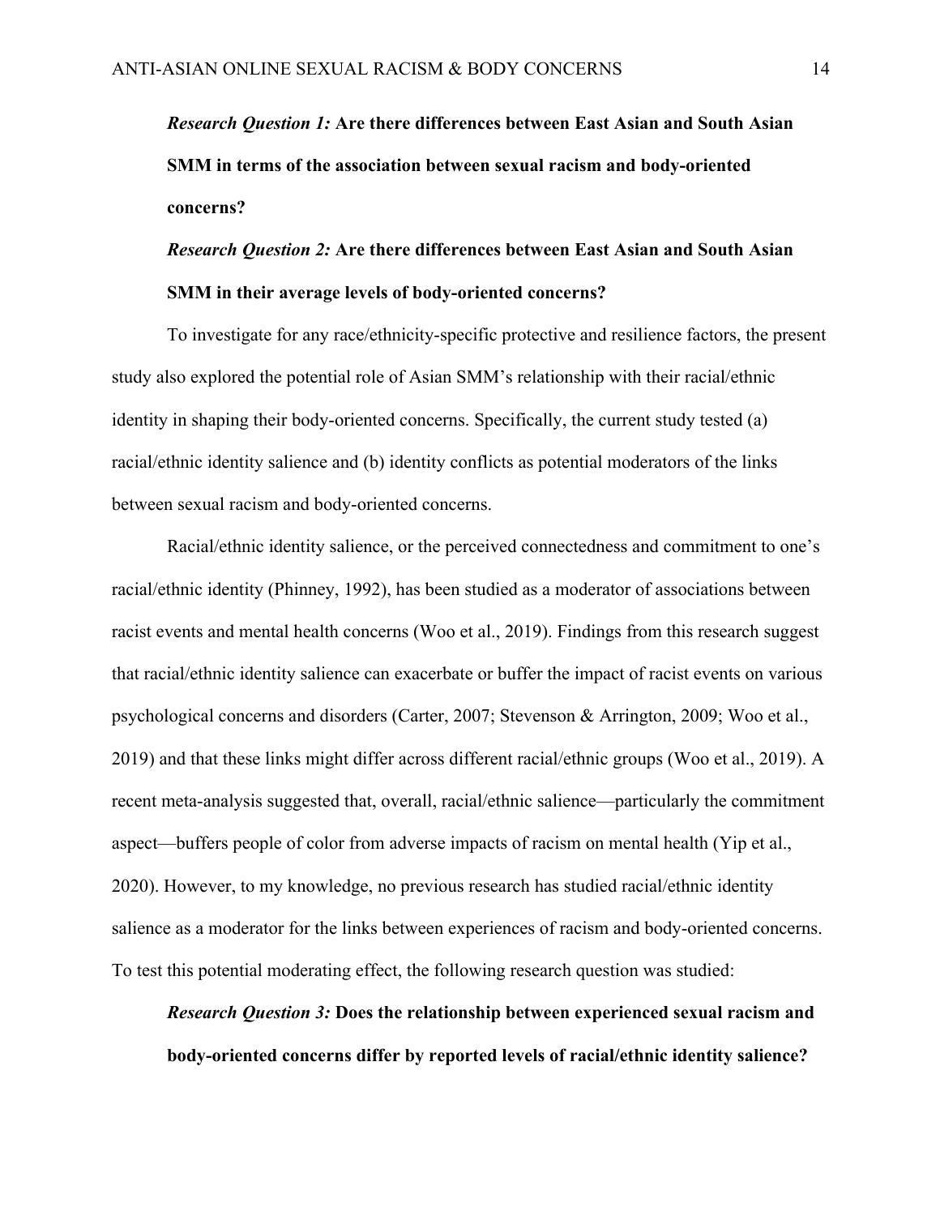***Research Question 1:*** **Are there differences between East Asian and South Asian SMM in terms of the association between sexual racism and body-oriented concerns?**

***Research Question 2:*** **Are there differences between East Asian and South Asian SMM in their average levels of body-oriented concerns?**

To investigate for any race/ethnicity-specific protective and resilience factors, the present study also explored the potential role of Asian SMM's relationship with their racial/ethnic identity in shaping their body-oriented concerns. Specifically, the current study tested (a) racial/ethnic identity salience and (b) identity conflicts as potential moderators of the links between sexual racism and body-oriented concerns.

Racial/ethnic identity salience, or the perceived connectedness and commitment to one's racial/ethnic identity (Phinney, 1992), has been studied as a moderator of associations between racist events and mental health concerns (Woo et al., 2019). Findings from this research suggest that racial/ethnic identity salience can exacerbate or buffer the impact of racist events on various psychological concerns and disorders (Carter, 2007; Stevenson & Arrington, 2009; Woo et al., 2019) and that these links might differ across different racial/ethnic groups (Woo et al., 2019). A recent meta-analysis suggested that, overall, racial/ethnic salience—particularly the commitment aspect—buffers people of color from adverse impacts of racism on mental health (Yip et al., 2020). However, to my knowledge, no previous research has studied racial/ethnic identity salience as a moderator for the links between experiences of racism and body-oriented concerns. To test this potential moderating effect, the following research question was studied:

***Research Question 3:*** **Does the relationship between experienced sexual racism and body-oriented concerns differ by reported levels of racial/ethnic identity salience?**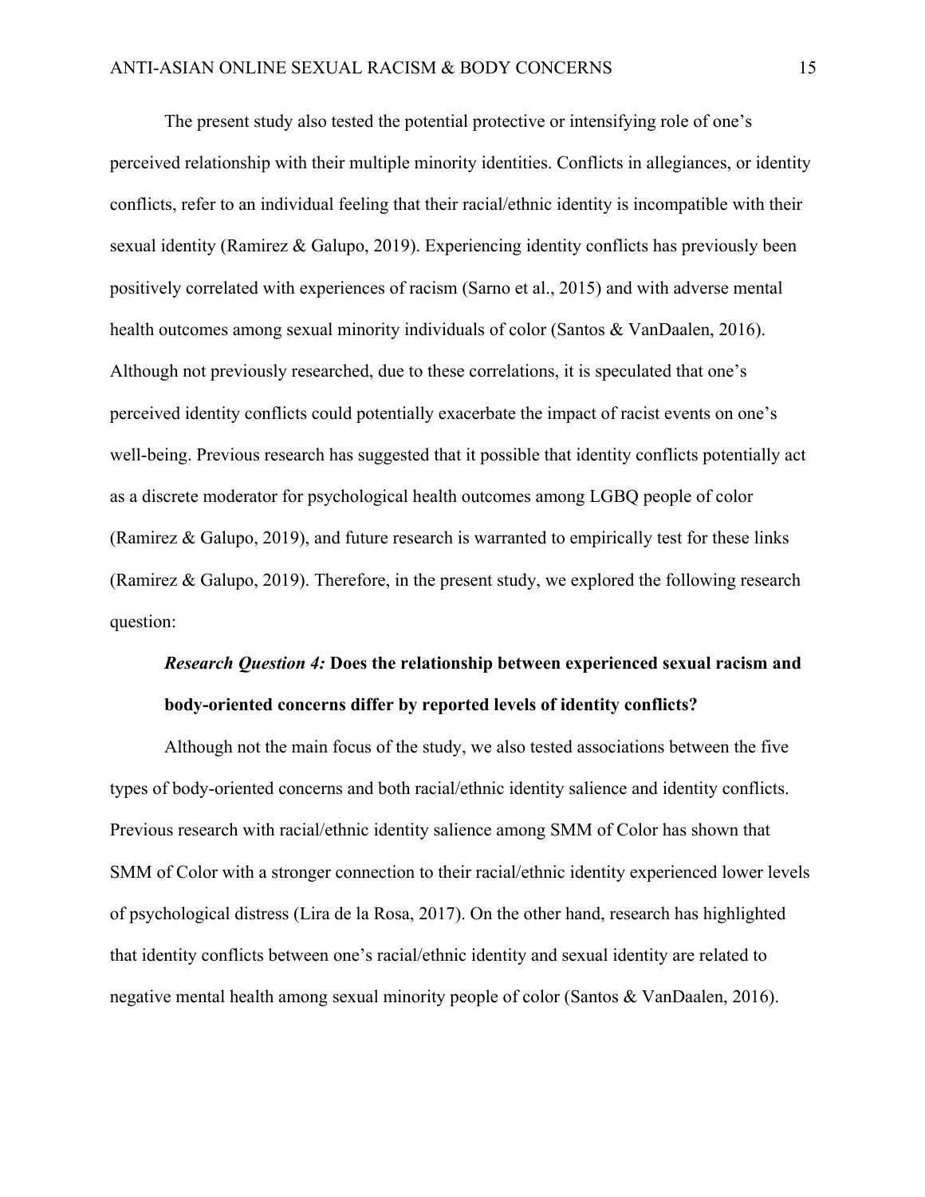The present study also tested the potential protective or intensifying role of one's perceived relationship with their multiple minority identities. Conflicts in allegiances, or identity conflicts, refer to an individual feeling that their racial/ethnic identity is incompatible with their sexual identity (Ramirez & Galupo, 2019). Experiencing identity conflicts has previously been positively correlated with experiences of racism (Sarno et al., 2015) and with adverse mental health outcomes among sexual minority individuals of color (Santos & VanDaalen, 2016). Although not previously researched, due to these correlations, it is speculated that one's perceived identity conflicts could potentially exacerbate the impact of racist events on one's well-being. Previous research has suggested that it possible that identity conflicts potentially act as a discrete moderator for psychological health outcomes among LGBQ people of color (Ramirez & Galupo, 2019), and future research is warranted to empirically test for these links (Ramirez & Galupo, 2019). Therefore, in the present study, we explored the following research question:

> ***Research Question 4:* Does the relationship between experienced sexual racism and body-oriented concerns differ by reported levels of identity conflicts?**

Although not the main focus of the study, we also tested associations between the five types of body-oriented concerns and both racial/ethnic identity salience and identity conflicts. Previous research with racial/ethnic identity salience among SMM of Color has shown that SMM of Color with a stronger connection to their racial/ethnic identity experienced lower levels of psychological distress (Lira de la Rosa, 2017). On the other hand, research has highlighted that identity conflicts between one's racial/ethnic identity and sexual identity are related to negative mental health among sexual minority people of color (Santos & VanDaalen, 2016).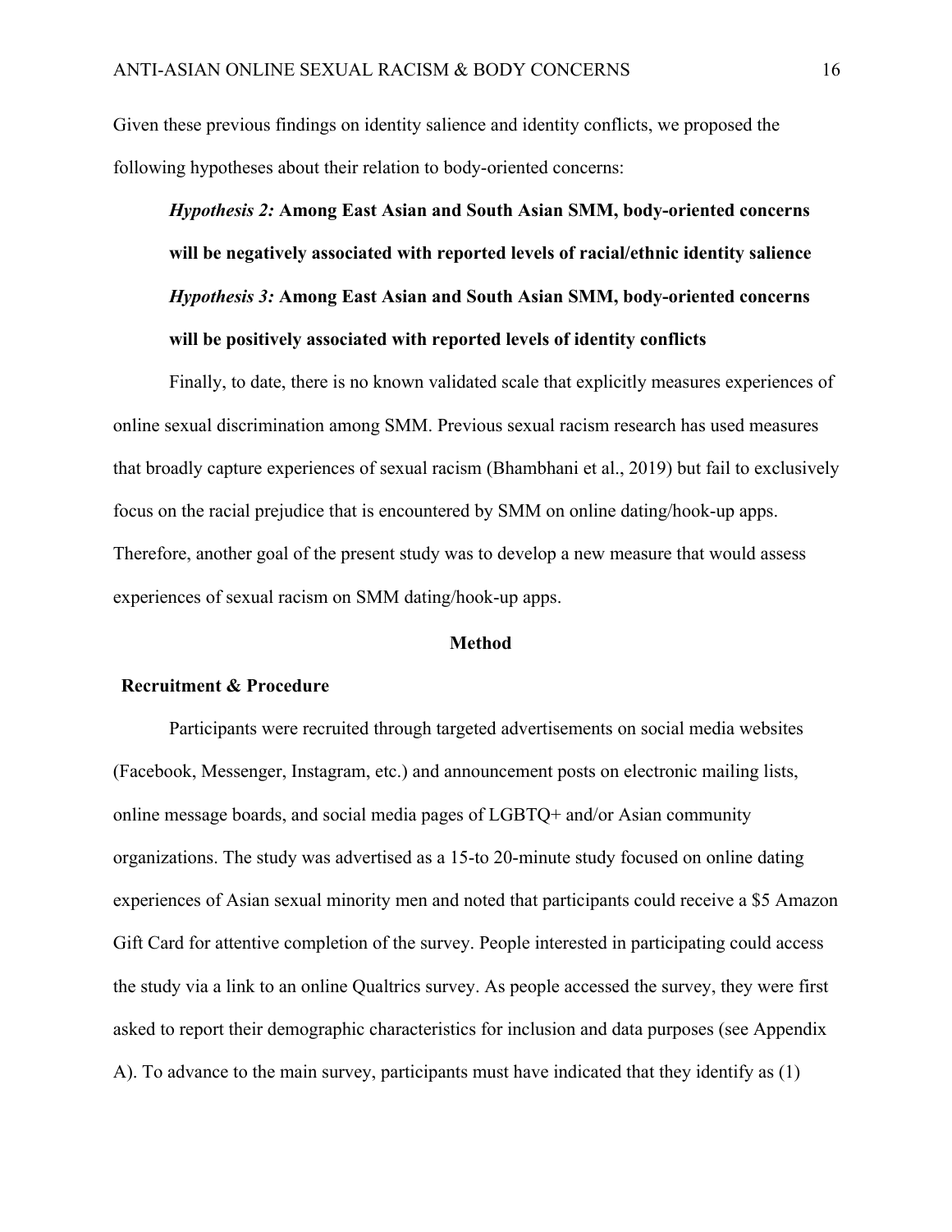Given these previous findings on identity salience and identity conflicts, we proposed the following hypotheses about their relation to body-oriented concerns:

> ***Hypothesis 2:*** **Among East Asian and South Asian SMM, body-oriented concerns will be negatively associated with reported levels of racial/ethnic identity salience**
>
> ***Hypothesis 3:*** **Among East Asian and South Asian SMM, body-oriented concerns will be positively associated with reported levels of identity conflicts**

Finally, to date, there is no known validated scale that explicitly measures experiences of online sexual discrimination among SMM. Previous sexual racism research has used measures that broadly capture experiences of sexual racism (Bhambhani et al., 2019) but fail to exclusively focus on the racial prejudice that is encountered by SMM on online dating/hook-up apps. Therefore, another goal of the present study was to develop a new measure that would assess experiences of sexual racism on SMM dating/hook-up apps.

## Method

### Recruitment & Procedure

Participants were recruited through targeted advertisements on social media websites (Facebook, Messenger, Instagram, etc.) and announcement posts on electronic mailing lists, online message boards, and social media pages of LGBTQ+ and/or Asian community organizations. The study was advertised as a 15-to 20-minute study focused on online dating experiences of Asian sexual minority men and noted that participants could receive a $5 Amazon Gift Card for attentive completion of the survey. People interested in participating could access the study via a link to an online Qualtrics survey. As people accessed the survey, they were first asked to report their demographic characteristics for inclusion and data purposes (see Appendix A). To advance to the main survey, participants must have indicated that they identify as (1)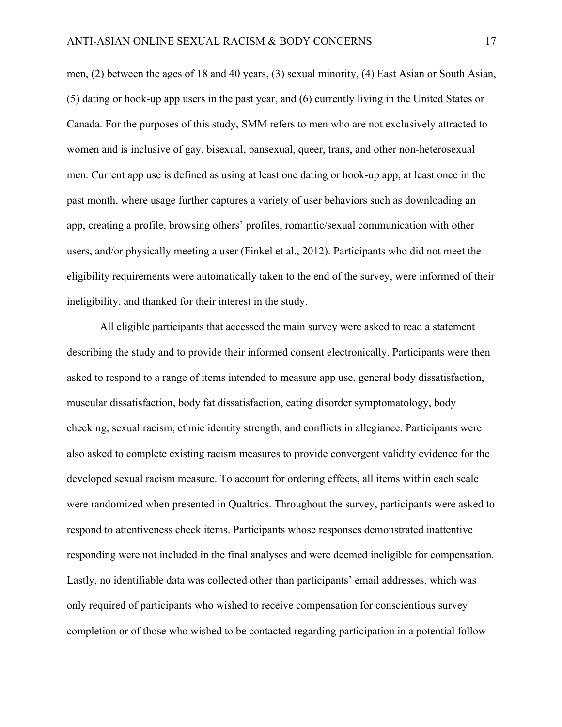men, (2) between the ages of 18 and 40 years, (3) sexual minority, (4) East Asian or South Asian, (5) dating or hook-up app users in the past year, and (6) currently living in the United States or Canada. For the purposes of this study, SMM refers to men who are not exclusively attracted to women and is inclusive of gay, bisexual, pansexual, queer, trans, and other non-heterosexual men. Current app use is defined as using at least one dating or hook-up app, at least once in the past month, where usage further captures a variety of user behaviors such as downloading an app, creating a profile, browsing others' profiles, romantic/sexual communication with other users, and/or physically meeting a user (Finkel et al., 2012). Participants who did not meet the eligibility requirements were automatically taken to the end of the survey, were informed of their ineligibility, and thanked for their interest in the study.

All eligible participants that accessed the main survey were asked to read a statement describing the study and to provide their informed consent electronically. Participants were then asked to respond to a range of items intended to measure app use, general body dissatisfaction, muscular dissatisfaction, body fat dissatisfaction, eating disorder symptomatology, body checking, sexual racism, ethnic identity strength, and conflicts in allegiance. Participants were also asked to complete existing racism measures to provide convergent validity evidence for the developed sexual racism measure. To account for ordering effects, all items within each scale were randomized when presented in Qualtrics. Throughout the survey, participants were asked to respond to attentiveness check items. Participants whose responses demonstrated inattentive responding were not included in the final analyses and were deemed ineligible for compensation. Lastly, no identifiable data was collected other than participants' email addresses, which was only required of participants who wished to receive compensation for conscientious survey completion or of those who wished to be contacted regarding participation in a potential follow-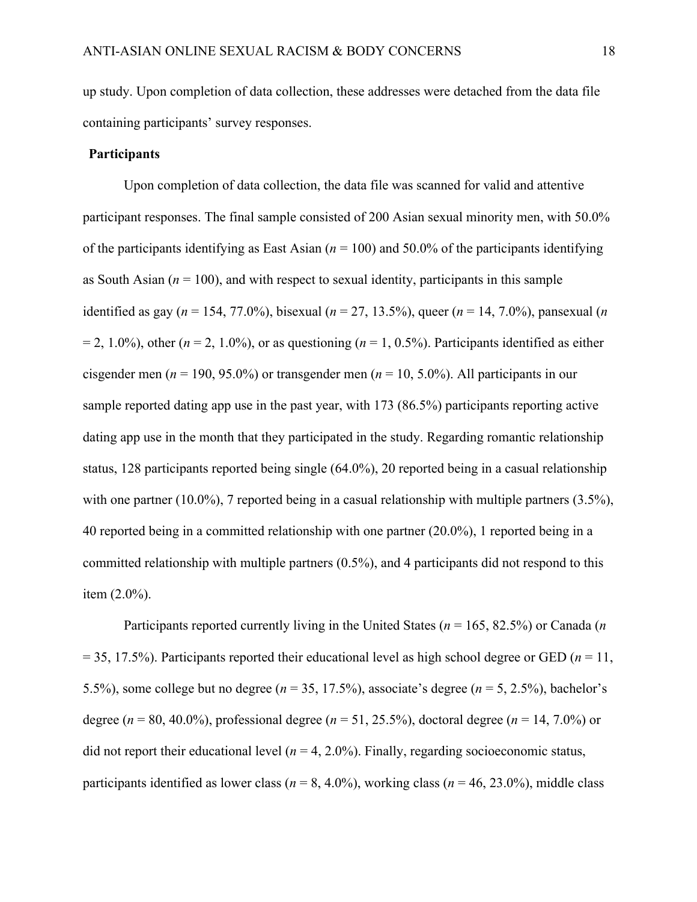up study. Upon completion of data collection, these addresses were detached from the data file containing participants' survey responses.

## Participants

Upon completion of data collection, the data file was scanned for valid and attentive participant responses. The final sample consisted of 200 Asian sexual minority men, with 50.0% of the participants identifying as East Asian ($n$ = 100) and 50.0% of the participants identifying as South Asian ($n$ = 100), and with respect to sexual identity, participants in this sample identified as gay ($n$ = 154, 77.0%), bisexual ($n$ = 27, 13.5%), queer ($n$ = 14, 7.0%), pansexual ($n$ = 2, 1.0%), other ($n$ = 2, 1.0%), or as questioning ($n$ = 1, 0.5%). Participants identified as either cisgender men ($n$ = 190, 95.0%) or transgender men ($n$ = 10, 5.0%). All participants in our sample reported dating app use in the past year, with 173 (86.5%) participants reporting active dating app use in the month that they participated in the study. Regarding romantic relationship status, 128 participants reported being single (64.0%), 20 reported being in a casual relationship with one partner (10.0%), 7 reported being in a casual relationship with multiple partners (3.5%), 40 reported being in a committed relationship with one partner (20.0%), 1 reported being in a committed relationship with multiple partners (0.5%), and 4 participants did not respond to this item (2.0%).

Participants reported currently living in the United States ($n$ = 165, 82.5%) or Canada ($n$ = 35, 17.5%). Participants reported their educational level as high school degree or GED ($n$ = 11, 5.5%), some college but no degree ($n$ = 35, 17.5%), associate's degree ($n$ = 5, 2.5%), bachelor's degree ($n$ = 80, 40.0%), professional degree ($n$ = 51, 25.5%), doctoral degree ($n$ = 14, 7.0%) or did not report their educational level ($n$ = 4, 2.0%). Finally, regarding socioeconomic status, participants identified as lower class ($n$ = 8, 4.0%), working class ($n$ = 46, 23.0%), middle class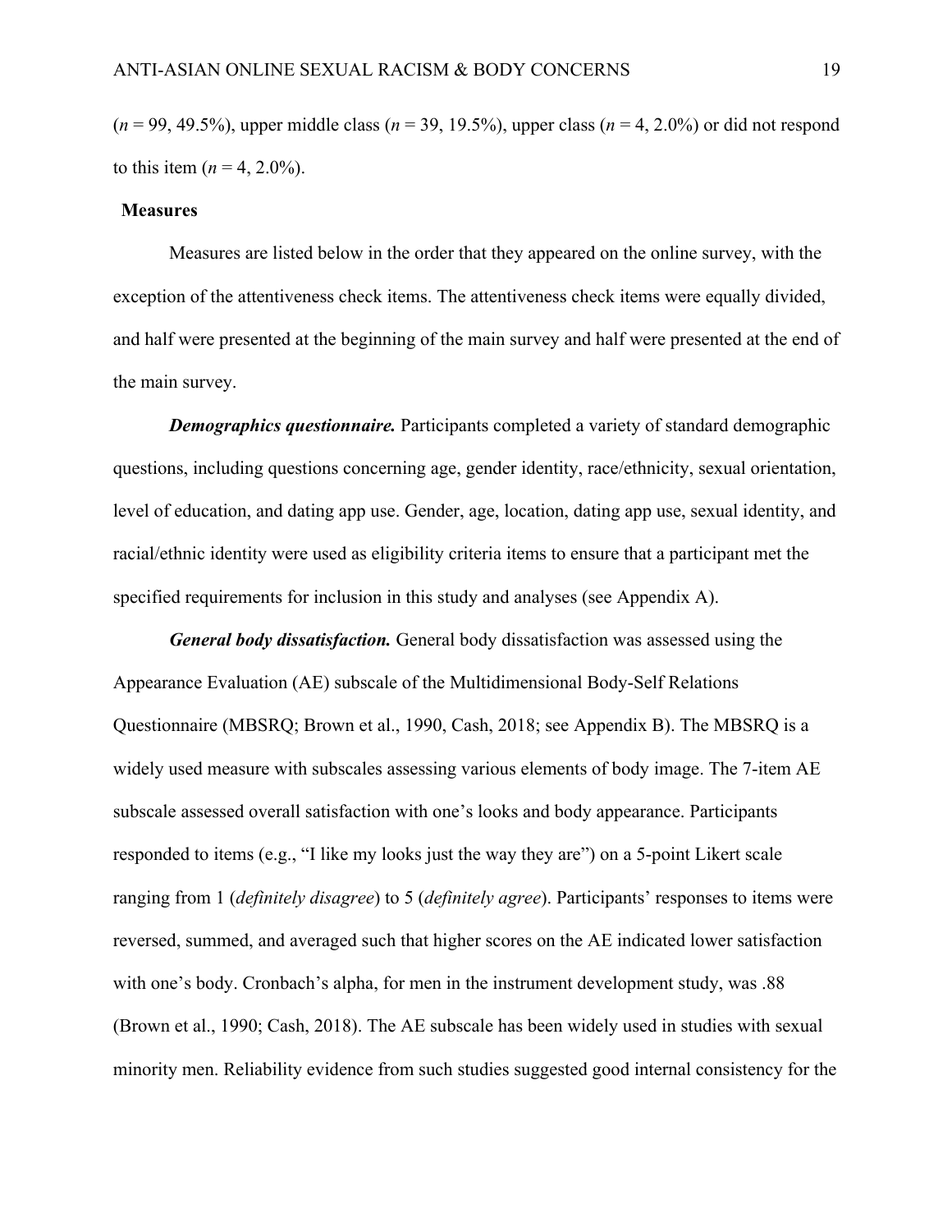(*n* = 99, 49.5%), upper middle class (*n* = 39, 19.5%), upper class (*n* = 4, 2.0%) or did not respond to this item (*n* = 4, 2.0%).

## Measures

Measures are listed below in the order that they appeared on the online survey, with the exception of the attentiveness check items. The attentiveness check items were equally divided, and half were presented at the beginning of the main survey and half were presented at the end of the main survey.

***Demographics questionnaire.*** Participants completed a variety of standard demographic questions, including questions concerning age, gender identity, race/ethnicity, sexual orientation, level of education, and dating app use. Gender, age, location, dating app use, sexual identity, and racial/ethnic identity were used as eligibility criteria items to ensure that a participant met the specified requirements for inclusion in this study and analyses (see Appendix A).

***General body dissatisfaction.*** General body dissatisfaction was assessed using the Appearance Evaluation (AE) subscale of the Multidimensional Body-Self Relations Questionnaire (MBSRQ; Brown et al., 1990, Cash, 2018; see Appendix B). The MBSRQ is a widely used measure with subscales assessing various elements of body image. The 7-item AE subscale assessed overall satisfaction with one's looks and body appearance. Participants responded to items (e.g., "I like my looks just the way they are") on a 5-point Likert scale ranging from 1 (*definitely disagree*) to 5 (*definitely agree*). Participants' responses to items were reversed, summed, and averaged such that higher scores on the AE indicated lower satisfaction with one's body. Cronbach's alpha, for men in the instrument development study, was .88 (Brown et al., 1990; Cash, 2018). The AE subscale has been widely used in studies with sexual minority men. Reliability evidence from such studies suggested good internal consistency for the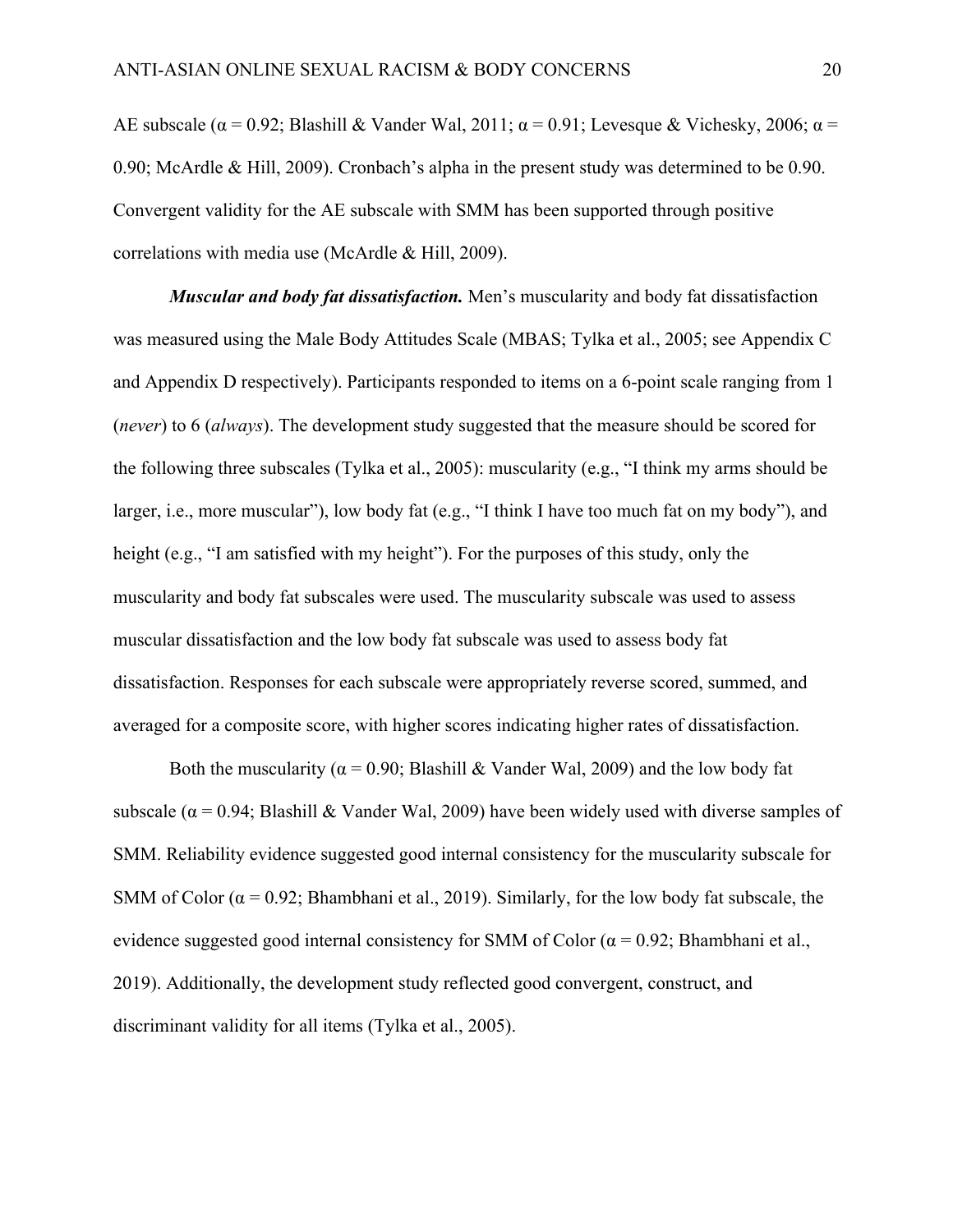AE subscale (α = 0.92; Blashill & Vander Wal, 2011; α = 0.91; Levesque & Vichesky, 2006; α = 0.90; McArdle & Hill, 2009). Cronbach's alpha in the present study was determined to be 0.90. Convergent validity for the AE subscale with SMM has been supported through positive correlations with media use (McArdle & Hill, 2009).

***Muscular and body fat dissatisfaction.*** Men's muscularity and body fat dissatisfaction was measured using the Male Body Attitudes Scale (MBAS; Tylka et al., 2005; see Appendix C and Appendix D respectively). Participants responded to items on a 6-point scale ranging from 1 (*never*) to 6 (*always*). The development study suggested that the measure should be scored for the following three subscales (Tylka et al., 2005): muscularity (e.g., "I think my arms should be larger, i.e., more muscular"), low body fat (e.g., "I think I have too much fat on my body"), and height (e.g., "I am satisfied with my height"). For the purposes of this study, only the muscularity and body fat subscales were used. The muscularity subscale was used to assess muscular dissatisfaction and the low body fat subscale was used to assess body fat dissatisfaction. Responses for each subscale were appropriately reverse scored, summed, and averaged for a composite score, with higher scores indicating higher rates of dissatisfaction.

Both the muscularity (α = 0.90; Blashill & Vander Wal, 2009) and the low body fat subscale (α = 0.94; Blashill & Vander Wal, 2009) have been widely used with diverse samples of SMM. Reliability evidence suggested good internal consistency for the muscularity subscale for SMM of Color (α = 0.92; Bhambhani et al., 2019). Similarly, for the low body fat subscale, the evidence suggested good internal consistency for SMM of Color (α = 0.92; Bhambhani et al., 2019). Additionally, the development study reflected good convergent, construct, and discriminant validity for all items (Tylka et al., 2005).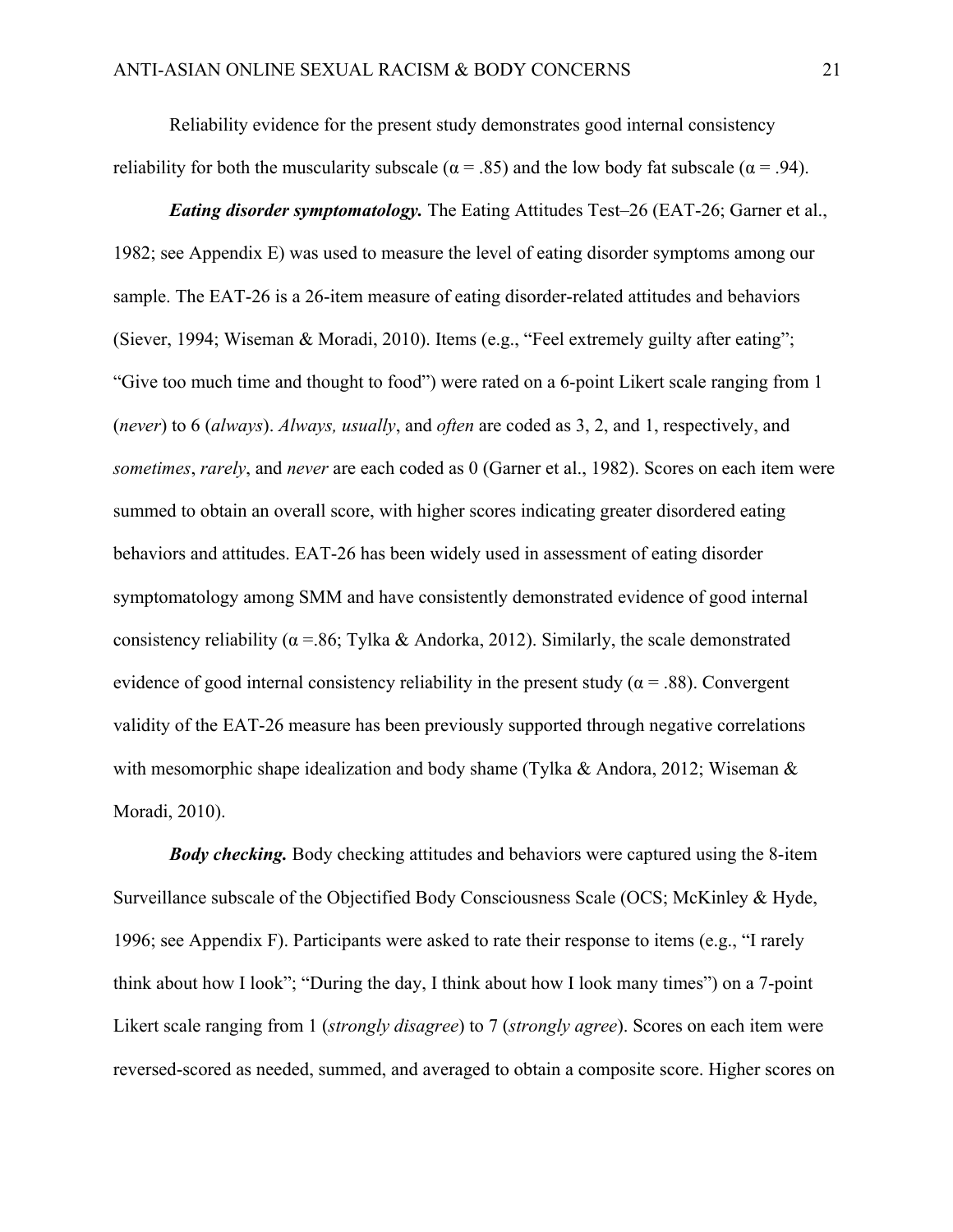Reliability evidence for the present study demonstrates good internal consistency reliability for both the muscularity subscale ($\alpha = .85$) and the low body fat subscale ($\alpha = .94$).

***Eating disorder symptomatology.*** The Eating Attitudes Test–26 (EAT-26; Garner et al., 1982; see Appendix E) was used to measure the level of eating disorder symptoms among our sample. The EAT-26 is a 26-item measure of eating disorder-related attitudes and behaviors (Siever, 1994; Wiseman & Moradi, 2010). Items (e.g., "Feel extremely guilty after eating"; "Give too much time and thought to food") were rated on a 6-point Likert scale ranging from 1 (*never*) to 6 (*always*). *Always, usually*, and *often* are coded as 3, 2, and 1, respectively, and *sometimes*, *rarely*, and *never* are each coded as 0 (Garner et al., 1982). Scores on each item were summed to obtain an overall score, with higher scores indicating greater disordered eating behaviors and attitudes. EAT-26 has been widely used in assessment of eating disorder symptomatology among SMM and have consistently demonstrated evidence of good internal consistency reliability ($\alpha$ =.86; Tylka & Andorka, 2012). Similarly, the scale demonstrated evidence of good internal consistency reliability in the present study ($\alpha = .88$). Convergent validity of the EAT-26 measure has been previously supported through negative correlations with mesomorphic shape idealization and body shame (Tylka & Andora, 2012; Wiseman & Moradi, 2010).

***Body checking.*** Body checking attitudes and behaviors were captured using the 8-item Surveillance subscale of the Objectified Body Consciousness Scale (OCS; McKinley & Hyde, 1996; see Appendix F). Participants were asked to rate their response to items (e.g., "I rarely think about how I look"; "During the day, I think about how I look many times") on a 7-point Likert scale ranging from 1 (*strongly disagree*) to 7 (*strongly agree*). Scores on each item were reversed-scored as needed, summed, and averaged to obtain a composite score. Higher scores on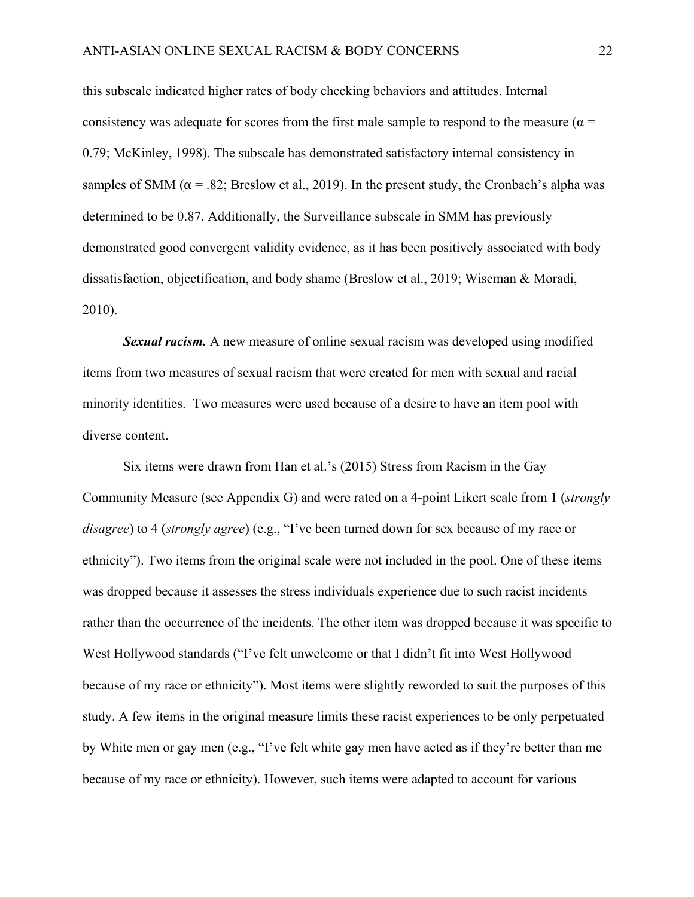this subscale indicated higher rates of body checking behaviors and attitudes. Internal consistency was adequate for scores from the first male sample to respond to the measure ($\alpha$ = 0.79; McKinley, 1998). The subscale has demonstrated satisfactory internal consistency in samples of SMM ($\alpha$ = .82; Breslow et al., 2019). In the present study, the Cronbach's alpha was determined to be 0.87. Additionally, the Surveillance subscale in SMM has previously demonstrated good convergent validity evidence, as it has been positively associated with body dissatisfaction, objectification, and body shame (Breslow et al., 2019; Wiseman & Moradi, 2010).

***Sexual racism.*** A new measure of online sexual racism was developed using modified items from two measures of sexual racism that were created for men with sexual and racial minority identities. Two measures were used because of a desire to have an item pool with diverse content.

Six items were drawn from Han et al.'s (2015) Stress from Racism in the Gay Community Measure (see Appendix G) and were rated on a 4-point Likert scale from 1 (*strongly disagree*) to 4 (*strongly agree*) (e.g., "I've been turned down for sex because of my race or ethnicity"). Two items from the original scale were not included in the pool. One of these items was dropped because it assesses the stress individuals experience due to such racist incidents rather than the occurrence of the incidents. The other item was dropped because it was specific to West Hollywood standards ("I've felt unwelcome or that I didn't fit into West Hollywood because of my race or ethnicity"). Most items were slightly reworded to suit the purposes of this study. A few items in the original measure limits these racist experiences to be only perpetuated by White men or gay men (e.g., "I've felt white gay men have acted as if they're better than me because of my race or ethnicity). However, such items were adapted to account for various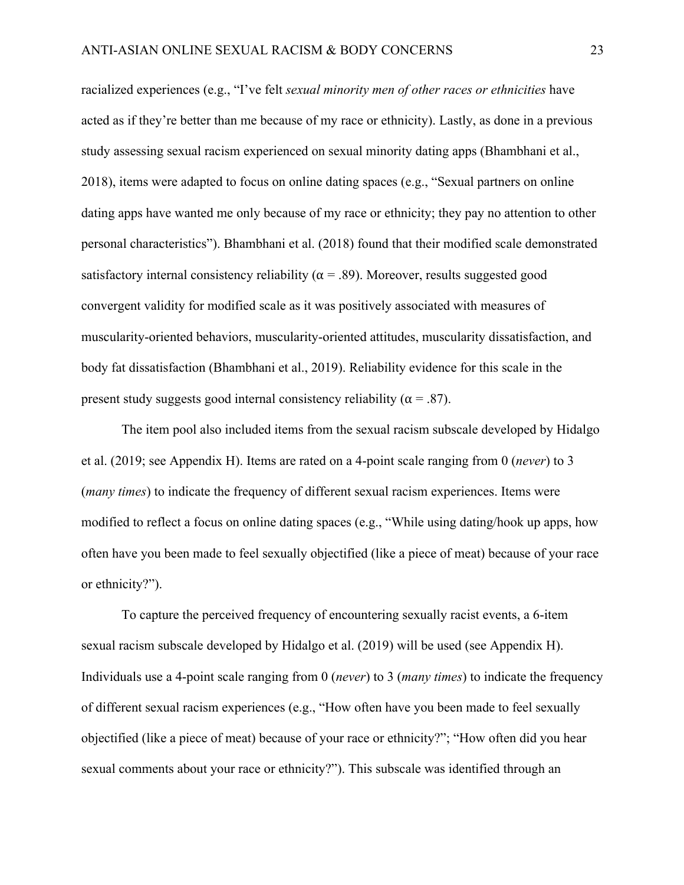racialized experiences (e.g., "I've felt *sexual minority men of other races or ethnicities* have acted as if they're better than me because of my race or ethnicity). Lastly, as done in a previous study assessing sexual racism experienced on sexual minority dating apps (Bhambhani et al., 2018), items were adapted to focus on online dating spaces (e.g., "Sexual partners on online dating apps have wanted me only because of my race or ethnicity; they pay no attention to other personal characteristics"). Bhambhani et al. (2018) found that their modified scale demonstrated satisfactory internal consistency reliability ($\alpha$ = .89). Moreover, results suggested good convergent validity for modified scale as it was positively associated with measures of muscularity-oriented behaviors, muscularity-oriented attitudes, muscularity dissatisfaction, and body fat dissatisfaction (Bhambhani et al., 2019). Reliability evidence for this scale in the present study suggests good internal consistency reliability ($\alpha$ = .87).

The item pool also included items from the sexual racism subscale developed by Hidalgo et al. (2019; see Appendix H). Items are rated on a 4-point scale ranging from 0 (*never*) to 3 (*many times*) to indicate the frequency of different sexual racism experiences. Items were modified to reflect a focus on online dating spaces (e.g., "While using dating/hook up apps, how often have you been made to feel sexually objectified (like a piece of meat) because of your race or ethnicity?").

To capture the perceived frequency of encountering sexually racist events, a 6-item sexual racism subscale developed by Hidalgo et al. (2019) will be used (see Appendix H). Individuals use a 4-point scale ranging from 0 (*never*) to 3 (*many times*) to indicate the frequency of different sexual racism experiences (e.g., "How often have you been made to feel sexually objectified (like a piece of meat) because of your race or ethnicity?"; "How often did you hear sexual comments about your race or ethnicity?"). This subscale was identified through an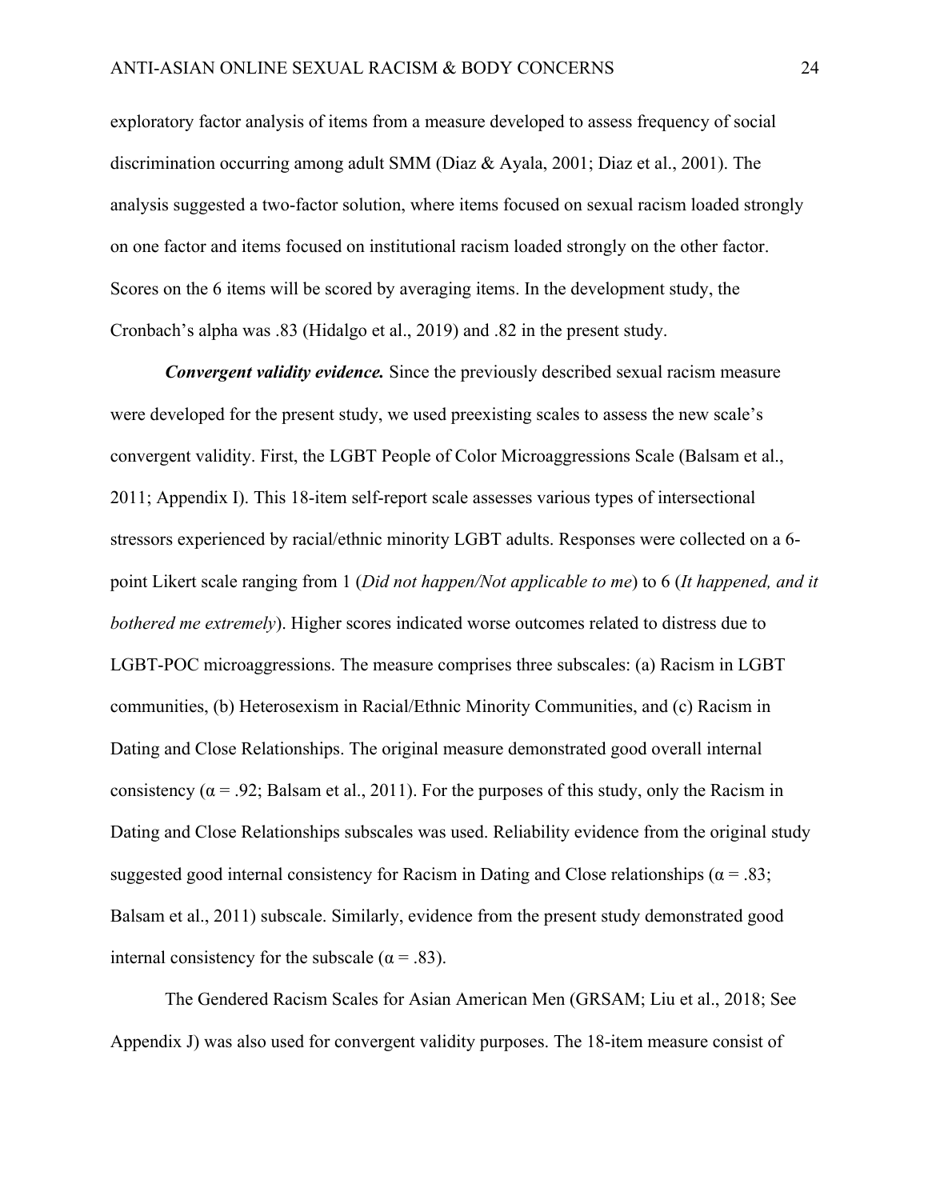exploratory factor analysis of items from a measure developed to assess frequency of social discrimination occurring among adult SMM (Diaz & Ayala, 2001; Diaz et al., 2001). The analysis suggested a two-factor solution, where items focused on sexual racism loaded strongly on one factor and items focused on institutional racism loaded strongly on the other factor. Scores on the 6 items will be scored by averaging items. In the development study, the Cronbach's alpha was .83 (Hidalgo et al., 2019) and .82 in the present study.

***Convergent validity evidence.*** Since the previously described sexual racism measure were developed for the present study, we used preexisting scales to assess the new scale's convergent validity. First, the LGBT People of Color Microaggressions Scale (Balsam et al., 2011; Appendix I). This 18-item self-report scale assesses various types of intersectional stressors experienced by racial/ethnic minority LGBT adults. Responses were collected on a 6-point Likert scale ranging from 1 (*Did not happen/Not applicable to me*) to 6 (*It happened, and it bothered me extremely*). Higher scores indicated worse outcomes related to distress due to LGBT-POC microaggressions. The measure comprises three subscales: (a) Racism in LGBT communities, (b) Heterosexism in Racial/Ethnic Minority Communities, and (c) Racism in Dating and Close Relationships. The original measure demonstrated good overall internal consistency ($\alpha = .92$; Balsam et al., 2011). For the purposes of this study, only the Racism in Dating and Close Relationships subscales was used. Reliability evidence from the original study suggested good internal consistency for Racism in Dating and Close relationships ($\alpha = .83$; Balsam et al., 2011) subscale. Similarly, evidence from the present study demonstrated good internal consistency for the subscale ($\alpha = .83$).

The Gendered Racism Scales for Asian American Men (GRSAM; Liu et al., 2018; See Appendix J) was also used for convergent validity purposes. The 18-item measure consist of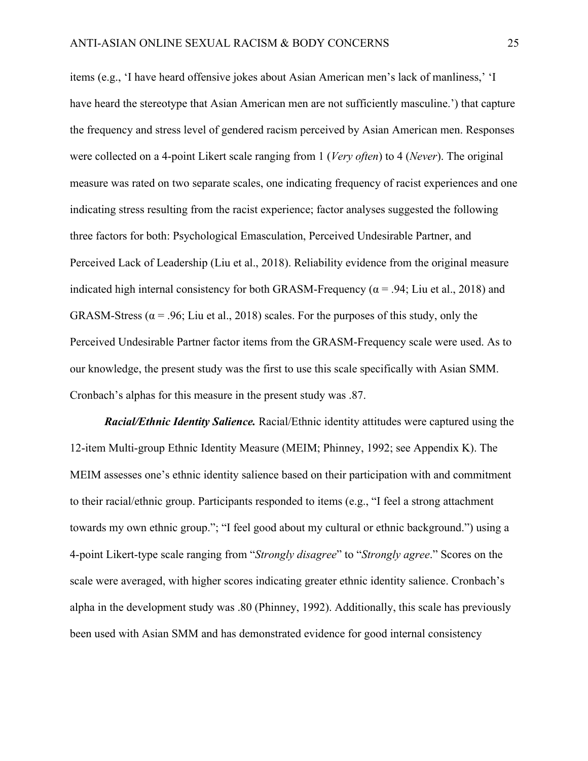items (e.g., 'I have heard offensive jokes about Asian American men's lack of manliness,' 'I have heard the stereotype that Asian American men are not sufficiently masculine.') that capture the frequency and stress level of gendered racism perceived by Asian American men. Responses were collected on a 4-point Likert scale ranging from 1 (*Very often*) to 4 (*Never*). The original measure was rated on two separate scales, one indicating frequency of racist experiences and one indicating stress resulting from the racist experience; factor analyses suggested the following three factors for both: Psychological Emasculation, Perceived Undesirable Partner, and Perceived Lack of Leadership (Liu et al., 2018). Reliability evidence from the original measure indicated high internal consistency for both GRASM-Frequency ($\alpha = .94$; Liu et al., 2018) and GRASM-Stress ($\alpha = .96$; Liu et al., 2018) scales. For the purposes of this study, only the Perceived Undesirable Partner factor items from the GRASM-Frequency scale were used. As to our knowledge, the present study was the first to use this scale specifically with Asian SMM. Cronbach's alphas for this measure in the present study was .87.

***Racial/Ethnic Identity Salience.*** Racial/Ethnic identity attitudes were captured using the 12-item Multi-group Ethnic Identity Measure (MEIM; Phinney, 1992; see Appendix K). The MEIM assesses one's ethnic identity salience based on their participation with and commitment to their racial/ethnic group. Participants responded to items (e.g., "I feel a strong attachment towards my own ethnic group."; "I feel good about my cultural or ethnic background.") using a 4-point Likert-type scale ranging from "*Strongly disagree*" to "*Strongly agree*." Scores on the scale were averaged, with higher scores indicating greater ethnic identity salience. Cronbach's alpha in the development study was .80 (Phinney, 1992). Additionally, this scale has previously been used with Asian SMM and has demonstrated evidence for good internal consistency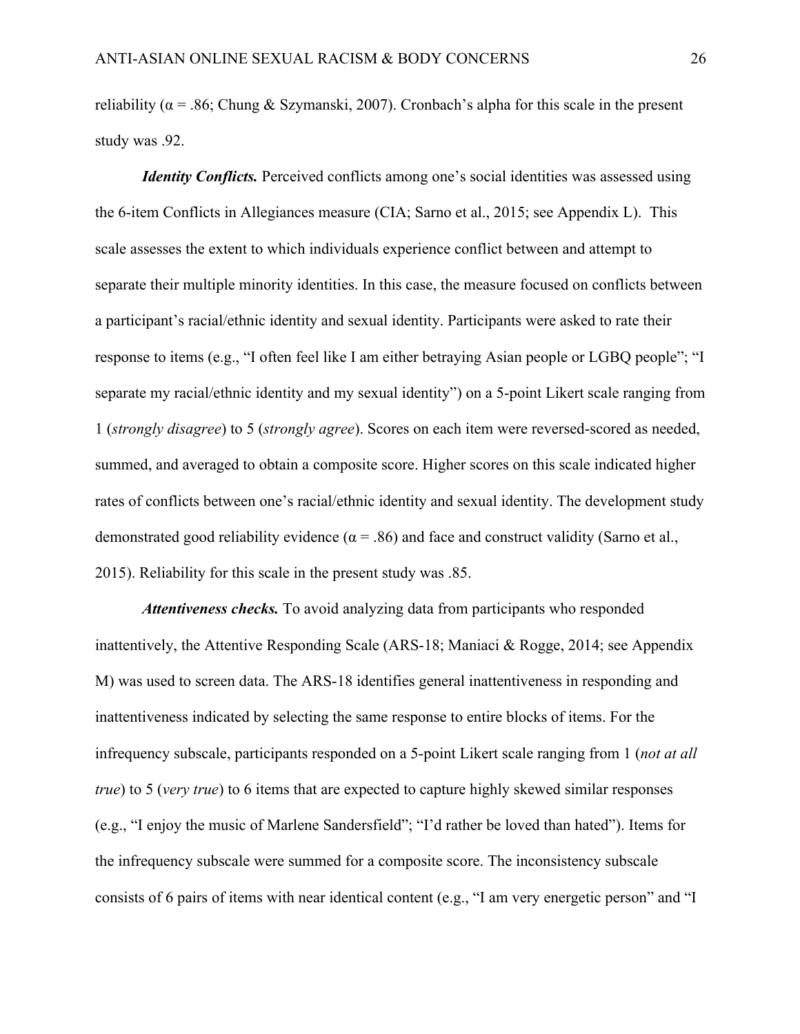reliability (α = .86; Chung & Szymanski, 2007). Cronbach's alpha for this scale in the present study was .92.

***Identity Conflicts.*** Perceived conflicts among one's social identities was assessed using the 6-item Conflicts in Allegiances measure (CIA; Sarno et al., 2015; see Appendix L). This scale assesses the extent to which individuals experience conflict between and attempt to separate their multiple minority identities. In this case, the measure focused on conflicts between a participant's racial/ethnic identity and sexual identity. Participants were asked to rate their response to items (e.g., "I often feel like I am either betraying Asian people or LGBQ people"; "I separate my racial/ethnic identity and my sexual identity") on a 5-point Likert scale ranging from 1 (*strongly disagree*) to 5 (*strongly agree*). Scores on each item were reversed-scored as needed, summed, and averaged to obtain a composite score. Higher scores on this scale indicated higher rates of conflicts between one's racial/ethnic identity and sexual identity. The development study demonstrated good reliability evidence (α = .86) and face and construct validity (Sarno et al., 2015). Reliability for this scale in the present study was .85.

***Attentiveness checks.*** To avoid analyzing data from participants who responded inattentively, the Attentive Responding Scale (ARS-18; Maniaci & Rogge, 2014; see Appendix M) was used to screen data. The ARS-18 identifies general inattentiveness in responding and inattentiveness indicated by selecting the same response to entire blocks of items. For the infrequency subscale, participants responded on a 5-point Likert scale ranging from 1 (*not at all true*) to 5 (*very true*) to 6 items that are expected to capture highly skewed similar responses (e.g., "I enjoy the music of Marlene Sandersfield"; "I'd rather be loved than hated"). Items for the infrequency subscale were summed for a composite score. The inconsistency subscale consists of 6 pairs of items with near identical content (e.g., "I am very energetic person" and "I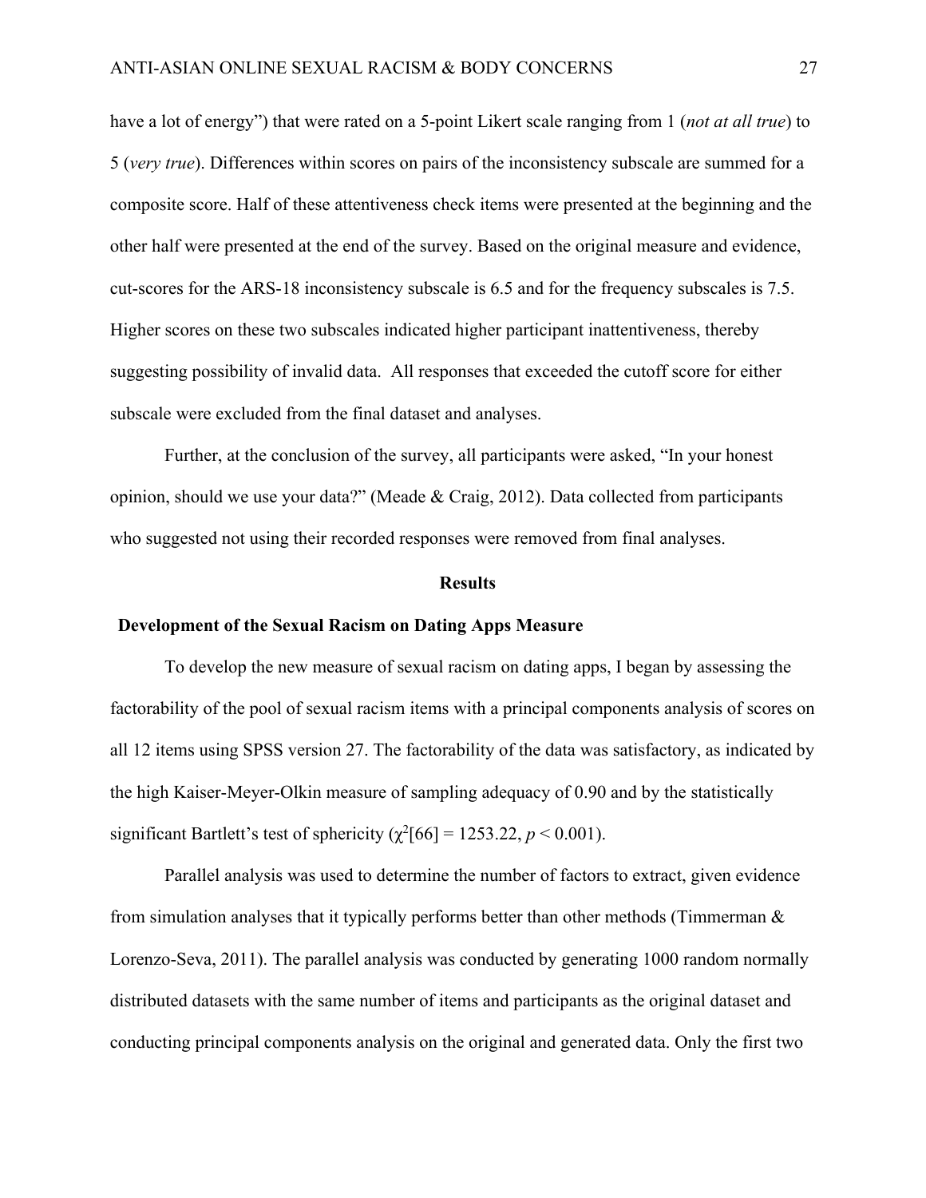have a lot of energy") that were rated on a 5-point Likert scale ranging from 1 (*not at all true*) to 5 (*very true*). Differences within scores on pairs of the inconsistency subscale are summed for a composite score. Half of these attentiveness check items were presented at the beginning and the other half were presented at the end of the survey. Based on the original measure and evidence, cut-scores for the ARS-18 inconsistency subscale is 6.5 and for the frequency subscales is 7.5. Higher scores on these two subscales indicated higher participant inattentiveness, thereby suggesting possibility of invalid data. All responses that exceeded the cutoff score for either subscale were excluded from the final dataset and analyses.

Further, at the conclusion of the survey, all participants were asked, "In your honest opinion, should we use your data?" (Meade & Craig, 2012). Data collected from participants who suggested not using their recorded responses were removed from final analyses.

## Results

### Development of the Sexual Racism on Dating Apps Measure

To develop the new measure of sexual racism on dating apps, I began by assessing the factorability of the pool of sexual racism items with a principal components analysis of scores on all 12 items using SPSS version 27. The factorability of the data was satisfactory, as indicated by the high Kaiser-Meyer-Olkin measure of sampling adequacy of 0.90 and by the statistically significant Bartlett's test of sphericity ($\chi^2[66] = 1253.22$, $p < 0.001$).

Parallel analysis was used to determine the number of factors to extract, given evidence from simulation analyses that it typically performs better than other methods (Timmerman & Lorenzo-Seva, 2011). The parallel analysis was conducted by generating 1000 random normally distributed datasets with the same number of items and participants as the original dataset and conducting principal components analysis on the original and generated data. Only the first two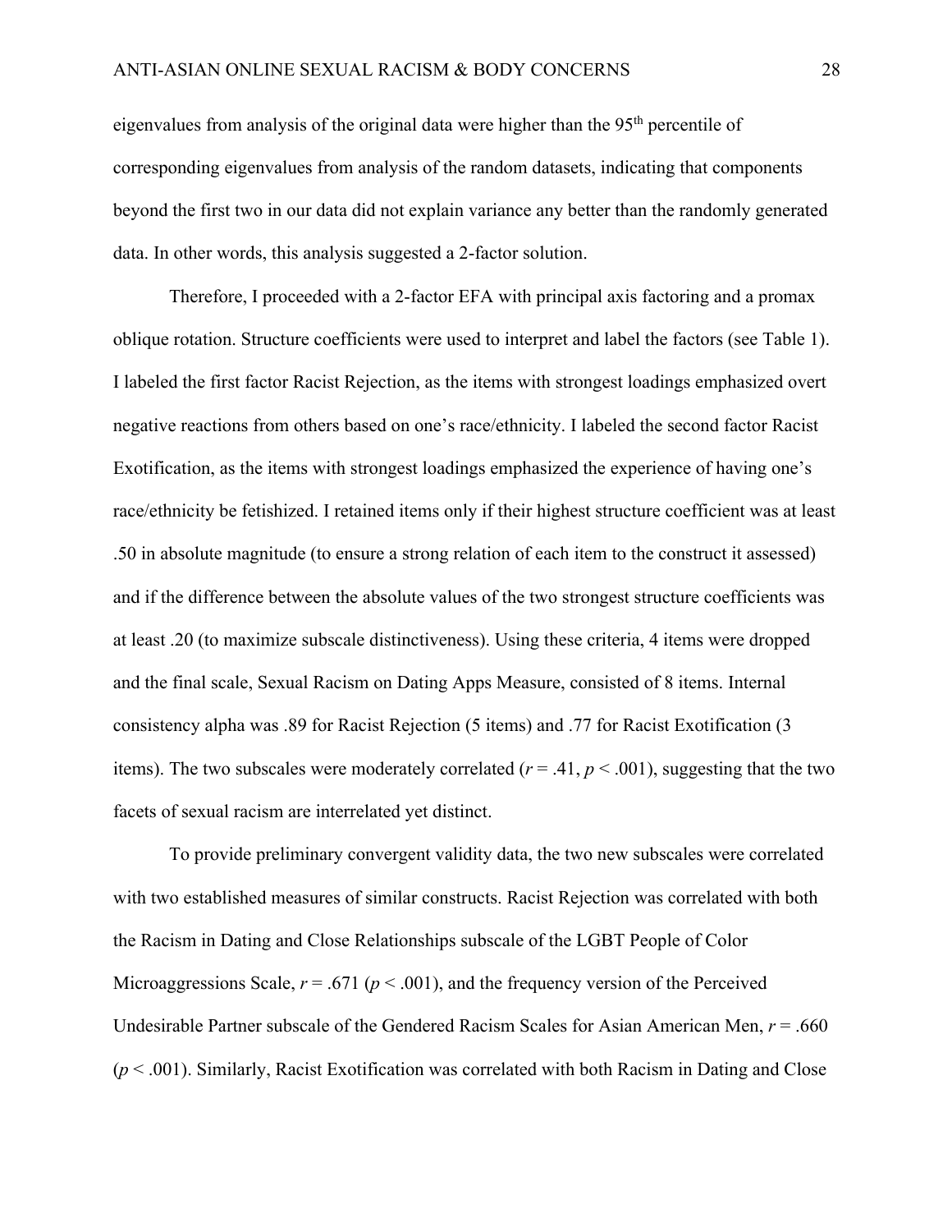eigenvalues from analysis of the original data were higher than the 95th percentile of corresponding eigenvalues from analysis of the random datasets, indicating that components beyond the first two in our data did not explain variance any better than the randomly generated data. In other words, this analysis suggested a 2-factor solution.

Therefore, I proceeded with a 2-factor EFA with principal axis factoring and a promax oblique rotation. Structure coefficients were used to interpret and label the factors (see Table 1). I labeled the first factor Racist Rejection, as the items with strongest loadings emphasized overt negative reactions from others based on one's race/ethnicity. I labeled the second factor Racist Exotification, as the items with strongest loadings emphasized the experience of having one's race/ethnicity be fetishized. I retained items only if their highest structure coefficient was at least .50 in absolute magnitude (to ensure a strong relation of each item to the construct it assessed) and if the difference between the absolute values of the two strongest structure coefficients was at least .20 (to maximize subscale distinctiveness). Using these criteria, 4 items were dropped and the final scale, Sexual Racism on Dating Apps Measure, consisted of 8 items. Internal consistency alpha was .89 for Racist Rejection (5 items) and .77 for Racist Exotification (3 items). The two subscales were moderately correlated ($r = .41$, $p < .001$), suggesting that the two facets of sexual racism are interrelated yet distinct.

To provide preliminary convergent validity data, the two new subscales were correlated with two established measures of similar constructs. Racist Rejection was correlated with both the Racism in Dating and Close Relationships subscale of the LGBT People of Color Microaggressions Scale, $r = .671$ ($p < .001$), and the frequency version of the Perceived Undesirable Partner subscale of the Gendered Racism Scales for Asian American Men, $r = .660$ ($p < .001$). Similarly, Racist Exotification was correlated with both Racism in Dating and Close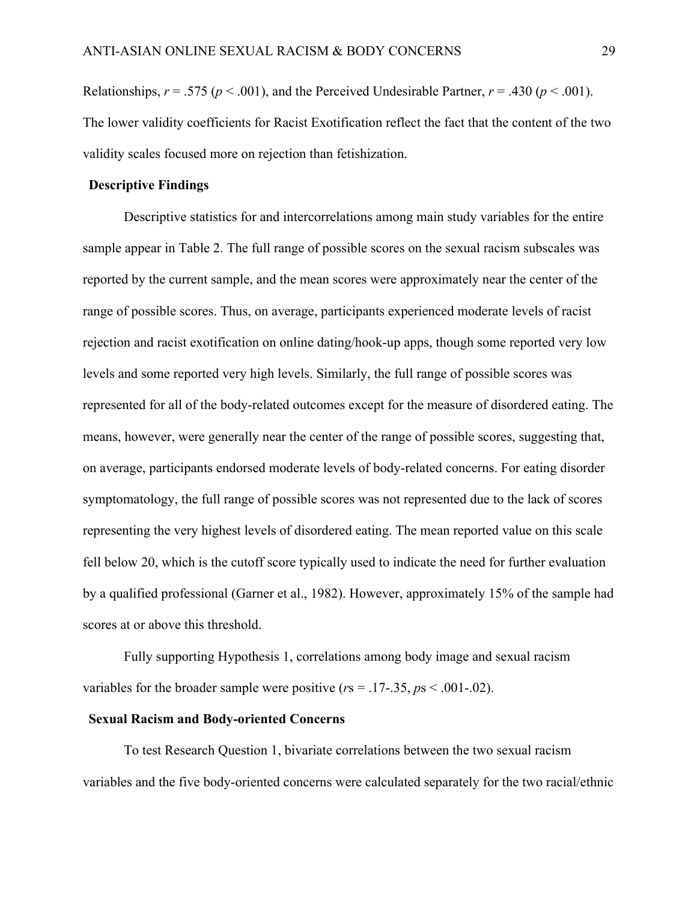Relationships, $r = .575$ ($p < .001$), and the Perceived Undesirable Partner, $r = .430$ ($p < .001$). The lower validity coefficients for Racist Exotification reflect the fact that the content of the two validity scales focused more on rejection than fetishization.

## Descriptive Findings

Descriptive statistics for and intercorrelations among main study variables for the entire sample appear in Table 2. The full range of possible scores on the sexual racism subscales was reported by the current sample, and the mean scores were approximately near the center of the range of possible scores. Thus, on average, participants experienced moderate levels of racist rejection and racist exotification on online dating/hook-up apps, though some reported very low levels and some reported very high levels. Similarly, the full range of possible scores was represented for all of the body-related outcomes except for the measure of disordered eating. The means, however, were generally near the center of the range of possible scores, suggesting that, on average, participants endorsed moderate levels of body-related concerns. For eating disorder symptomatology, the full range of possible scores was not represented due to the lack of scores representing the very highest levels of disordered eating. The mean reported value on this scale fell below 20, which is the cutoff score typically used to indicate the need for further evaluation by a qualified professional (Garner et al., 1982). However, approximately 15% of the sample had scores at or above this threshold.

Fully supporting Hypothesis 1, correlations among body image and sexual racism variables for the broader sample were positive ($r$s = .17-.35, $p$s < .001-.02).

## Sexual Racism and Body-oriented Concerns

To test Research Question 1, bivariate correlations between the two sexual racism variables and the five body-oriented concerns were calculated separately for the two racial/ethnic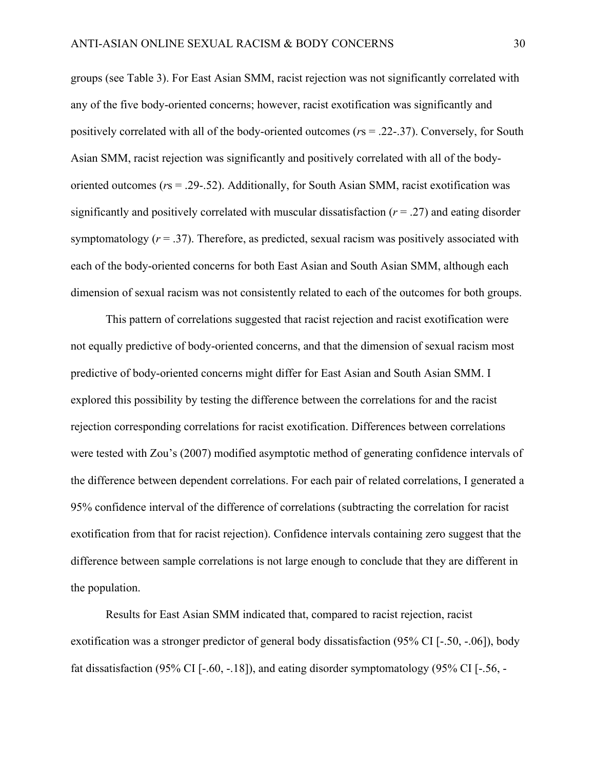groups (see Table 3). For East Asian SMM, racist rejection was not significantly correlated with any of the five body-oriented concerns; however, racist exotification was significantly and positively correlated with all of the body-oriented outcomes (*r*s = .22-.37). Conversely, for South Asian SMM, racist rejection was significantly and positively correlated with all of the body-oriented outcomes (*r*s = .29-.52). Additionally, for South Asian SMM, racist exotification was significantly and positively correlated with muscular dissatisfaction ($r = .27$) and eating disorder symptomatology ($r = .37$). Therefore, as predicted, sexual racism was positively associated with each of the body-oriented concerns for both East Asian and South Asian SMM, although each dimension of sexual racism was not consistently related to each of the outcomes for both groups.

This pattern of correlations suggested that racist rejection and racist exotification were not equally predictive of body-oriented concerns, and that the dimension of sexual racism most predictive of body-oriented concerns might differ for East Asian and South Asian SMM. I explored this possibility by testing the difference between the correlations for and the racist rejection corresponding correlations for racist exotification. Differences between correlations were tested with Zou's (2007) modified asymptotic method of generating confidence intervals of the difference between dependent correlations. For each pair of related correlations, I generated a 95% confidence interval of the difference of correlations (subtracting the correlation for racist exotification from that for racist rejection). Confidence intervals containing zero suggest that the difference between sample correlations is not large enough to conclude that they are different in the population.

Results for East Asian SMM indicated that, compared to racist rejection, racist exotification was a stronger predictor of general body dissatisfaction (95% CI [-.50, -.06]), body fat dissatisfaction (95% CI [-.60, -.18]), and eating disorder symptomatology (95% CI [-.56, -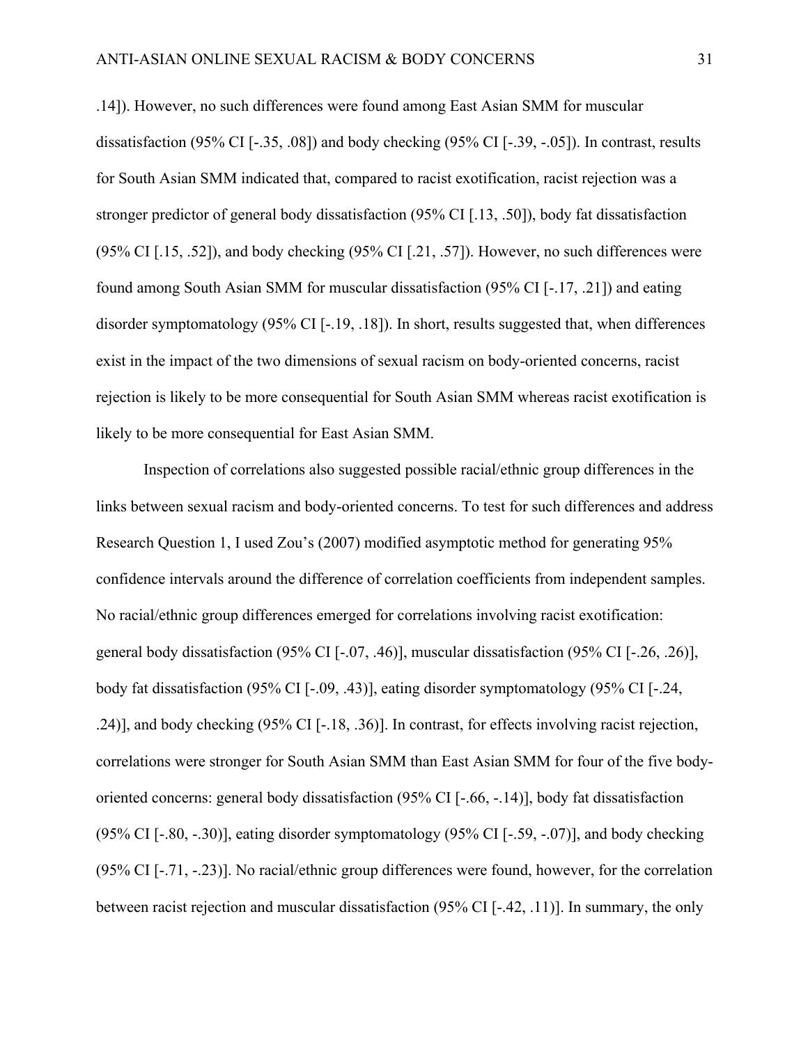.14]). However, no such differences were found among East Asian SMM for muscular dissatisfaction (95% CI [-.35, .08]) and body checking (95% CI [-.39, -.05]). In contrast, results for South Asian SMM indicated that, compared to racist exotification, racist rejection was a stronger predictor of general body dissatisfaction (95% CI [.13, .50]), body fat dissatisfaction (95% CI [.15, .52]), and body checking (95% CI [.21, .57]). However, no such differences were found among South Asian SMM for muscular dissatisfaction (95% CI [-.17, .21]) and eating disorder symptomatology (95% CI [-.19, .18]). In short, results suggested that, when differences exist in the impact of the two dimensions of sexual racism on body-oriented concerns, racist rejection is likely to be more consequential for South Asian SMM whereas racist exotification is likely to be more consequential for East Asian SMM.

Inspection of correlations also suggested possible racial/ethnic group differences in the links between sexual racism and body-oriented concerns. To test for such differences and address Research Question 1, I used Zou's (2007) modified asymptotic method for generating 95% confidence intervals around the difference of correlation coefficients from independent samples. No racial/ethnic group differences emerged for correlations involving racist exotification: general body dissatisfaction (95% CI [-.07, .46)], muscular dissatisfaction (95% CI [-.26, .26)], body fat dissatisfaction (95% CI [-.09, .43)], eating disorder symptomatology (95% CI [-.24, .24)], and body checking (95% CI [-.18, .36)]. In contrast, for effects involving racist rejection, correlations were stronger for South Asian SMM than East Asian SMM for four of the five body-oriented concerns: general body dissatisfaction (95% CI [-.66, -.14)], body fat dissatisfaction (95% CI [-.80, -.30)], eating disorder symptomatology (95% CI [-.59, -.07)], and body checking (95% CI [-.71, -.23)]. No racial/ethnic group differences were found, however, for the correlation between racist rejection and muscular dissatisfaction (95% CI [-.42, .11)]. In summary, the only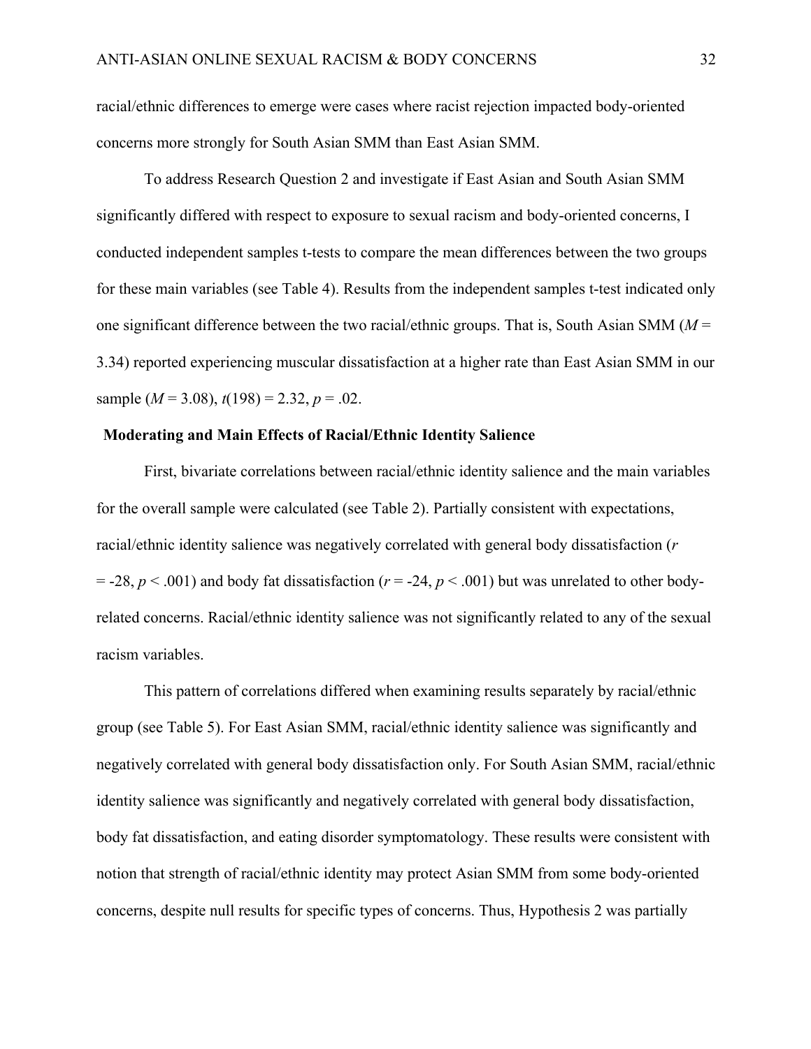racial/ethnic differences to emerge were cases where racist rejection impacted body-oriented concerns more strongly for South Asian SMM than East Asian SMM.

To address Research Question 2 and investigate if East Asian and South Asian SMM significantly differed with respect to exposure to sexual racism and body-oriented concerns, I conducted independent samples t-tests to compare the mean differences between the two groups for these main variables (see Table 4). Results from the independent samples t-test indicated only one significant difference between the two racial/ethnic groups. That is, South Asian SMM ($M$ = 3.34) reported experiencing muscular dissatisfaction at a higher rate than East Asian SMM in our sample ($M$ = 3.08), $t(198) = 2.32$, $p = .02$.

## Moderating and Main Effects of Racial/Ethnic Identity Salience

First, bivariate correlations between racial/ethnic identity salience and the main variables for the overall sample were calculated (see Table 2). Partially consistent with expectations, racial/ethnic identity salience was negatively correlated with general body dissatisfaction ($r$ = -28, $p < .001$) and body fat dissatisfaction ($r$ = -24, $p < .001$) but was unrelated to other body-related concerns. Racial/ethnic identity salience was not significantly related to any of the sexual racism variables.

This pattern of correlations differed when examining results separately by racial/ethnic group (see Table 5). For East Asian SMM, racial/ethnic identity salience was significantly and negatively correlated with general body dissatisfaction only. For South Asian SMM, racial/ethnic identity salience was significantly and negatively correlated with general body dissatisfaction, body fat dissatisfaction, and eating disorder symptomatology. These results were consistent with notion that strength of racial/ethnic identity may protect Asian SMM from some body-oriented concerns, despite null results for specific types of concerns. Thus, Hypothesis 2 was partially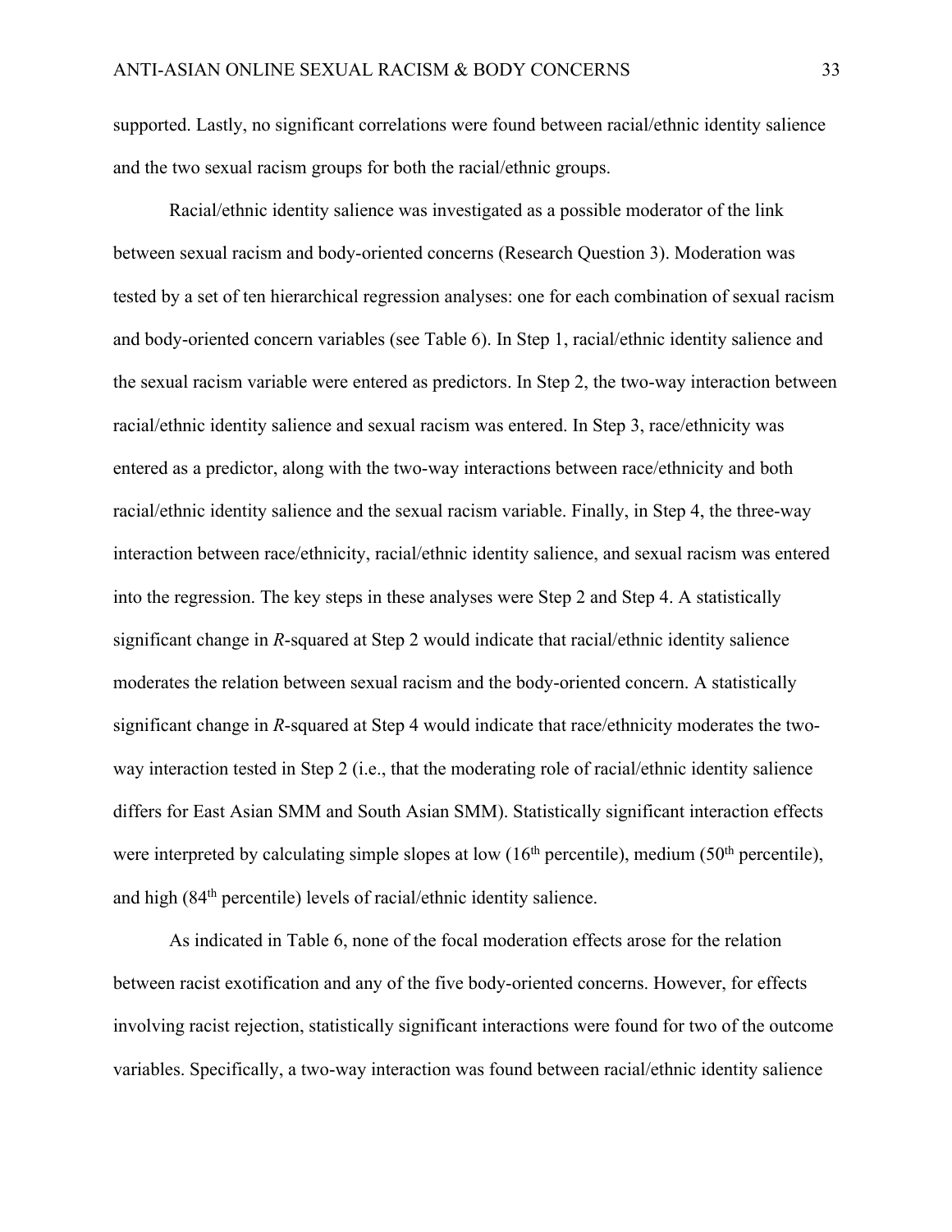supported. Lastly, no significant correlations were found between racial/ethnic identity salience and the two sexual racism groups for both the racial/ethnic groups.

Racial/ethnic identity salience was investigated as a possible moderator of the link between sexual racism and body-oriented concerns (Research Question 3). Moderation was tested by a set of ten hierarchical regression analyses: one for each combination of sexual racism and body-oriented concern variables (see Table 6). In Step 1, racial/ethnic identity salience and the sexual racism variable were entered as predictors. In Step 2, the two-way interaction between racial/ethnic identity salience and sexual racism was entered. In Step 3, race/ethnicity was entered as a predictor, along with the two-way interactions between race/ethnicity and both racial/ethnic identity salience and the sexual racism variable. Finally, in Step 4, the three-way interaction between race/ethnicity, racial/ethnic identity salience, and sexual racism was entered into the regression. The key steps in these analyses were Step 2 and Step 4. A statistically significant change in *R*-squared at Step 2 would indicate that racial/ethnic identity salience moderates the relation between sexual racism and the body-oriented concern. A statistically significant change in *R*-squared at Step 4 would indicate that race/ethnicity moderates the two-way interaction tested in Step 2 (i.e., that the moderating role of racial/ethnic identity salience differs for East Asian SMM and South Asian SMM). Statistically significant interaction effects were interpreted by calculating simple slopes at low ($16^{th}$ percentile), medium ($50^{th}$ percentile), and high ($84^{th}$ percentile) levels of racial/ethnic identity salience.

As indicated in Table 6, none of the focal moderation effects arose for the relation between racist exotification and any of the five body-oriented concerns. However, for effects involving racist rejection, statistically significant interactions were found for two of the outcome variables. Specifically, a two-way interaction was found between racial/ethnic identity salience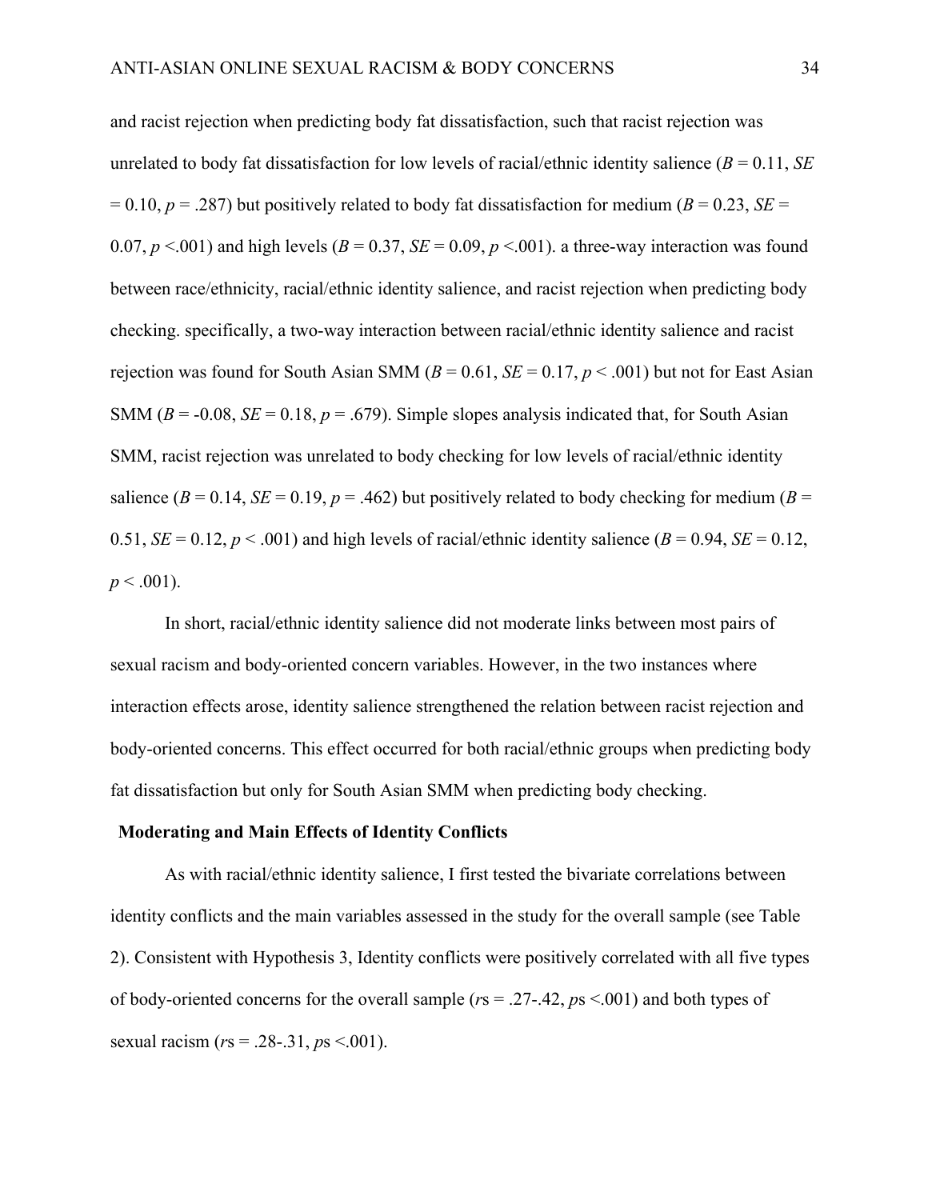and racist rejection when predicting body fat dissatisfaction, such that racist rejection was unrelated to body fat dissatisfaction for low levels of racial/ethnic identity salience ($B = 0.11$, $SE = 0.10$, $p = .287$) but positively related to body fat dissatisfaction for medium ($B = 0.23$, $SE = 0.07$, $p < .001$) and high levels ($B = 0.37$, $SE = 0.09$, $p < .001$). a three-way interaction was found between race/ethnicity, racial/ethnic identity salience, and racist rejection when predicting body checking. specifically, a two-way interaction between racial/ethnic identity salience and racist rejection was found for South Asian SMM ($B = 0.61$, $SE = 0.17$, $p < .001$) but not for East Asian SMM ($B = -0.08$, $SE = 0.18$, $p = .679$). Simple slopes analysis indicated that, for South Asian SMM, racist rejection was unrelated to body checking for low levels of racial/ethnic identity salience ($B = 0.14$, $SE = 0.19$, $p = .462$) but positively related to body checking for medium ($B = 0.51$, $SE = 0.12$, $p < .001$) and high levels of racial/ethnic identity salience ($B = 0.94$, $SE = 0.12$, $p < .001$).

In short, racial/ethnic identity salience did not moderate links between most pairs of sexual racism and body-oriented concern variables. However, in the two instances where interaction effects arose, identity salience strengthened the relation between racist rejection and body-oriented concerns. This effect occurred for both racial/ethnic groups when predicting body fat dissatisfaction but only for South Asian SMM when predicting body checking.

**Moderating and Main Effects of Identity Conflicts**

As with racial/ethnic identity salience, I first tested the bivariate correlations between identity conflicts and the main variables assessed in the study for the overall sample (see Table 2). Consistent with Hypothesis 3, Identity conflicts were positively correlated with all five types of body-oriented concerns for the overall sample ($r$s = .27-.42, $p$s <.001) and both types of sexual racism ($r$s = .28-.31, $p$s <.001).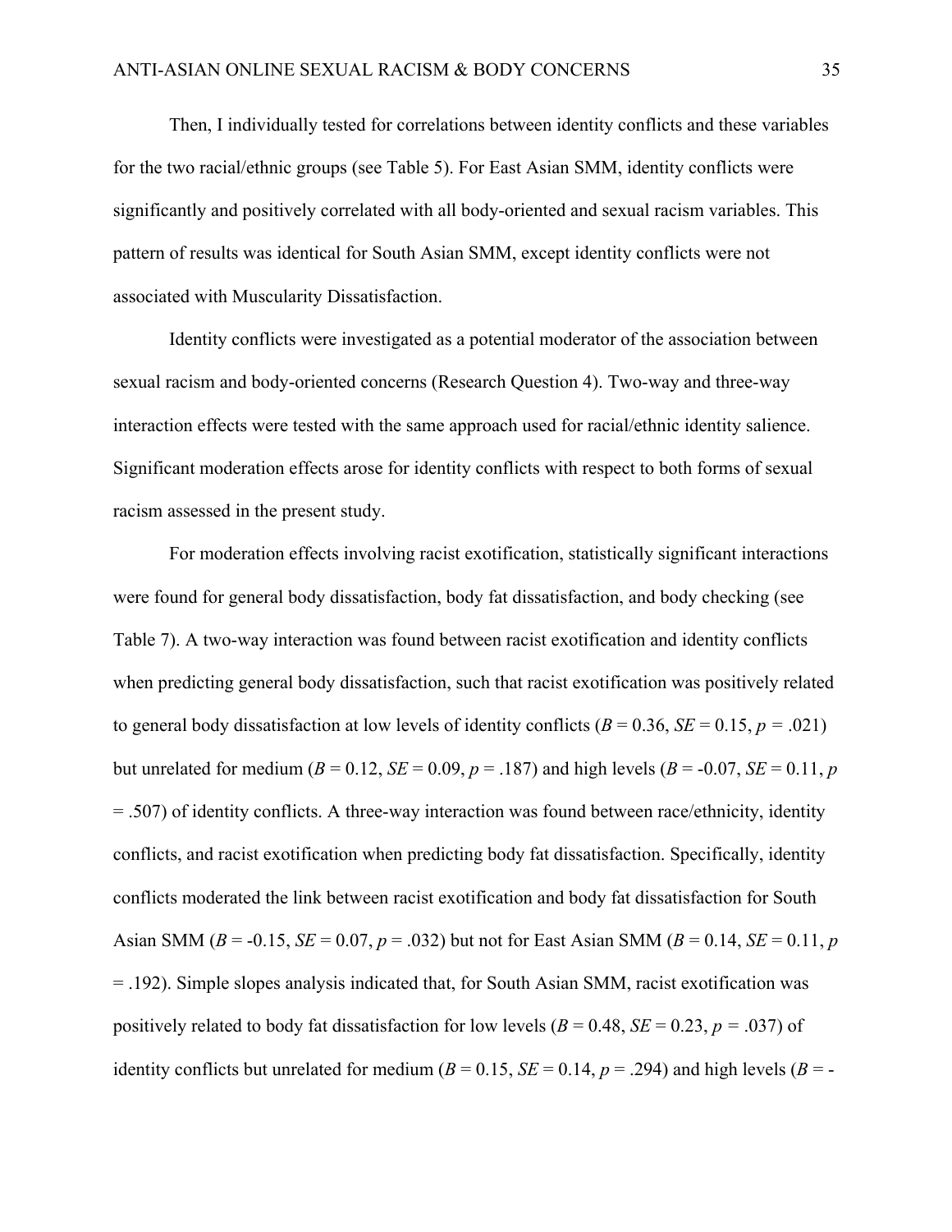Then, I individually tested for correlations between identity conflicts and these variables for the two racial/ethnic groups (see Table 5). For East Asian SMM, identity conflicts were significantly and positively correlated with all body-oriented and sexual racism variables. This pattern of results was identical for South Asian SMM, except identity conflicts were not associated with Muscularity Dissatisfaction.

Identity conflicts were investigated as a potential moderator of the association between sexual racism and body-oriented concerns (Research Question 4). Two-way and three-way interaction effects were tested with the same approach used for racial/ethnic identity salience. Significant moderation effects arose for identity conflicts with respect to both forms of sexual racism assessed in the present study.

For moderation effects involving racist exotification, statistically significant interactions were found for general body dissatisfaction, body fat dissatisfaction, and body checking (see Table 7). A two-way interaction was found between racist exotification and identity conflicts when predicting general body dissatisfaction, such that racist exotification was positively related to general body dissatisfaction at low levels of identity conflicts ($B = 0.36$, $SE = 0.15$, $p = .021$) but unrelated for medium ($B = 0.12$, $SE = 0.09$, $p = .187$) and high levels ($B = -0.07$, $SE = 0.11$, $p = .507$) of identity conflicts. A three-way interaction was found between race/ethnicity, identity conflicts, and racist exotification when predicting body fat dissatisfaction. Specifically, identity conflicts moderated the link between racist exotification and body fat dissatisfaction for South Asian SMM ($B = -0.15$, $SE = 0.07$, $p = .032$) but not for East Asian SMM ($B = 0.14$, $SE = 0.11$, $p = .192$). Simple slopes analysis indicated that, for South Asian SMM, racist exotification was positively related to body fat dissatisfaction for low levels ($B = 0.48$, $SE = 0.23$, $p = .037$) of identity conflicts but unrelated for medium ($B = 0.15$, $SE = 0.14$, $p = .294$) and high levels ($B = -$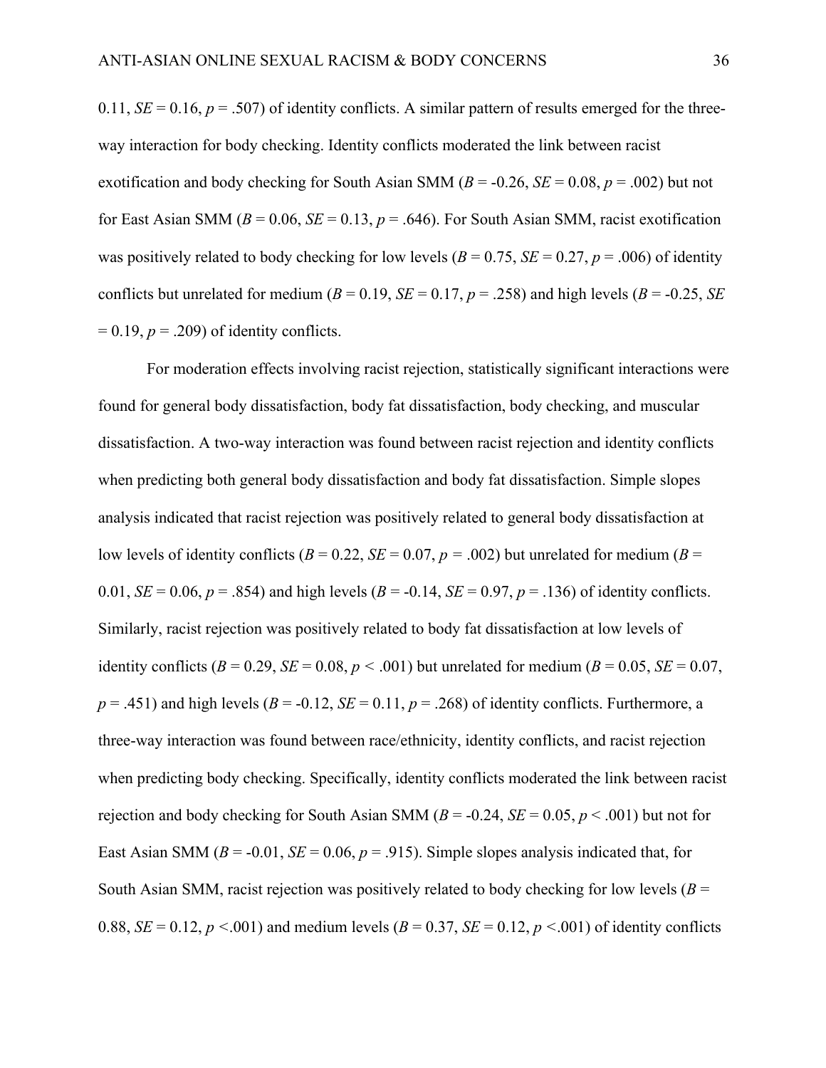0.11, $SE = 0.16$, $p = .507$) of identity conflicts. A similar pattern of results emerged for the three-way interaction for body checking. Identity conflicts moderated the link between racist exotification and body checking for South Asian SMM ($B = -0.26$, $SE = 0.08$, $p = .002$) but not for East Asian SMM ($B = 0.06$, $SE = 0.13$, $p = .646$). For South Asian SMM, racist exotification was positively related to body checking for low levels ($B = 0.75$, $SE = 0.27$, $p = .006$) of identity conflicts but unrelated for medium ($B = 0.19$, $SE = 0.17$, $p = .258$) and high levels ($B = -0.25$, $SE = 0.19$, $p = .209$) of identity conflicts.

For moderation effects involving racist rejection, statistically significant interactions were found for general body dissatisfaction, body fat dissatisfaction, body checking, and muscular dissatisfaction. A two-way interaction was found between racist rejection and identity conflicts when predicting both general body dissatisfaction and body fat dissatisfaction. Simple slopes analysis indicated that racist rejection was positively related to general body dissatisfaction at low levels of identity conflicts ($B = 0.22$, $SE = 0.07$, $p = .002$) but unrelated for medium ($B = 0.01$, $SE = 0.06$, $p = .854$) and high levels ($B = -0.14$, $SE = 0.97$, $p = .136$) of identity conflicts. Similarly, racist rejection was positively related to body fat dissatisfaction at low levels of identity conflicts ($B = 0.29$, $SE = 0.08$, $p < .001$) but unrelated for medium ($B = 0.05$, $SE = 0.07$, $p = .451$) and high levels ($B = -0.12$, $SE = 0.11$, $p = .268$) of identity conflicts. Furthermore, a three-way interaction was found between race/ethnicity, identity conflicts, and racist rejection when predicting body checking. Specifically, identity conflicts moderated the link between racist rejection and body checking for South Asian SMM ($B = -0.24$, $SE = 0.05$, $p < .001$) but not for East Asian SMM ($B = -0.01$, $SE = 0.06$, $p = .915$). Simple slopes analysis indicated that, for South Asian SMM, racist rejection was positively related to body checking for low levels ($B = 0.88$, $SE = 0.12$, $p < .001$) and medium levels ($B = 0.37$, $SE = 0.12$, $p < .001$) of identity conflicts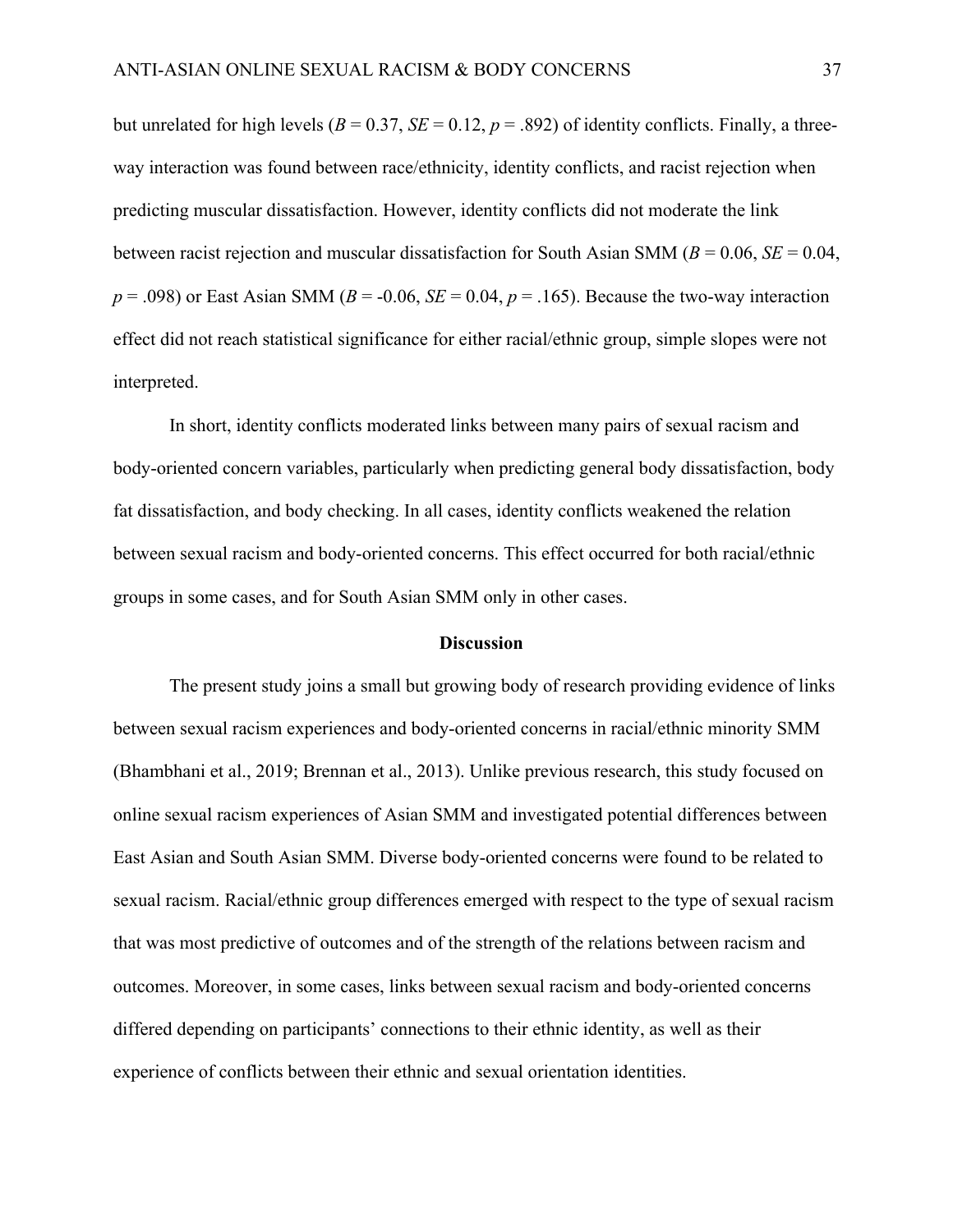but unrelated for high levels ($B = 0.37$, $SE = 0.12$, $p = .892$) of identity conflicts. Finally, a three-way interaction was found between race/ethnicity, identity conflicts, and racist rejection when predicting muscular dissatisfaction. However, identity conflicts did not moderate the link between racist rejection and muscular dissatisfaction for South Asian SMM ($B = 0.06$, $SE = 0.04$, $p = .098$) or East Asian SMM ($B = -0.06$, $SE = 0.04$, $p = .165$). Because the two-way interaction effect did not reach statistical significance for either racial/ethnic group, simple slopes were not interpreted.

In short, identity conflicts moderated links between many pairs of sexual racism and body-oriented concern variables, particularly when predicting general body dissatisfaction, body fat dissatisfaction, and body checking. In all cases, identity conflicts weakened the relation between sexual racism and body-oriented concerns. This effect occurred for both racial/ethnic groups in some cases, and for South Asian SMM only in other cases.

## Discussion

The present study joins a small but growing body of research providing evidence of links between sexual racism experiences and body-oriented concerns in racial/ethnic minority SMM (Bhambhani et al., 2019; Brennan et al., 2013). Unlike previous research, this study focused on online sexual racism experiences of Asian SMM and investigated potential differences between East Asian and South Asian SMM. Diverse body-oriented concerns were found to be related to sexual racism. Racial/ethnic group differences emerged with respect to the type of sexual racism that was most predictive of outcomes and of the strength of the relations between racism and outcomes. Moreover, in some cases, links between sexual racism and body-oriented concerns differed depending on participants' connections to their ethnic identity, as well as their experience of conflicts between their ethnic and sexual orientation identities.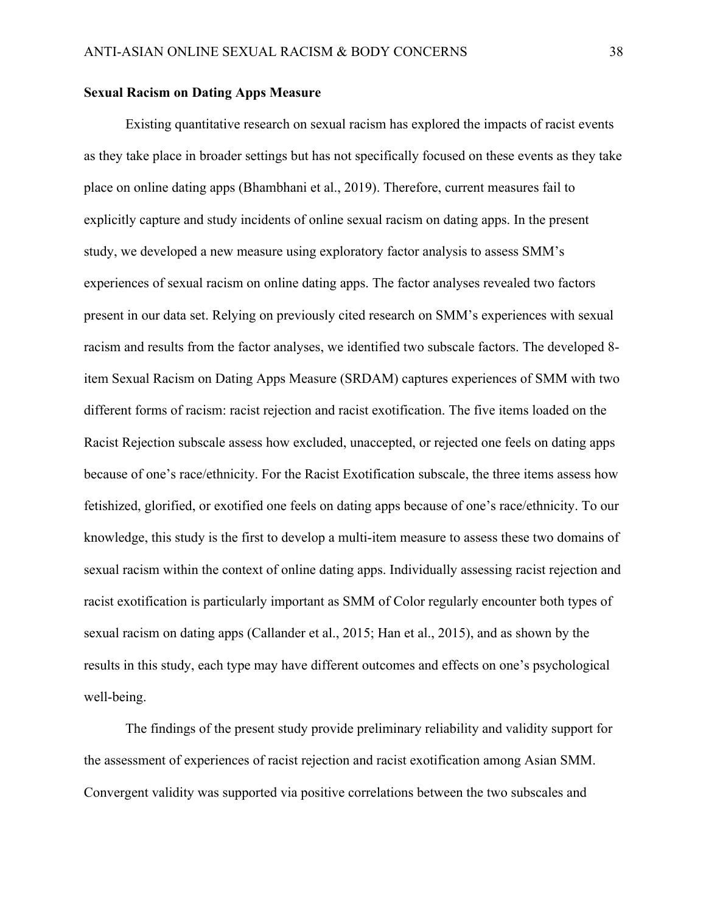**Sexual Racism on Dating Apps Measure**

Existing quantitative research on sexual racism has explored the impacts of racist events as they take place in broader settings but has not specifically focused on these events as they take place on online dating apps (Bhambhani et al., 2019). Therefore, current measures fail to explicitly capture and study incidents of online sexual racism on dating apps. In the present study, we developed a new measure using exploratory factor analysis to assess SMM's experiences of sexual racism on online dating apps. The factor analyses revealed two factors present in our data set. Relying on previously cited research on SMM's experiences with sexual racism and results from the factor analyses, we identified two subscale factors. The developed 8-item Sexual Racism on Dating Apps Measure (SRDAM) captures experiences of SMM with two different forms of racism: racist rejection and racist exotification. The five items loaded on the Racist Rejection subscale assess how excluded, unaccepted, or rejected one feels on dating apps because of one's race/ethnicity. For the Racist Exotification subscale, the three items assess how fetishized, glorified, or exotified one feels on dating apps because of one's race/ethnicity. To our knowledge, this study is the first to develop a multi-item measure to assess these two domains of sexual racism within the context of online dating apps. Individually assessing racist rejection and racist exotification is particularly important as SMM of Color regularly encounter both types of sexual racism on dating apps (Callander et al., 2015; Han et al., 2015), and as shown by the results in this study, each type may have different outcomes and effects on one's psychological well-being.

The findings of the present study provide preliminary reliability and validity support for the assessment of experiences of racist rejection and racist exotification among Asian SMM. Convergent validity was supported via positive correlations between the two subscales and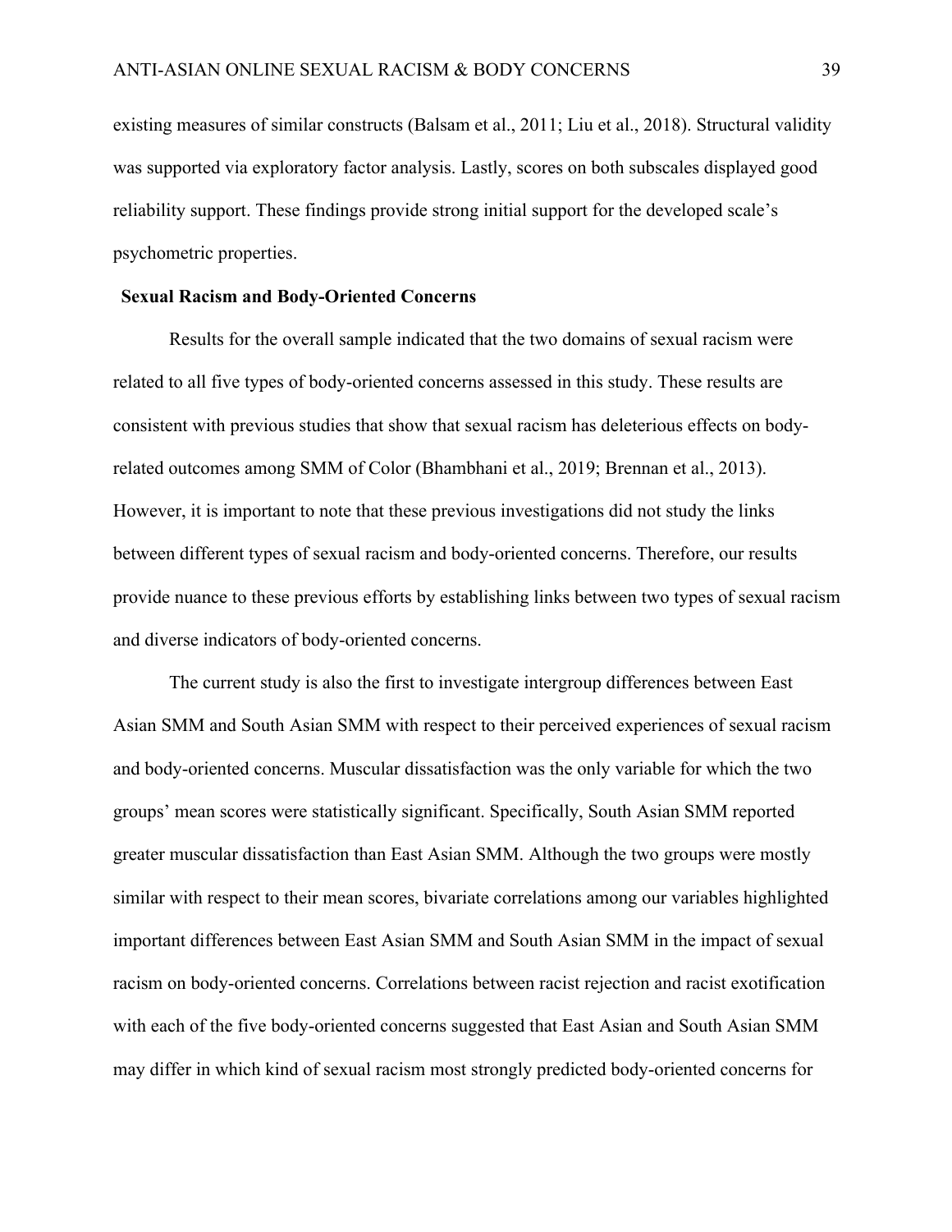existing measures of similar constructs (Balsam et al., 2011; Liu et al., 2018). Structural validity was supported via exploratory factor analysis. Lastly, scores on both subscales displayed good reliability support. These findings provide strong initial support for the developed scale's psychometric properties.

## Sexual Racism and Body-Oriented Concerns

Results for the overall sample indicated that the two domains of sexual racism were related to all five types of body-oriented concerns assessed in this study. These results are consistent with previous studies that show that sexual racism has deleterious effects on body-related outcomes among SMM of Color (Bhambhani et al., 2019; Brennan et al., 2013). However, it is important to note that these previous investigations did not study the links between different types of sexual racism and body-oriented concerns. Therefore, our results provide nuance to these previous efforts by establishing links between two types of sexual racism and diverse indicators of body-oriented concerns.

The current study is also the first to investigate intergroup differences between East Asian SMM and South Asian SMM with respect to their perceived experiences of sexual racism and body-oriented concerns. Muscular dissatisfaction was the only variable for which the two groups' mean scores were statistically significant. Specifically, South Asian SMM reported greater muscular dissatisfaction than East Asian SMM. Although the two groups were mostly similar with respect to their mean scores, bivariate correlations among our variables highlighted important differences between East Asian SMM and South Asian SMM in the impact of sexual racism on body-oriented concerns. Correlations between racist rejection and racist exotification with each of the five body-oriented concerns suggested that East Asian and South Asian SMM may differ in which kind of sexual racism most strongly predicted body-oriented concerns for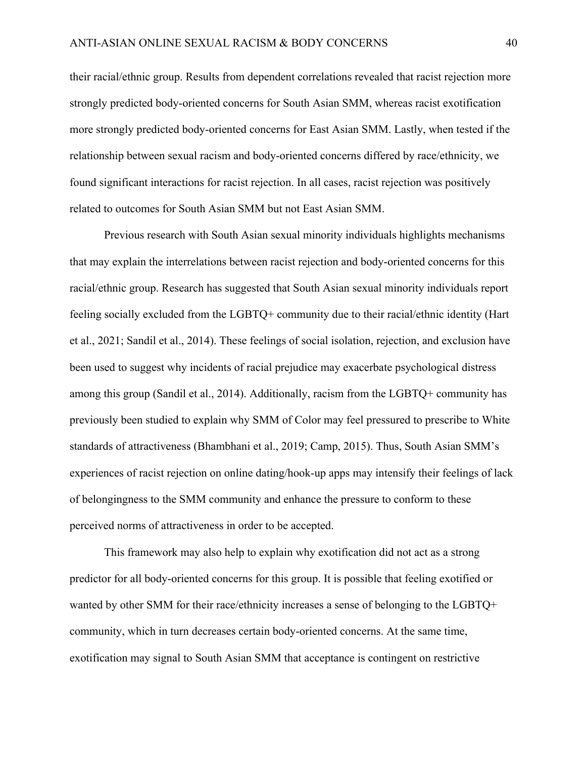their racial/ethnic group. Results from dependent correlations revealed that racist rejection more strongly predicted body-oriented concerns for South Asian SMM, whereas racist exotification more strongly predicted body-oriented concerns for East Asian SMM. Lastly, when tested if the relationship between sexual racism and body-oriented concerns differed by race/ethnicity, we found significant interactions for racist rejection. In all cases, racist rejection was positively related to outcomes for South Asian SMM but not East Asian SMM.

Previous research with South Asian sexual minority individuals highlights mechanisms that may explain the interrelations between racist rejection and body-oriented concerns for this racial/ethnic group. Research has suggested that South Asian sexual minority individuals report feeling socially excluded from the LGBTQ+ community due to their racial/ethnic identity (Hart et al., 2021; Sandil et al., 2014). These feelings of social isolation, rejection, and exclusion have been used to suggest why incidents of racial prejudice may exacerbate psychological distress among this group (Sandil et al., 2014). Additionally, racism from the LGBTQ+ community has previously been studied to explain why SMM of Color may feel pressured to prescribe to White standards of attractiveness (Bhambhani et al., 2019; Camp, 2015). Thus, South Asian SMM's experiences of racist rejection on online dating/hook-up apps may intensify their feelings of lack of belongingness to the SMM community and enhance the pressure to conform to these perceived norms of attractiveness in order to be accepted.

This framework may also help to explain why exotification did not act as a strong predictor for all body-oriented concerns for this group. It is possible that feeling exotified or wanted by other SMM for their race/ethnicity increases a sense of belonging to the LGBTQ+ community, which in turn decreases certain body-oriented concerns. At the same time, exotification may signal to South Asian SMM that acceptance is contingent on restrictive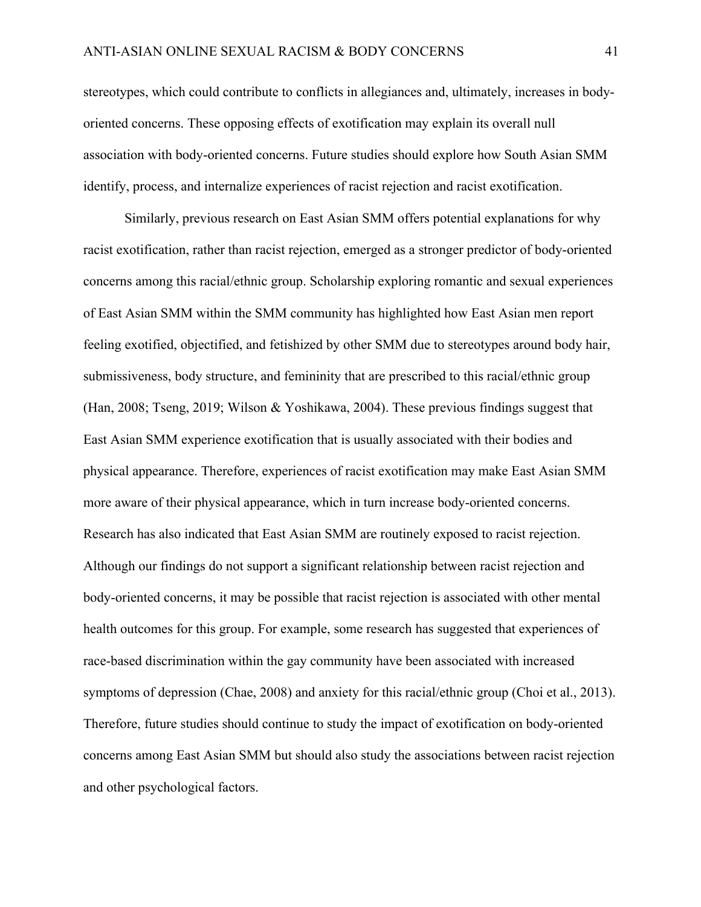stereotypes, which could contribute to conflicts in allegiances and, ultimately, increases in body-oriented concerns. These opposing effects of exotification may explain its overall null association with body-oriented concerns. Future studies should explore how South Asian SMM identify, process, and internalize experiences of racist rejection and racist exotification.

Similarly, previous research on East Asian SMM offers potential explanations for why racist exotification, rather than racist rejection, emerged as a stronger predictor of body-oriented concerns among this racial/ethnic group. Scholarship exploring romantic and sexual experiences of East Asian SMM within the SMM community has highlighted how East Asian men report feeling exotified, objectified, and fetishized by other SMM due to stereotypes around body hair, submissiveness, body structure, and femininity that are prescribed to this racial/ethnic group (Han, 2008; Tseng, 2019; Wilson & Yoshikawa, 2004). These previous findings suggest that East Asian SMM experience exotification that is usually associated with their bodies and physical appearance. Therefore, experiences of racist exotification may make East Asian SMM more aware of their physical appearance, which in turn increase body-oriented concerns. Research has also indicated that East Asian SMM are routinely exposed to racist rejection. Although our findings do not support a significant relationship between racist rejection and body-oriented concerns, it may be possible that racist rejection is associated with other mental health outcomes for this group. For example, some research has suggested that experiences of race-based discrimination within the gay community have been associated with increased symptoms of depression (Chae, 2008) and anxiety for this racial/ethnic group (Choi et al., 2013). Therefore, future studies should continue to study the impact of exotification on body-oriented concerns among East Asian SMM but should also study the associations between racist rejection and other psychological factors.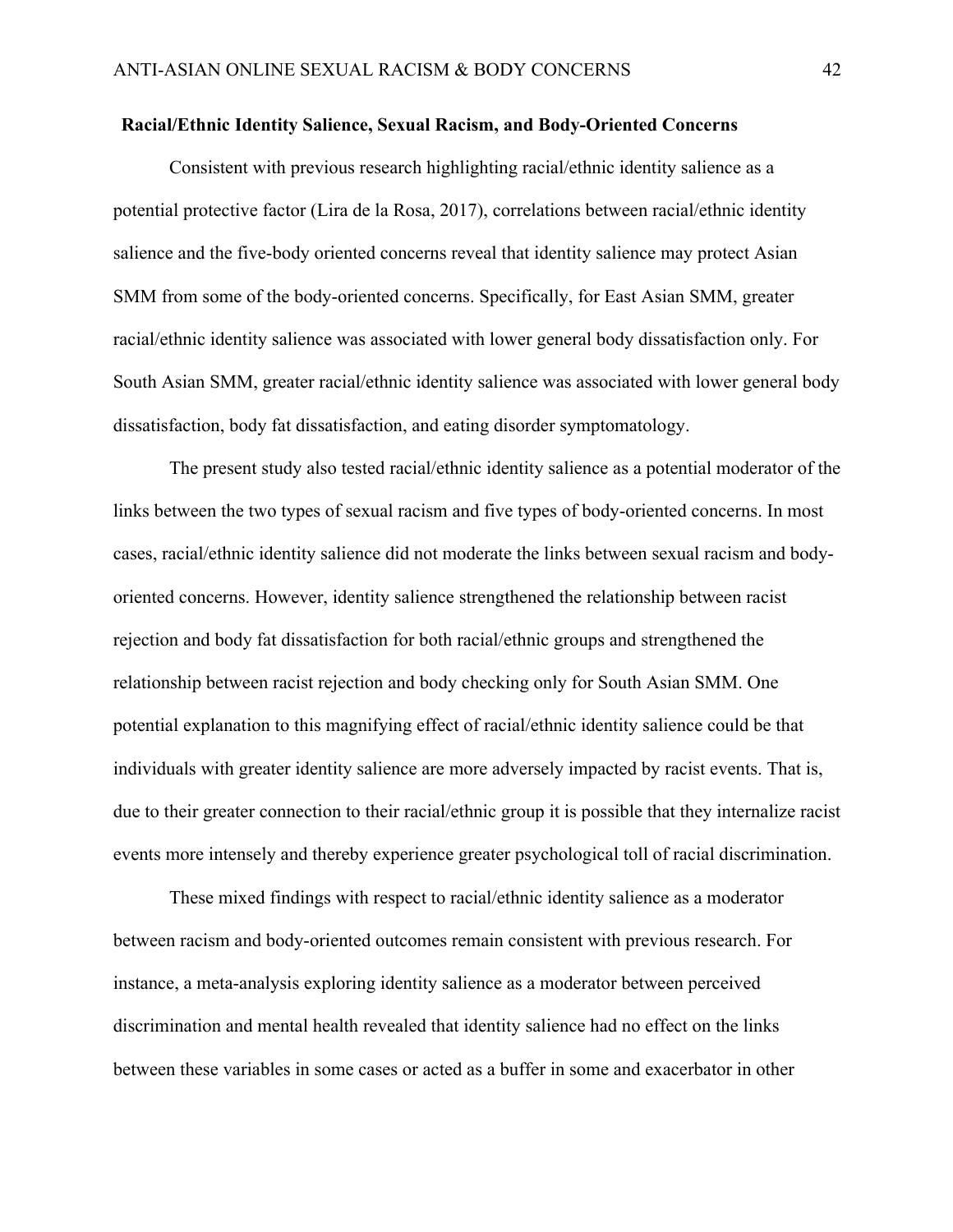## Racial/Ethnic Identity Salience, Sexual Racism, and Body-Oriented Concerns

Consistent with previous research highlighting racial/ethnic identity salience as a potential protective factor (Lira de la Rosa, 2017), correlations between racial/ethnic identity salience and the five-body oriented concerns reveal that identity salience may protect Asian SMM from some of the body-oriented concerns. Specifically, for East Asian SMM, greater racial/ethnic identity salience was associated with lower general body dissatisfaction only. For South Asian SMM, greater racial/ethnic identity salience was associated with lower general body dissatisfaction, body fat dissatisfaction, and eating disorder symptomatology.

The present study also tested racial/ethnic identity salience as a potential moderator of the links between the two types of sexual racism and five types of body-oriented concerns. In most cases, racial/ethnic identity salience did not moderate the links between sexual racism and body-oriented concerns. However, identity salience strengthened the relationship between racist rejection and body fat dissatisfaction for both racial/ethnic groups and strengthened the relationship between racist rejection and body checking only for South Asian SMM. One potential explanation to this magnifying effect of racial/ethnic identity salience could be that individuals with greater identity salience are more adversely impacted by racist events. That is, due to their greater connection to their racial/ethnic group it is possible that they internalize racist events more intensely and thereby experience greater psychological toll of racial discrimination.

These mixed findings with respect to racial/ethnic identity salience as a moderator between racism and body-oriented outcomes remain consistent with previous research. For instance, a meta-analysis exploring identity salience as a moderator between perceived discrimination and mental health revealed that identity salience had no effect on the links between these variables in some cases or acted as a buffer in some and exacerbator in other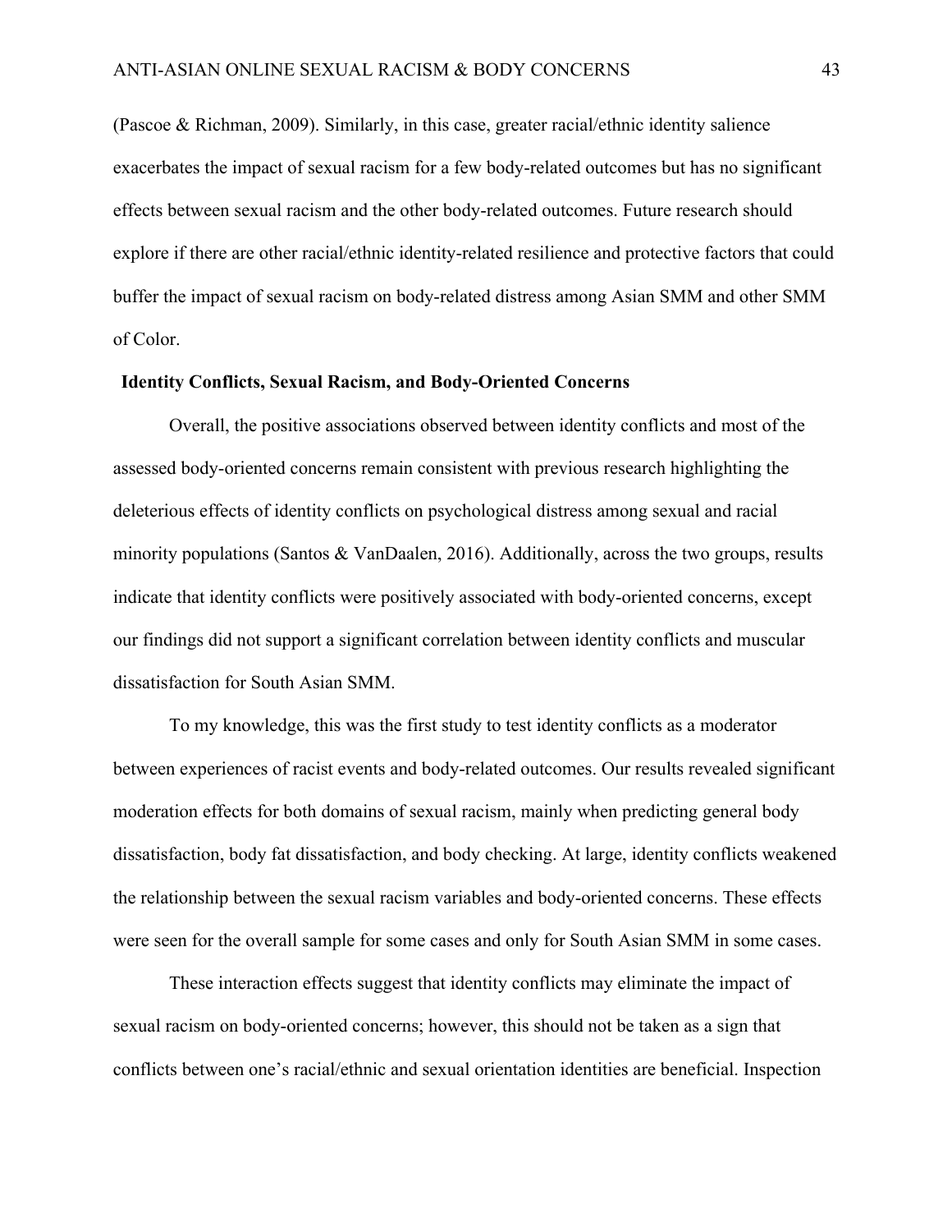(Pascoe & Richman, 2009). Similarly, in this case, greater racial/ethnic identity salience exacerbates the impact of sexual racism for a few body-related outcomes but has no significant effects between sexual racism and the other body-related outcomes. Future research should explore if there are other racial/ethnic identity-related resilience and protective factors that could buffer the impact of sexual racism on body-related distress among Asian SMM and other SMM of Color.

## Identity Conflicts, Sexual Racism, and Body-Oriented Concerns

Overall, the positive associations observed between identity conflicts and most of the assessed body-oriented concerns remain consistent with previous research highlighting the deleterious effects of identity conflicts on psychological distress among sexual and racial minority populations (Santos & VanDaalen, 2016). Additionally, across the two groups, results indicate that identity conflicts were positively associated with body-oriented concerns, except our findings did not support a significant correlation between identity conflicts and muscular dissatisfaction for South Asian SMM.

To my knowledge, this was the first study to test identity conflicts as a moderator between experiences of racist events and body-related outcomes. Our results revealed significant moderation effects for both domains of sexual racism, mainly when predicting general body dissatisfaction, body fat dissatisfaction, and body checking. At large, identity conflicts weakened the relationship between the sexual racism variables and body-oriented concerns. These effects were seen for the overall sample for some cases and only for South Asian SMM in some cases.

These interaction effects suggest that identity conflicts may eliminate the impact of sexual racism on body-oriented concerns; however, this should not be taken as a sign that conflicts between one's racial/ethnic and sexual orientation identities are beneficial. Inspection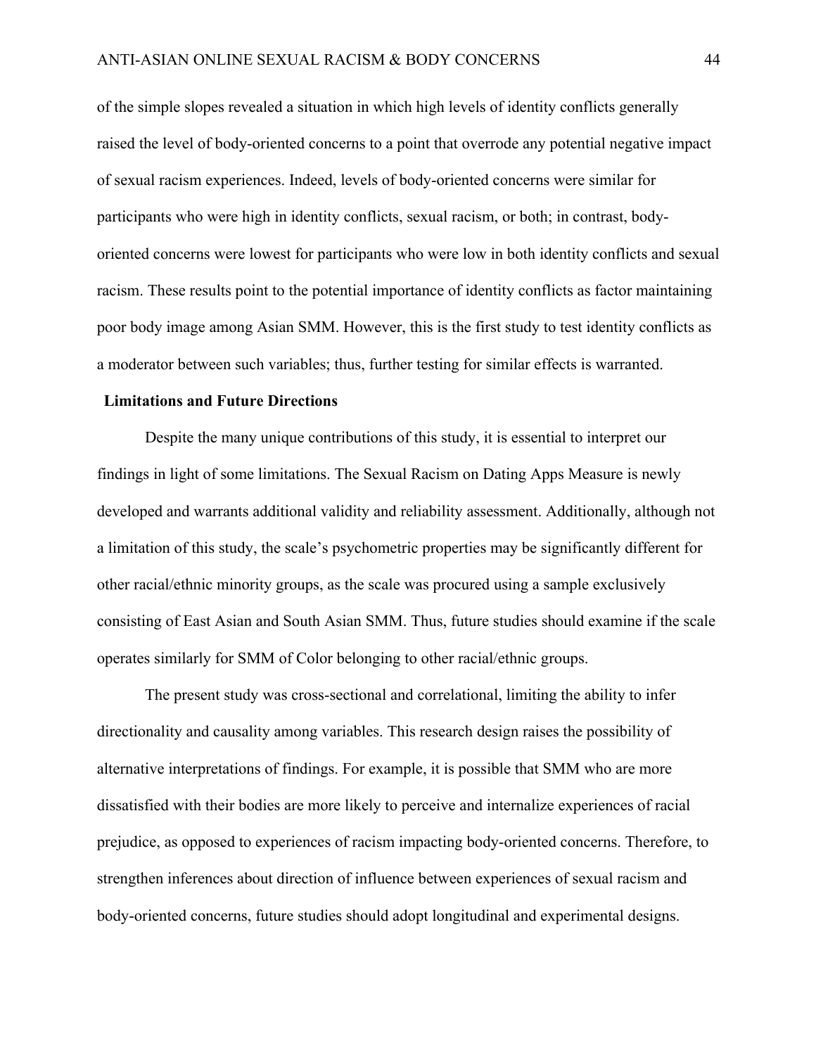of the simple slopes revealed a situation in which high levels of identity conflicts generally raised the level of body-oriented concerns to a point that overrode any potential negative impact of sexual racism experiences. Indeed, levels of body-oriented concerns were similar for participants who were high in identity conflicts, sexual racism, or both; in contrast, body-oriented concerns were lowest for participants who were low in both identity conflicts and sexual racism. These results point to the potential importance of identity conflicts as factor maintaining poor body image among Asian SMM. However, this is the first study to test identity conflicts as a moderator between such variables; thus, further testing for similar effects is warranted.

## Limitations and Future Directions

Despite the many unique contributions of this study, it is essential to interpret our findings in light of some limitations. The Sexual Racism on Dating Apps Measure is newly developed and warrants additional validity and reliability assessment. Additionally, although not a limitation of this study, the scale's psychometric properties may be significantly different for other racial/ethnic minority groups, as the scale was procured using a sample exclusively consisting of East Asian and South Asian SMM. Thus, future studies should examine if the scale operates similarly for SMM of Color belonging to other racial/ethnic groups.

The present study was cross-sectional and correlational, limiting the ability to infer directionality and causality among variables. This research design raises the possibility of alternative interpretations of findings. For example, it is possible that SMM who are more dissatisfied with their bodies are more likely to perceive and internalize experiences of racial prejudice, as opposed to experiences of racism impacting body-oriented concerns. Therefore, to strengthen inferences about direction of influence between experiences of sexual racism and body-oriented concerns, future studies should adopt longitudinal and experimental designs.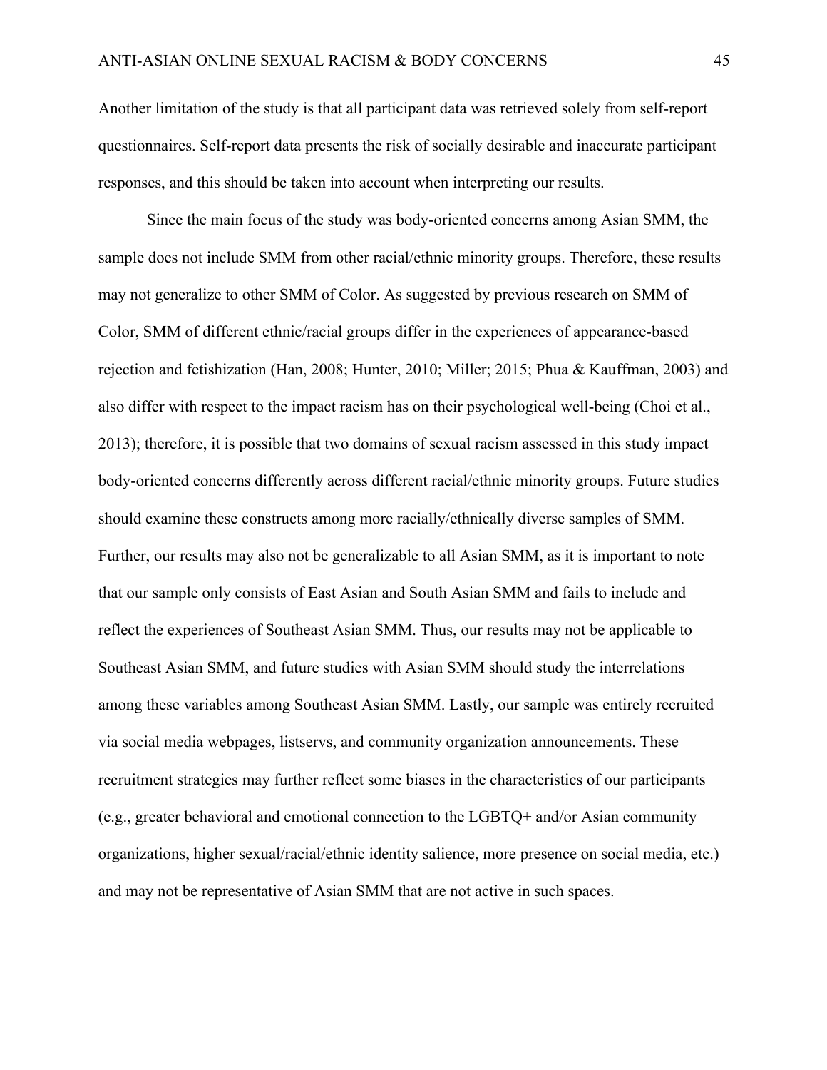Another limitation of the study is that all participant data was retrieved solely from self-report questionnaires. Self-report data presents the risk of socially desirable and inaccurate participant responses, and this should be taken into account when interpreting our results.

Since the main focus of the study was body-oriented concerns among Asian SMM, the sample does not include SMM from other racial/ethnic minority groups. Therefore, these results may not generalize to other SMM of Color. As suggested by previous research on SMM of Color, SMM of different ethnic/racial groups differ in the experiences of appearance-based rejection and fetishization (Han, 2008; Hunter, 2010; Miller; 2015; Phua & Kauffman, 2003) and also differ with respect to the impact racism has on their psychological well-being (Choi et al., 2013); therefore, it is possible that two domains of sexual racism assessed in this study impact body-oriented concerns differently across different racial/ethnic minority groups. Future studies should examine these constructs among more racially/ethnically diverse samples of SMM. Further, our results may also not be generalizable to all Asian SMM, as it is important to note that our sample only consists of East Asian and South Asian SMM and fails to include and reflect the experiences of Southeast Asian SMM. Thus, our results may not be applicable to Southeast Asian SMM, and future studies with Asian SMM should study the interrelations among these variables among Southeast Asian SMM. Lastly, our sample was entirely recruited via social media webpages, listservs, and community organization announcements. These recruitment strategies may further reflect some biases in the characteristics of our participants (e.g., greater behavioral and emotional connection to the LGBTQ+ and/or Asian community organizations, higher sexual/racial/ethnic identity salience, more presence on social media, etc.) and may not be representative of Asian SMM that are not active in such spaces.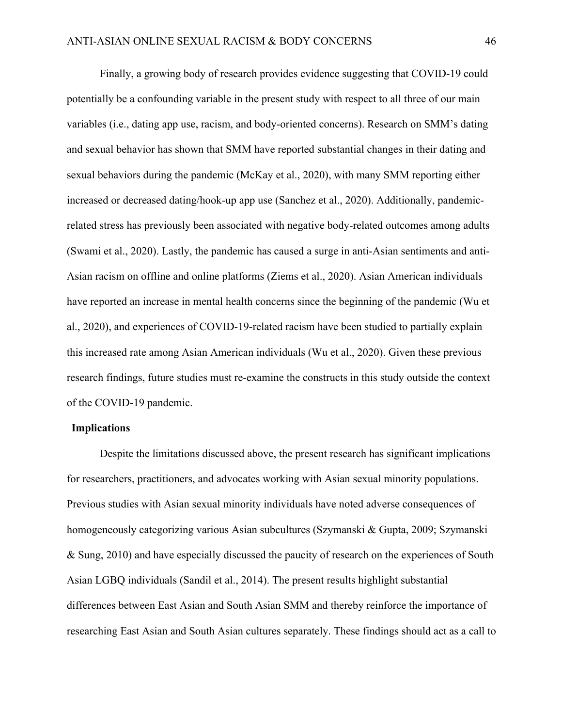Finally, a growing body of research provides evidence suggesting that COVID-19 could potentially be a confounding variable in the present study with respect to all three of our main variables (i.e., dating app use, racism, and body-oriented concerns). Research on SMM's dating and sexual behavior has shown that SMM have reported substantial changes in their dating and sexual behaviors during the pandemic (McKay et al., 2020), with many SMM reporting either increased or decreased dating/hook-up app use (Sanchez et al., 2020). Additionally, pandemic-related stress has previously been associated with negative body-related outcomes among adults (Swami et al., 2020). Lastly, the pandemic has caused a surge in anti-Asian sentiments and anti-Asian racism on offline and online platforms (Ziems et al., 2020). Asian American individuals have reported an increase in mental health concerns since the beginning of the pandemic (Wu et al., 2020), and experiences of COVID-19-related racism have been studied to partially explain this increased rate among Asian American individuals (Wu et al., 2020). Given these previous research findings, future studies must re-examine the constructs in this study outside the context of the COVID-19 pandemic.

## Implications

Despite the limitations discussed above, the present research has significant implications for researchers, practitioners, and advocates working with Asian sexual minority populations. Previous studies with Asian sexual minority individuals have noted adverse consequences of homogeneously categorizing various Asian subcultures (Szymanski & Gupta, 2009; Szymanski & Sung, 2010) and have especially discussed the paucity of research on the experiences of South Asian LGBQ individuals (Sandil et al., 2014). The present results highlight substantial differences between East Asian and South Asian SMM and thereby reinforce the importance of researching East Asian and South Asian cultures separately. These findings should act as a call to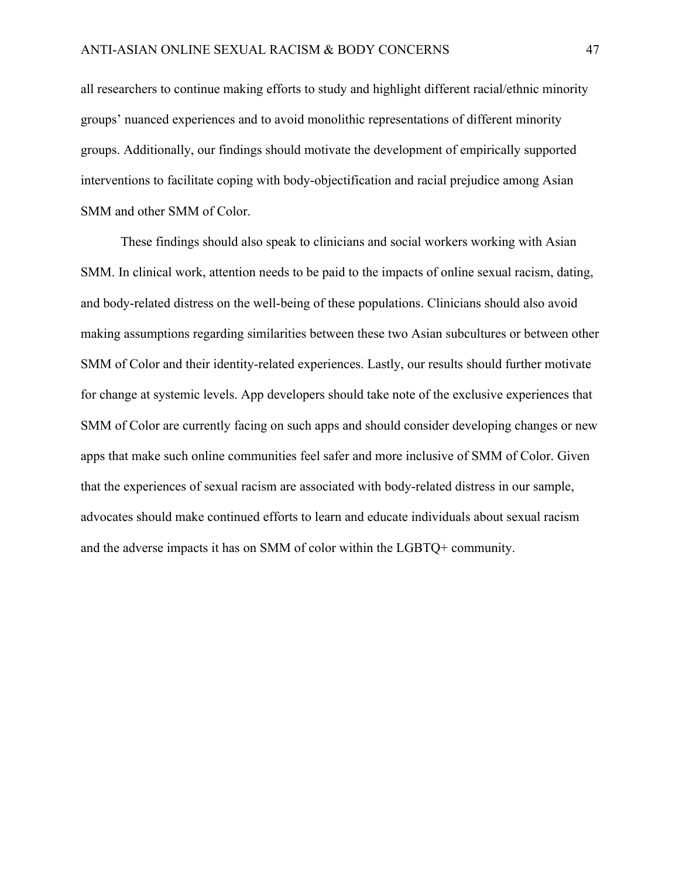all researchers to continue making efforts to study and highlight different racial/ethnic minority groups' nuanced experiences and to avoid monolithic representations of different minority groups. Additionally, our findings should motivate the development of empirically supported interventions to facilitate coping with body-objectification and racial prejudice among Asian SMM and other SMM of Color.

These findings should also speak to clinicians and social workers working with Asian SMM. In clinical work, attention needs to be paid to the impacts of online sexual racism, dating, and body-related distress on the well-being of these populations. Clinicians should also avoid making assumptions regarding similarities between these two Asian subcultures or between other SMM of Color and their identity-related experiences. Lastly, our results should further motivate for change at systemic levels. App developers should take note of the exclusive experiences that SMM of Color are currently facing on such apps and should consider developing changes or new apps that make such online communities feel safer and more inclusive of SMM of Color. Given that the experiences of sexual racism are associated with body-related distress in our sample, advocates should make continued efforts to learn and educate individuals about sexual racism and the adverse impacts it has on SMM of color within the LGBTQ+ community.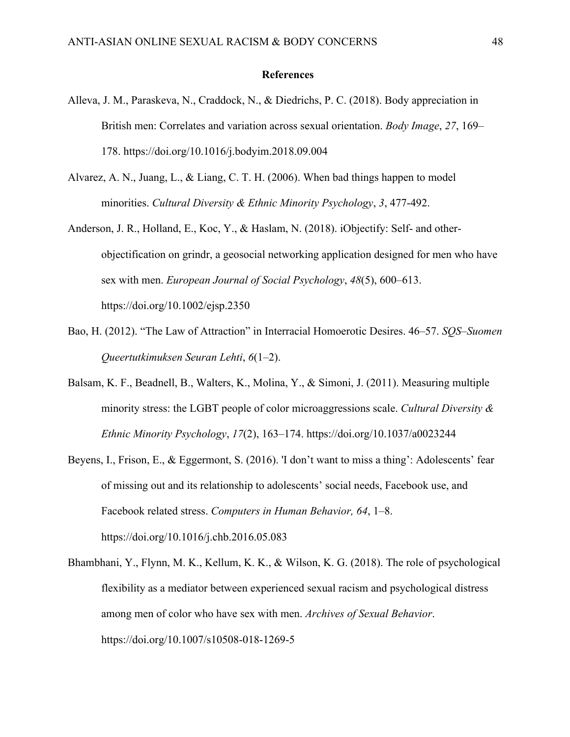## References

Alleva, J. M., Paraskeva, N., Craddock, N., & Diedrichs, P. C. (2018). Body appreciation in British men: Correlates and variation across sexual orientation. *Body Image*, *27*, 169–178. https://doi.org/10.1016/j.bodyim.2018.09.004

Alvarez, A. N., Juang, L., & Liang, C. T. H. (2006). When bad things happen to model minorities. *Cultural Diversity & Ethnic Minority Psychology*, *3*, 477-492.

Anderson, J. R., Holland, E., Koc, Y., & Haslam, N. (2018). iObjectify: Self- and other-objectification on grindr, a geosocial networking application designed for men who have sex with men. *European Journal of Social Psychology*, *48*(5), 600–613. https://doi.org/10.1002/ejsp.2350

Bao, H. (2012). "The Law of Attraction" in Interracial Homoerotic Desires. 46–57. *SQS–Suomen Queertutkimuksen Seuran Lehti*, *6*(1–2).

Balsam, K. F., Beadnell, B., Walters, K., Molina, Y., & Simoni, J. (2011). Measuring multiple minority stress: the LGBT people of color microaggressions scale. *Cultural Diversity & Ethnic Minority Psychology*, *17*(2), 163–174. https://doi.org/10.1037/a0023244

Beyens, I., Frison, E., & Eggermont, S. (2016). 'I don't want to miss a thing': Adolescents' fear of missing out and its relationship to adolescents' social needs, Facebook use, and Facebook related stress. *Computers in Human Behavior, 64*, 1–8. https://doi.org/10.1016/j.chb.2016.05.083

Bhambhani, Y., Flynn, M. K., Kellum, K. K., & Wilson, K. G. (2018). The role of psychological flexibility as a mediator between experienced sexual racism and psychological distress among men of color who have sex with men. *Archives of Sexual Behavior*. https://doi.org/10.1007/s10508-018-1269-5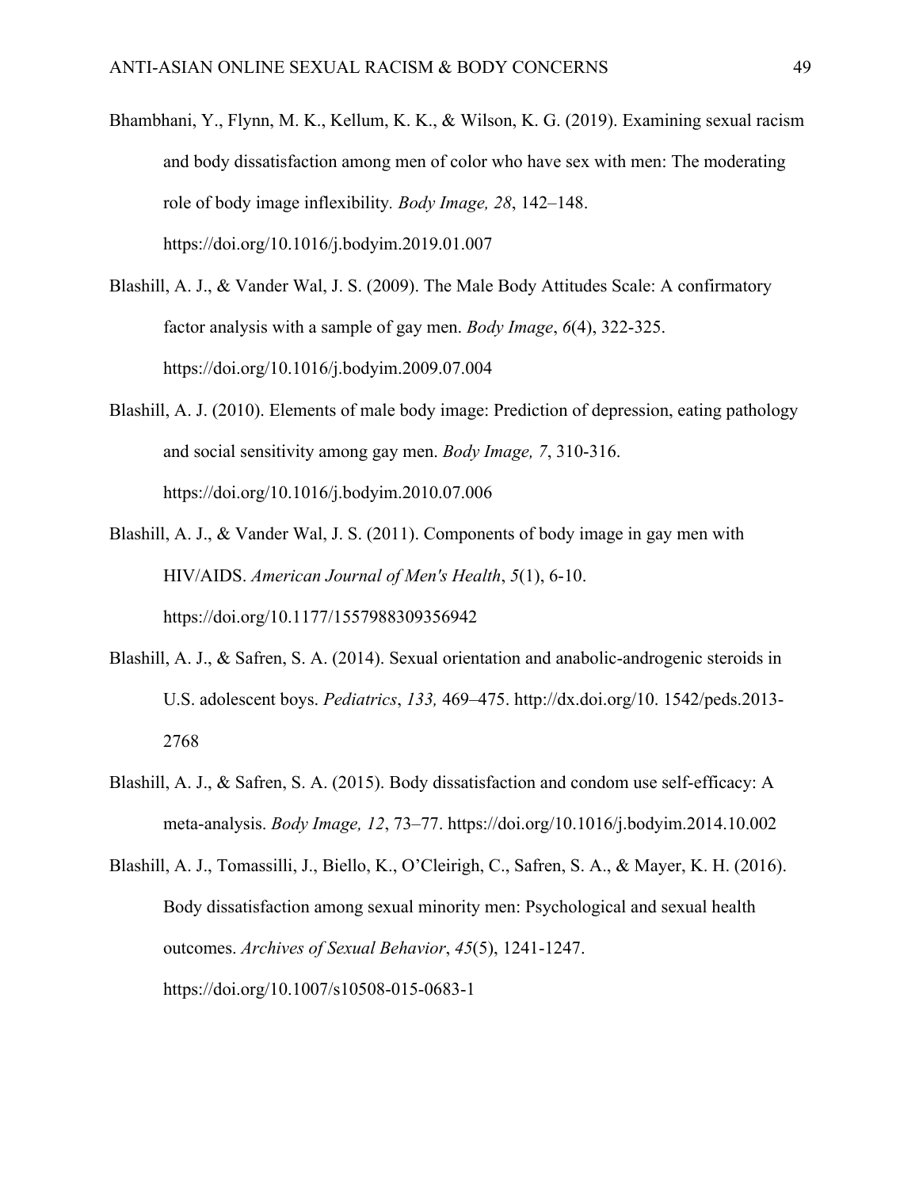Bhambhani, Y., Flynn, M. K., Kellum, K. K., & Wilson, K. G. (2019). Examining sexual racism and body dissatisfaction among men of color who have sex with men: The moderating role of body image inflexibility. *Body Image, 28*, 142–148. https://doi.org/10.1016/j.bodyim.2019.01.007

Blashill, A. J., & Vander Wal, J. S. (2009). The Male Body Attitudes Scale: A confirmatory factor analysis with a sample of gay men. *Body Image*, *6*(4), 322-325. https://doi.org/10.1016/j.bodyim.2009.07.004

Blashill, A. J. (2010). Elements of male body image: Prediction of depression, eating pathology and social sensitivity among gay men. *Body Image, 7*, 310-316. https://doi.org/10.1016/j.bodyim.2010.07.006

Blashill, A. J., & Vander Wal, J. S. (2011). Components of body image in gay men with HIV/AIDS. *American Journal of Men's Health*, *5*(1), 6-10. https://doi.org/10.1177/1557988309356942

Blashill, A. J., & Safren, S. A. (2014). Sexual orientation and anabolic-androgenic steroids in U.S. adolescent boys. *Pediatrics*, *133,* 469–475. http://dx.doi.org/10. 1542/peds.2013-2768

Blashill, A. J., & Safren, S. A. (2015). Body dissatisfaction and condom use self-efficacy: A meta-analysis. *Body Image, 12*, 73–77. https://doi.org/10.1016/j.bodyim.2014.10.002

Blashill, A. J., Tomassilli, J., Biello, K., O'Cleirigh, C., Safren, S. A., & Mayer, K. H. (2016). Body dissatisfaction among sexual minority men: Psychological and sexual health outcomes. *Archives of Sexual Behavior*, *45*(5), 1241-1247. https://doi.org/10.1007/s10508-015-0683-1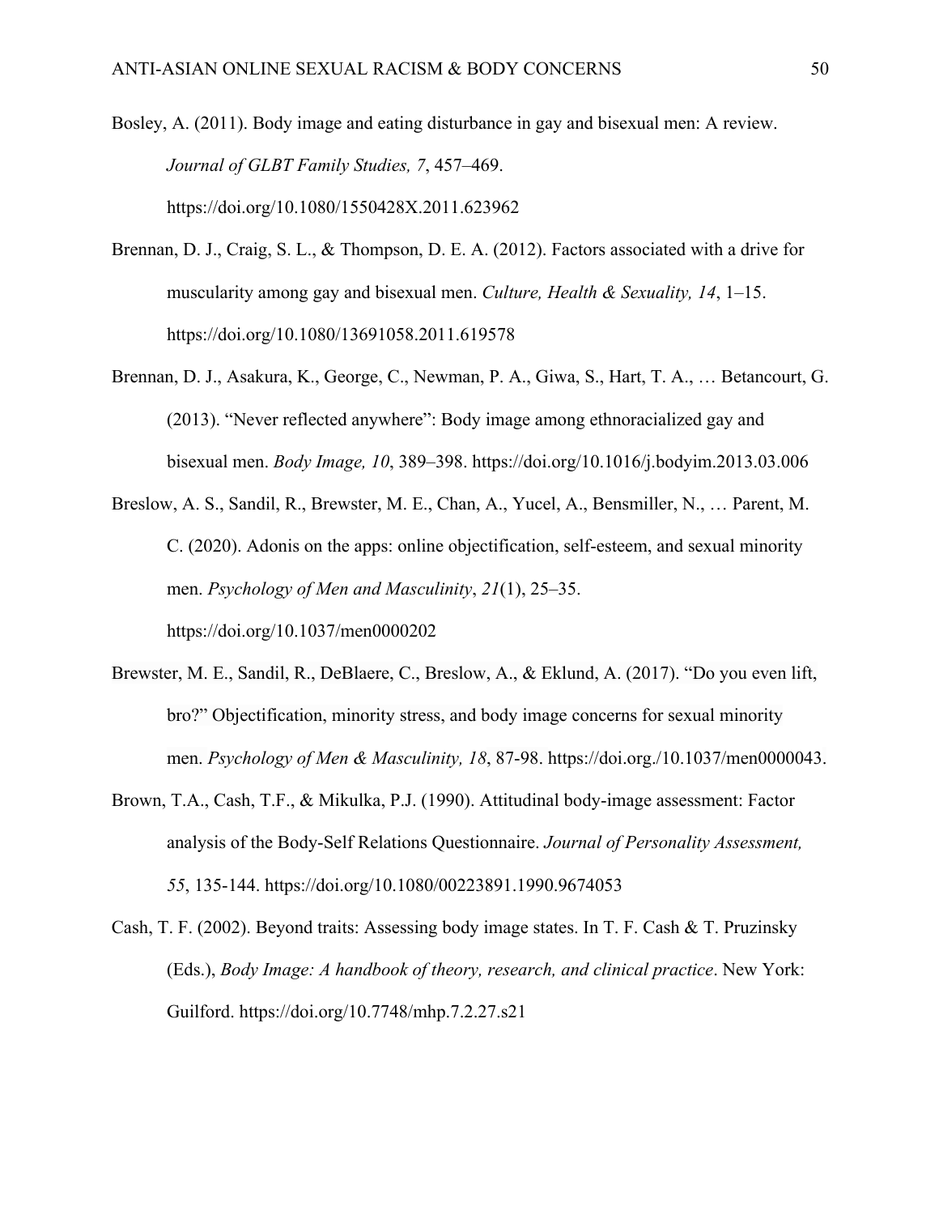Bosley, A. (2011). Body image and eating disturbance in gay and bisexual men: A review. *Journal of GLBT Family Studies, 7*, 457–469. https://doi.org/10.1080/1550428X.2011.623962

Brennan, D. J., Craig, S. L., & Thompson, D. E. A. (2012). Factors associated with a drive for muscularity among gay and bisexual men. *Culture, Health & Sexuality, 14*, 1–15. https://doi.org/10.1080/13691058.2011.619578

Brennan, D. J., Asakura, K., George, C., Newman, P. A., Giwa, S., Hart, T. A., … Betancourt, G. (2013). "Never reflected anywhere": Body image among ethnoracialized gay and bisexual men. *Body Image, 10*, 389–398. https://doi.org/10.1016/j.bodyim.2013.03.006

Breslow, A. S., Sandil, R., Brewster, M. E., Chan, A., Yucel, A., Bensmiller, N., … Parent, M. C. (2020). Adonis on the apps: online objectification, self-esteem, and sexual minority men. *Psychology of Men and Masculinity*, *21*(1), 25–35. https://doi.org/10.1037/men0000202

Brewster, M. E., Sandil, R., DeBlaere, C., Breslow, A., & Eklund, A. (2017). "Do you even lift, bro?" Objectification, minority stress, and body image concerns for sexual minority men. *Psychology of Men & Masculinity, 18*, 87-98. https://doi.org./10.1037/men0000043.

Brown, T.A., Cash, T.F., & Mikulka, P.J. (1990). Attitudinal body-image assessment: Factor analysis of the Body-Self Relations Questionnaire. *Journal of Personality Assessment, 55*, 135-144. https://doi.org/10.1080/00223891.1990.9674053

Cash, T. F. (2002). Beyond traits: Assessing body image states. In T. F. Cash & T. Pruzinsky (Eds.), *Body Image: A handbook of theory, research, and clinical practice*. New York: Guilford. https://doi.org/10.7748/mhp.7.2.27.s21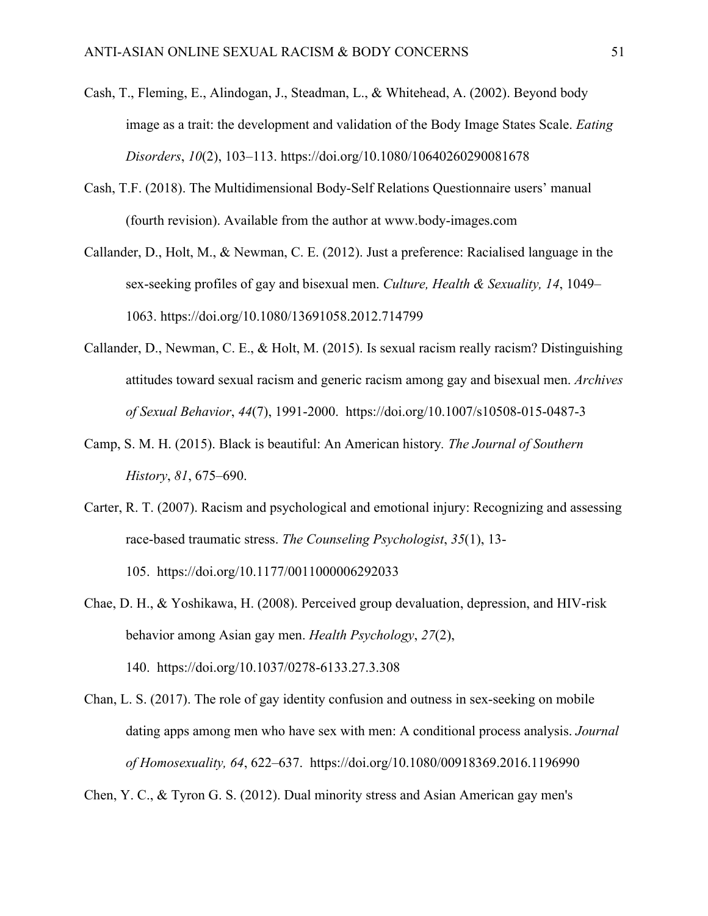Cash, T., Fleming, E., Alindogan, J., Steadman, L., & Whitehead, A. (2002). Beyond body image as a trait: the development and validation of the Body Image States Scale. *Eating Disorders*, *10*(2), 103–113. https://doi.org/10.1080/10640260290081678

Cash, T.F. (2018). The Multidimensional Body-Self Relations Questionnaire users' manual (fourth revision). Available from the author at www.body-images.com

Callander, D., Holt, M., & Newman, C. E. (2012). Just a preference: Racialised language in the sex-seeking profiles of gay and bisexual men. *Culture, Health & Sexuality, 14*, 1049–1063. https://doi.org/10.1080/13691058.2012.714799

Callander, D., Newman, C. E., & Holt, M. (2015). Is sexual racism really racism? Distinguishing attitudes toward sexual racism and generic racism among gay and bisexual men. *Archives of Sexual Behavior*, *44*(7), 1991-2000. https://doi.org/10.1007/s10508-015-0487-3

Camp, S. M. H. (2015). Black is beautiful: An American history. *The Journal of Southern History*, *81*, 675–690.

Carter, R. T. (2007). Racism and psychological and emotional injury: Recognizing and assessing race-based traumatic stress. *The Counseling Psychologist*, *35*(1), 13-105. https://doi.org/10.1177/0011000006292033

Chae, D. H., & Yoshikawa, H. (2008). Perceived group devaluation, depression, and HIV-risk behavior among Asian gay men. *Health Psychology*, *27*(2), 140. https://doi.org/10.1037/0278-6133.27.3.308

Chan, L. S. (2017). The role of gay identity confusion and outness in sex-seeking on mobile dating apps among men who have sex with men: A conditional process analysis. *Journal of Homosexuality, 64*, 622–637. https://doi.org/10.1080/00918369.2016.1196990

Chen, Y. C., & Tyron G. S. (2012). Dual minority stress and Asian American gay men's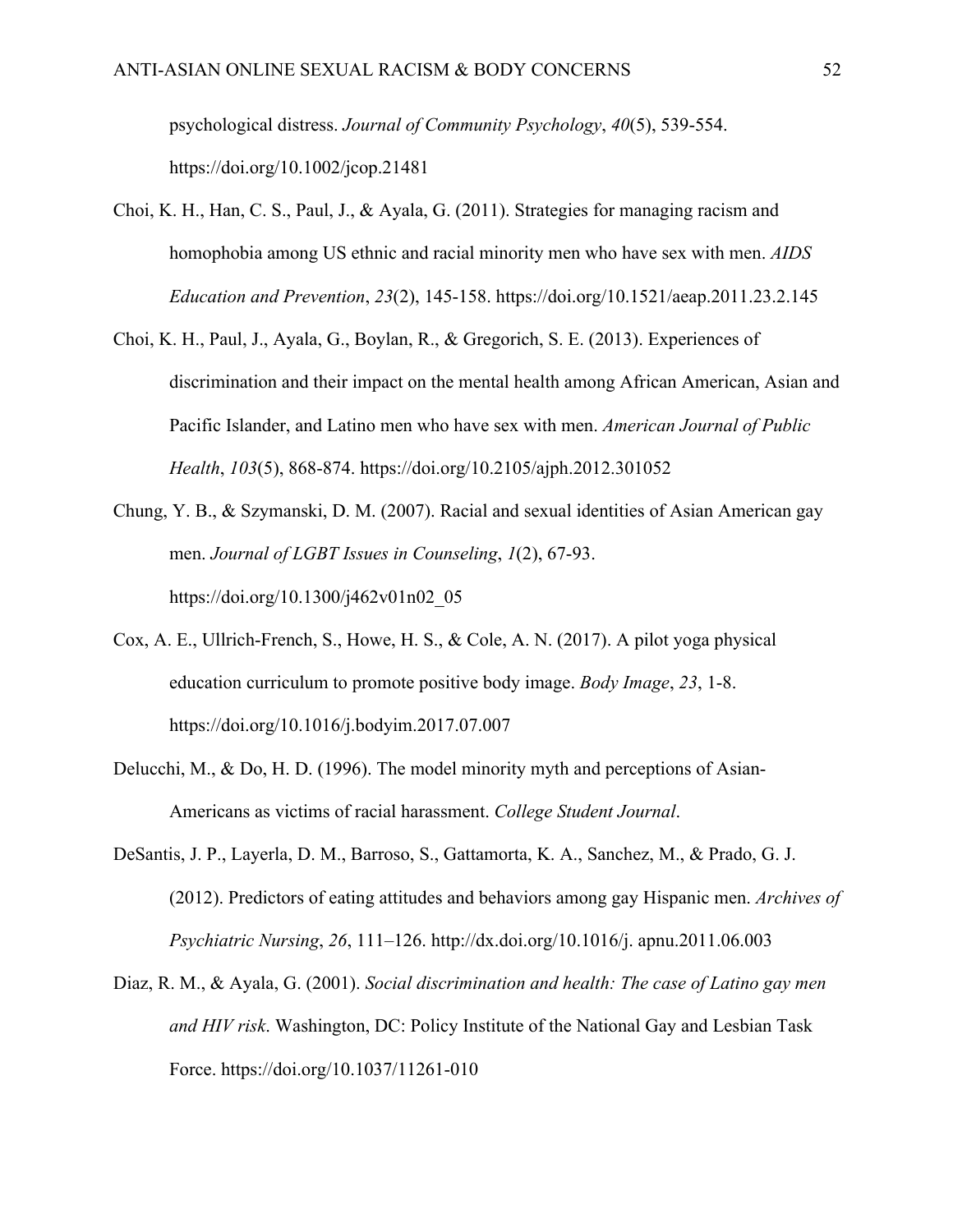psychological distress. *Journal of Community Psychology*, *40*(5), 539-554. https://doi.org/10.1002/jcop.21481

Choi, K. H., Han, C. S., Paul, J., & Ayala, G. (2011). Strategies for managing racism and homophobia among US ethnic and racial minority men who have sex with men. *AIDS Education and Prevention*, *23*(2), 145-158. https://doi.org/10.1521/aeap.2011.23.2.145

Choi, K. H., Paul, J., Ayala, G., Boylan, R., & Gregorich, S. E. (2013). Experiences of discrimination and their impact on the mental health among African American, Asian and Pacific Islander, and Latino men who have sex with men. *American Journal of Public Health*, *103*(5), 868-874. https://doi.org/10.2105/ajph.2012.301052

Chung, Y. B., & Szymanski, D. M. (2007). Racial and sexual identities of Asian American gay men. *Journal of LGBT Issues in Counseling*, *1*(2), 67-93. https://doi.org/10.1300/j462v01n02_05

Cox, A. E., Ullrich-French, S., Howe, H. S., & Cole, A. N. (2017). A pilot yoga physical education curriculum to promote positive body image. *Body Image*, *23*, 1-8. https://doi.org/10.1016/j.bodyim.2017.07.007

Delucchi, M., & Do, H. D. (1996). The model minority myth and perceptions of Asian-Americans as victims of racial harassment. *College Student Journal*.

DeSantis, J. P., Layerla, D. M., Barroso, S., Gattamorta, K. A., Sanchez, M., & Prado, G. J. (2012). Predictors of eating attitudes and behaviors among gay Hispanic men. *Archives of Psychiatric Nursing*, *26*, 111–126. http://dx.doi.org/10.1016/j. apnu.2011.06.003

Diaz, R. M., & Ayala, G. (2001). *Social discrimination and health: The case of Latino gay men and HIV risk*. Washington, DC: Policy Institute of the National Gay and Lesbian Task Force. https://doi.org/10.1037/11261-010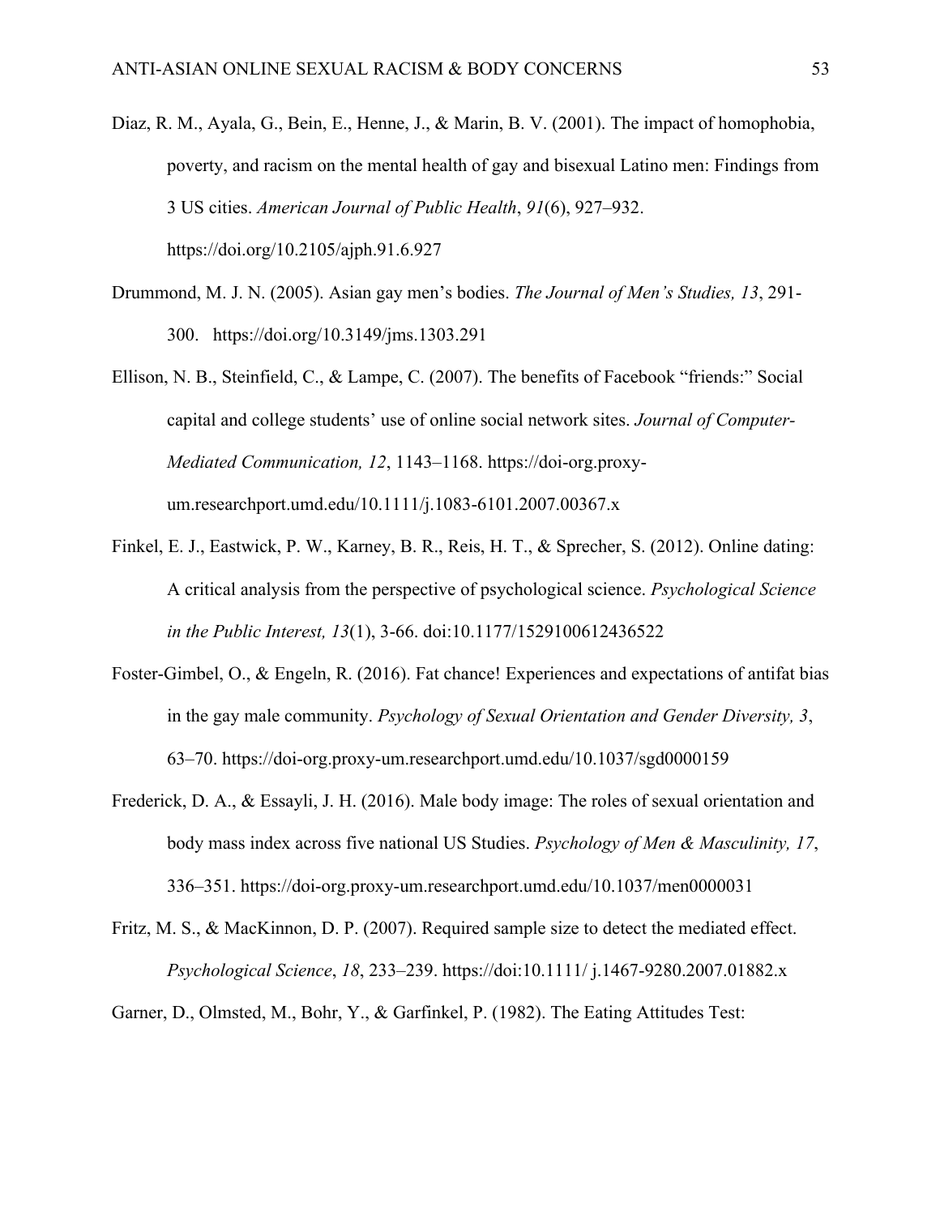Diaz, R. M., Ayala, G., Bein, E., Henne, J., & Marin, B. V. (2001). The impact of homophobia, poverty, and racism on the mental health of gay and bisexual Latino men: Findings from 3 US cities. *American Journal of Public Health*, *91*(6), 927–932. https://doi.org/10.2105/ajph.91.6.927

Drummond, M. J. N. (2005). Asian gay men's bodies. *The Journal of Men's Studies, 13*, 291-300. https://doi.org/10.3149/jms.1303.291

Ellison, N. B., Steinfield, C., & Lampe, C. (2007). The benefits of Facebook "friends:" Social capital and college students' use of online social network sites. *Journal of Computer-Mediated Communication, 12*, 1143–1168. https://doi-org.proxy-um.researchport.umd.edu/10.1111/j.1083-6101.2007.00367.x

Finkel, E. J., Eastwick, P. W., Karney, B. R., Reis, H. T., & Sprecher, S. (2012). Online dating: A critical analysis from the perspective of psychological science. *Psychological Science in the Public Interest, 13*(1), 3-66. doi:10.1177/1529100612436522

Foster-Gimbel, O., & Engeln, R. (2016). Fat chance! Experiences and expectations of antifat bias in the gay male community. *Psychology of Sexual Orientation and Gender Diversity, 3*, 63–70. https://doi-org.proxy-um.researchport.umd.edu/10.1037/sgd0000159

Frederick, D. A., & Essayli, J. H. (2016). Male body image: The roles of sexual orientation and body mass index across five national US Studies. *Psychology of Men & Masculinity, 17*, 336–351. https://doi-org.proxy-um.researchport.umd.edu/10.1037/men0000031

Fritz, M. S., & MacKinnon, D. P. (2007). Required sample size to detect the mediated effect. *Psychological Science*, *18*, 233–239. https://doi:10.1111/ j.1467-9280.2007.01882.x

Garner, D., Olmsted, M., Bohr, Y., & Garfinkel, P. (1982). The Eating Attitudes Test: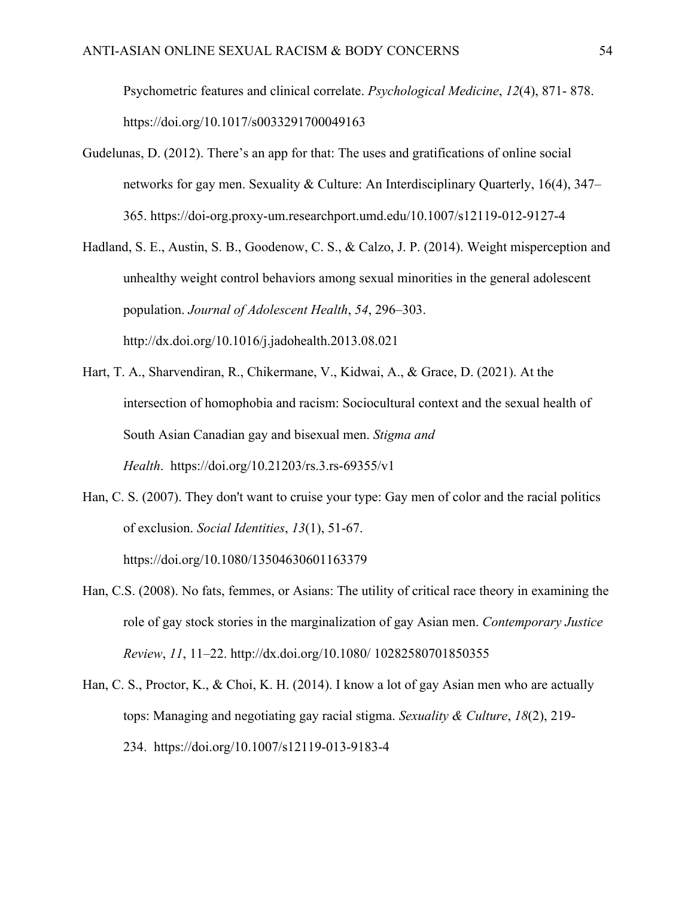Psychometric features and clinical correlate. *Psychological Medicine*, *12*(4), 871- 878. https://doi.org/10.1017/s0033291700049163

Gudelunas, D. (2012). There's an app for that: The uses and gratifications of online social networks for gay men. Sexuality & Culture: An Interdisciplinary Quarterly, 16(4), 347–365. https://doi-org.proxy-um.researchport.umd.edu/10.1007/s12119-012-9127-4

Hadland, S. E., Austin, S. B., Goodenow, C. S., & Calzo, J. P. (2014). Weight misperception and unhealthy weight control behaviors among sexual minorities in the general adolescent population. *Journal of Adolescent Health*, *54*, 296–303. http://dx.doi.org/10.1016/j.jadohealth.2013.08.021

Hart, T. A., Sharvendiran, R., Chikermane, V., Kidwai, A., & Grace, D. (2021). At the intersection of homophobia and racism: Sociocultural context and the sexual health of South Asian Canadian gay and bisexual men. *Stigma and Health*. https://doi.org/10.21203/rs.3.rs-69355/v1

Han, C. S. (2007). They don't want to cruise your type: Gay men of color and the racial politics of exclusion. *Social Identities*, *13*(1), 51-67. https://doi.org/10.1080/13504630601163379

Han, C.S. (2008). No fats, femmes, or Asians: The utility of critical race theory in examining the role of gay stock stories in the marginalization of gay Asian men. *Contemporary Justice Review*, *11*, 11–22. http://dx.doi.org/10.1080/ 10282580701850355

Han, C. S., Proctor, K., & Choi, K. H. (2014). I know a lot of gay Asian men who are actually tops: Managing and negotiating gay racial stigma. *Sexuality & Culture*, *18*(2), 219-234. https://doi.org/10.1007/s12119-013-9183-4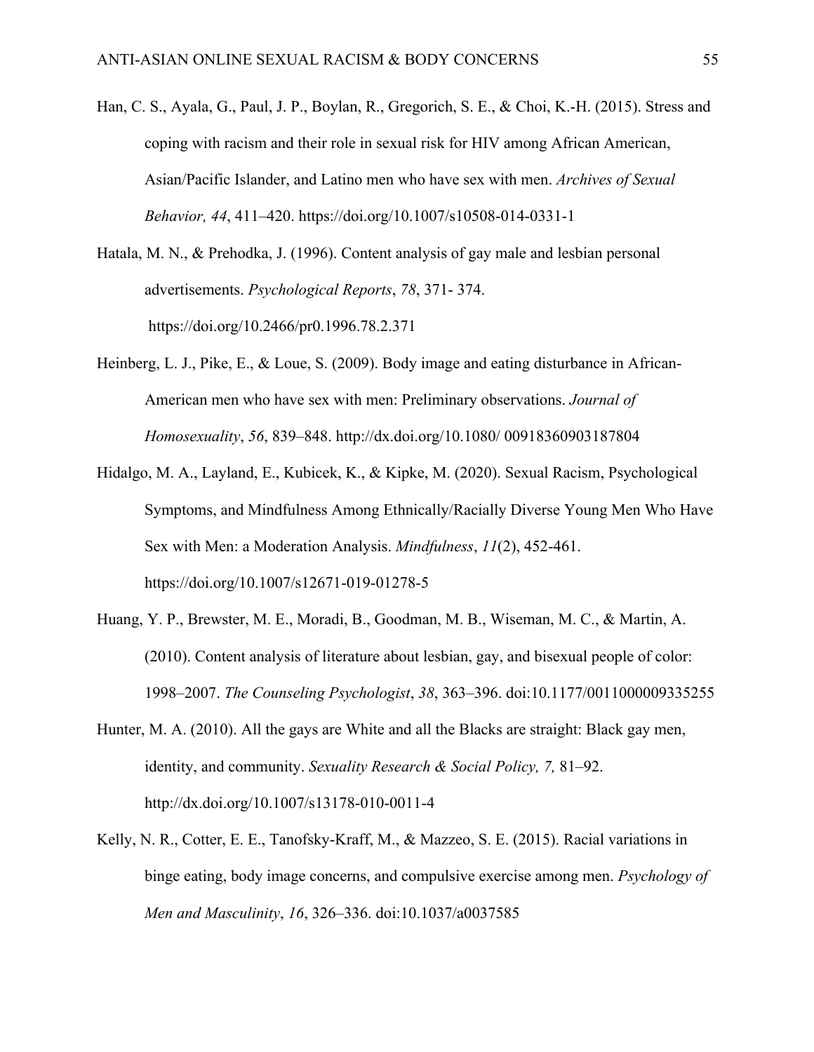Han, C. S., Ayala, G., Paul, J. P., Boylan, R., Gregorich, S. E., & Choi, K.-H. (2015). Stress and coping with racism and their role in sexual risk for HIV among African American, Asian/Pacific Islander, and Latino men who have sex with men. *Archives of Sexual Behavior, 44*, 411–420. https://doi.org/10.1007/s10508-014-0331-1

Hatala, M. N., & Prehodka, J. (1996). Content analysis of gay male and lesbian personal advertisements. *Psychological Reports*, *78*, 371- 374. https://doi.org/10.2466/pr0.1996.78.2.371

Heinberg, L. J., Pike, E., & Loue, S. (2009). Body image and eating disturbance in African-American men who have sex with men: Preliminary observations. *Journal of Homosexuality*, *56*, 839–848. http://dx.doi.org/10.1080/ 00918360903187804

Hidalgo, M. A., Layland, E., Kubicek, K., & Kipke, M. (2020). Sexual Racism, Psychological Symptoms, and Mindfulness Among Ethnically/Racially Diverse Young Men Who Have Sex with Men: a Moderation Analysis. *Mindfulness*, *11*(2), 452-461. https://doi.org/10.1007/s12671-019-01278-5

Huang, Y. P., Brewster, M. E., Moradi, B., Goodman, M. B., Wiseman, M. C., & Martin, A. (2010). Content analysis of literature about lesbian, gay, and bisexual people of color: 1998–2007. *The Counseling Psychologist*, *38*, 363–396. doi:10.1177/0011000009335255

Hunter, M. A. (2010). All the gays are White and all the Blacks are straight: Black gay men, identity, and community. *Sexuality Research & Social Policy, 7,* 81–92. http://dx.doi.org/10.1007/s13178-010-0011-4

Kelly, N. R., Cotter, E. E., Tanofsky-Kraff, M., & Mazzeo, S. E. (2015). Racial variations in binge eating, body image concerns, and compulsive exercise among men. *Psychology of Men and Masculinity*, *16*, 326–336. doi:10.1037/a0037585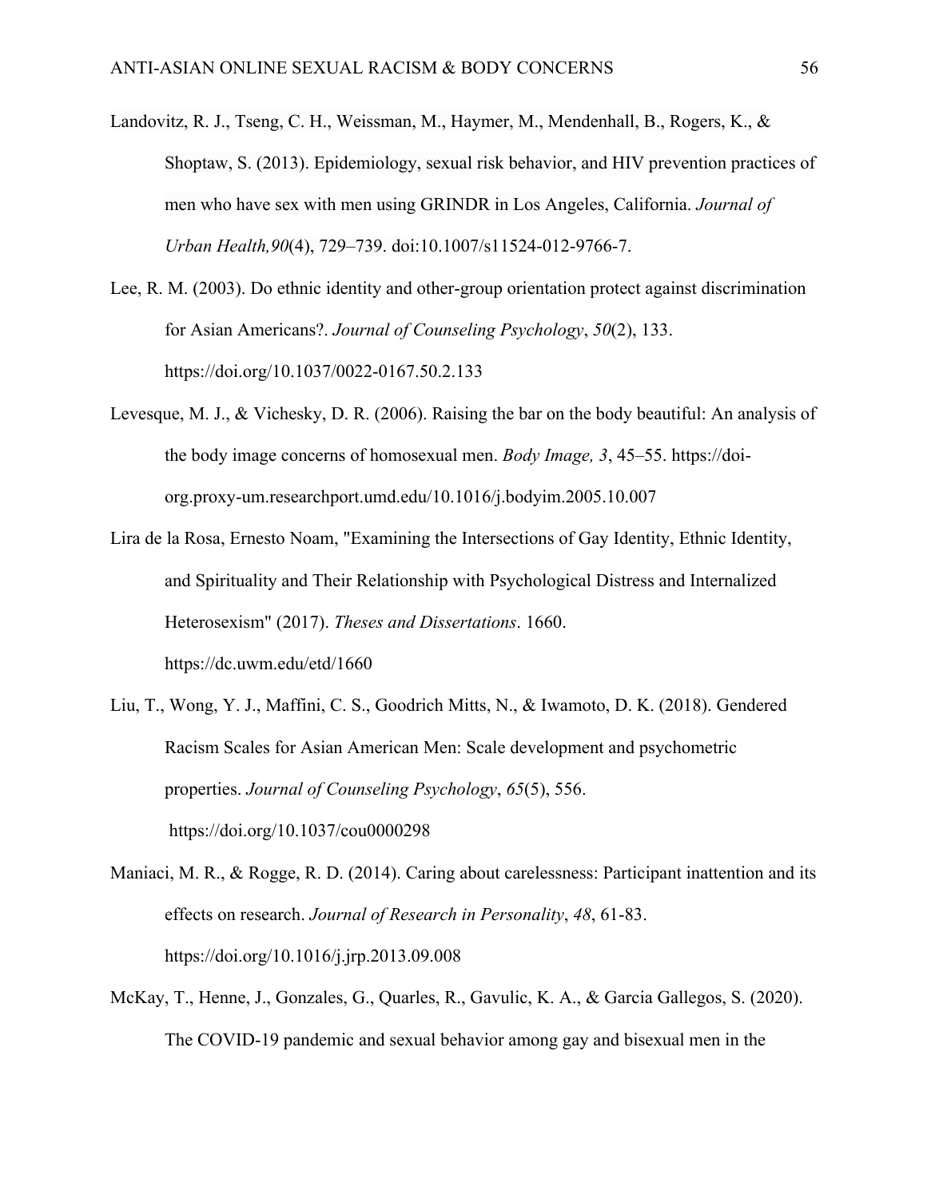Landovitz, R. J., Tseng, C. H., Weissman, M., Haymer, M., Mendenhall, B., Rogers, K., & Shoptaw, S. (2013). Epidemiology, sexual risk behavior, and HIV prevention practices of men who have sex with men using GRINDR in Los Angeles, California. *Journal of Urban Health,90*(4), 729–739. doi:10.1007/s11524-012-9766-7.

Lee, R. M. (2003). Do ethnic identity and other-group orientation protect against discrimination for Asian Americans?. *Journal of Counseling Psychology*, *50*(2), 133. https://doi.org/10.1037/0022-0167.50.2.133

Levesque, M. J., & Vichesky, D. R. (2006). Raising the bar on the body beautiful: An analysis of the body image concerns of homosexual men. *Body Image, 3*, 45–55. https://doi-org.proxy-um.researchport.umd.edu/10.1016/j.bodyim.2005.10.007

Lira de la Rosa, Ernesto Noam, "Examining the Intersections of Gay Identity, Ethnic Identity, and Spirituality and Their Relationship with Psychological Distress and Internalized Heterosexism" (2017). *Theses and Dissertations*. 1660. https://dc.uwm.edu/etd/1660

Liu, T., Wong, Y. J., Maffini, C. S., Goodrich Mitts, N., & Iwamoto, D. K. (2018). Gendered Racism Scales for Asian American Men: Scale development and psychometric properties. *Journal of Counseling Psychology*, *65*(5), 556. https://doi.org/10.1037/cou0000298

Maniaci, M. R., & Rogge, R. D. (2014). Caring about carelessness: Participant inattention and its effects on research. *Journal of Research in Personality*, *48*, 61-83. https://doi.org/10.1016/j.jrp.2013.09.008

McKay, T., Henne, J., Gonzales, G., Quarles, R., Gavulic, K. A., & Garcia Gallegos, S. (2020). The COVID-19 pandemic and sexual behavior among gay and bisexual men in the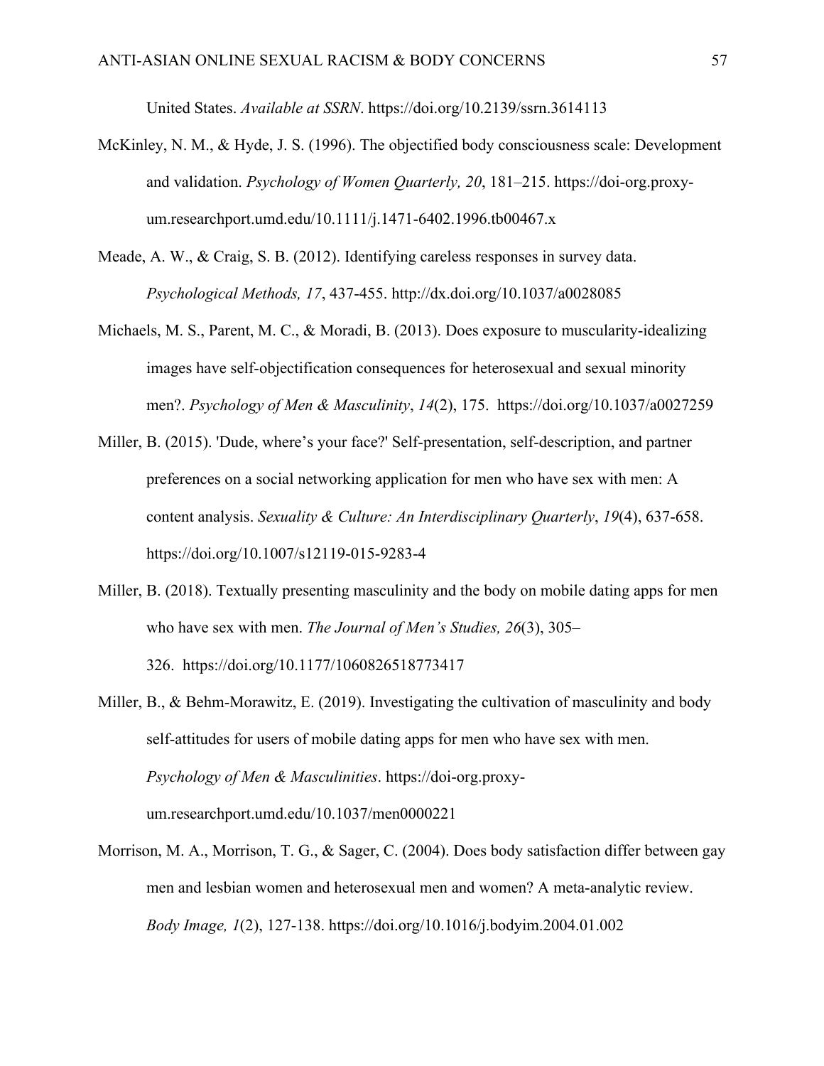United States. *Available at SSRN*. https://doi.org/10.2139/ssrn.3614113

McKinley, N. M., & Hyde, J. S. (1996). The objectified body consciousness scale: Development and validation. *Psychology of Women Quarterly, 20*, 181–215. https://doi-org.proxy-um.researchport.umd.edu/10.1111/j.1471-6402.1996.tb00467.x

Meade, A. W., & Craig, S. B. (2012). Identifying careless responses in survey data. *Psychological Methods, 17*, 437-455. http://dx.doi.org/10.1037/a0028085

Michaels, M. S., Parent, M. C., & Moradi, B. (2013). Does exposure to muscularity-idealizing images have self-objectification consequences for heterosexual and sexual minority men?. *Psychology of Men & Masculinity*, *14*(2), 175. https://doi.org/10.1037/a0027259

Miller, B. (2015). 'Dude, where's your face?' Self-presentation, self-description, and partner preferences on a social networking application for men who have sex with men: A content analysis. *Sexuality & Culture: An Interdisciplinary Quarterly*, *19*(4), 637-658. https://doi.org/10.1007/s12119-015-9283-4

Miller, B. (2018). Textually presenting masculinity and the body on mobile dating apps for men who have sex with men. *The Journal of Men's Studies, 26*(3), 305–326. https://doi.org/10.1177/1060826518773417

Miller, B., & Behm-Morawitz, E. (2019). Investigating the cultivation of masculinity and body self-attitudes for users of mobile dating apps for men who have sex with men. *Psychology of Men & Masculinities*. https://doi-org.proxy-um.researchport.umd.edu/10.1037/men0000221

Morrison, M. A., Morrison, T. G., & Sager, C. (2004). Does body satisfaction differ between gay men and lesbian women and heterosexual men and women? A meta-analytic review. *Body Image, 1*(2), 127-138. https://doi.org/10.1016/j.bodyim.2004.01.002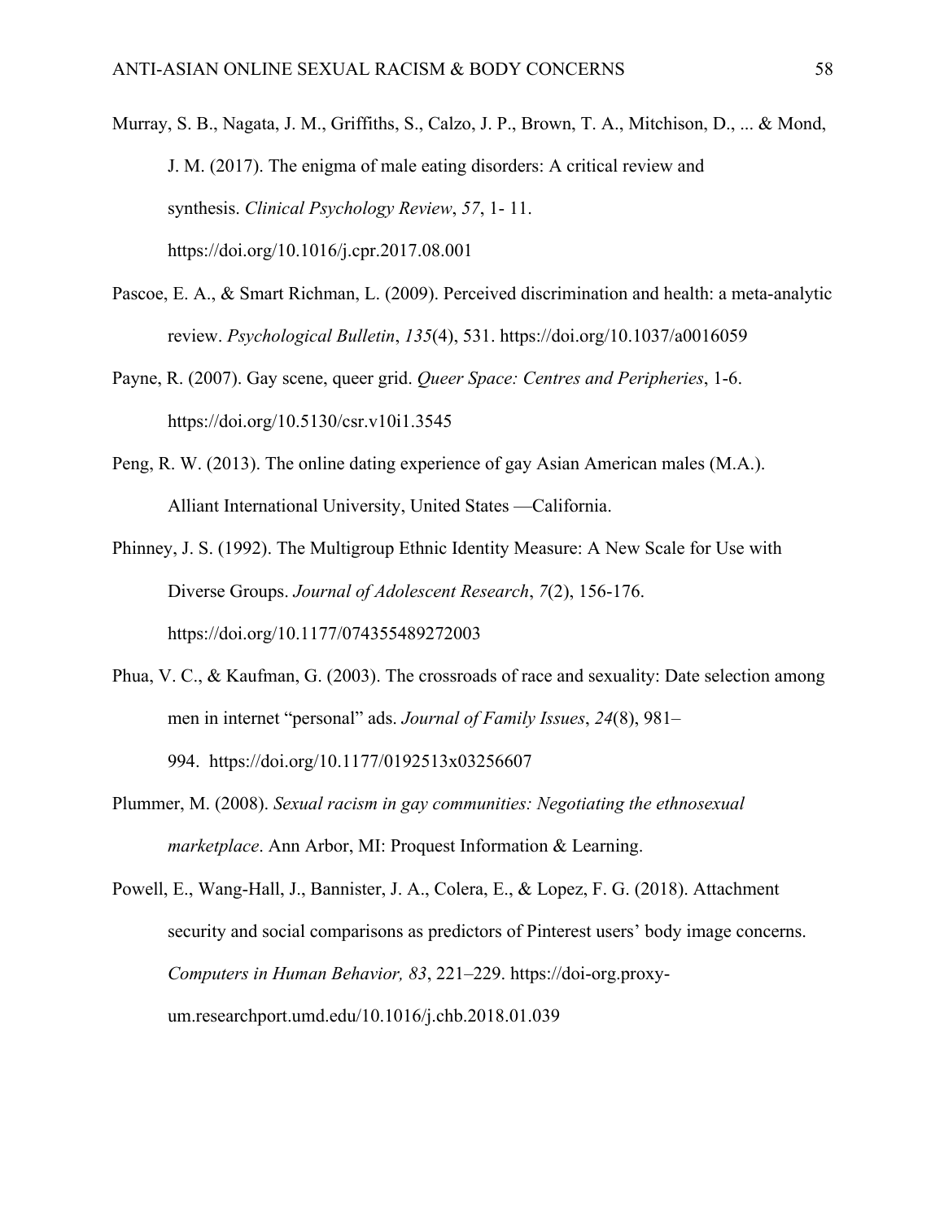Murray, S. B., Nagata, J. M., Griffiths, S., Calzo, J. P., Brown, T. A., Mitchison, D., ... & Mond, J. M. (2017). The enigma of male eating disorders: A critical review and synthesis. *Clinical Psychology Review*, *57*, 1- 11. https://doi.org/10.1016/j.cpr.2017.08.001

Pascoe, E. A., & Smart Richman, L. (2009). Perceived discrimination and health: a meta-analytic review. *Psychological Bulletin*, *135*(4), 531. https://doi.org/10.1037/a0016059

Payne, R. (2007). Gay scene, queer grid. *Queer Space: Centres and Peripheries*, 1-6. https://doi.org/10.5130/csr.v10i1.3545

Peng, R. W. (2013). The online dating experience of gay Asian American males (M.A.). Alliant International University, United States —California.

Phinney, J. S. (1992). The Multigroup Ethnic Identity Measure: A New Scale for Use with Diverse Groups. *Journal of Adolescent Research*, *7*(2), 156-176. https://doi.org/10.1177/074355489272003

Phua, V. C., & Kaufman, G. (2003). The crossroads of race and sexuality: Date selection among men in internet "personal" ads. *Journal of Family Issues*, *24*(8), 981–994. https://doi.org/10.1177/0192513x03256607

Plummer, M. (2008). *Sexual racism in gay communities: Negotiating the ethnosexual marketplace*. Ann Arbor, MI: Proquest Information & Learning.

Powell, E., Wang-Hall, J., Bannister, J. A., Colera, E., & Lopez, F. G. (2018). Attachment security and social comparisons as predictors of Pinterest users' body image concerns. *Computers in Human Behavior, 83*, 221–229. https://doi-org.proxy-um.researchport.umd.edu/10.1016/j.chb.2018.01.039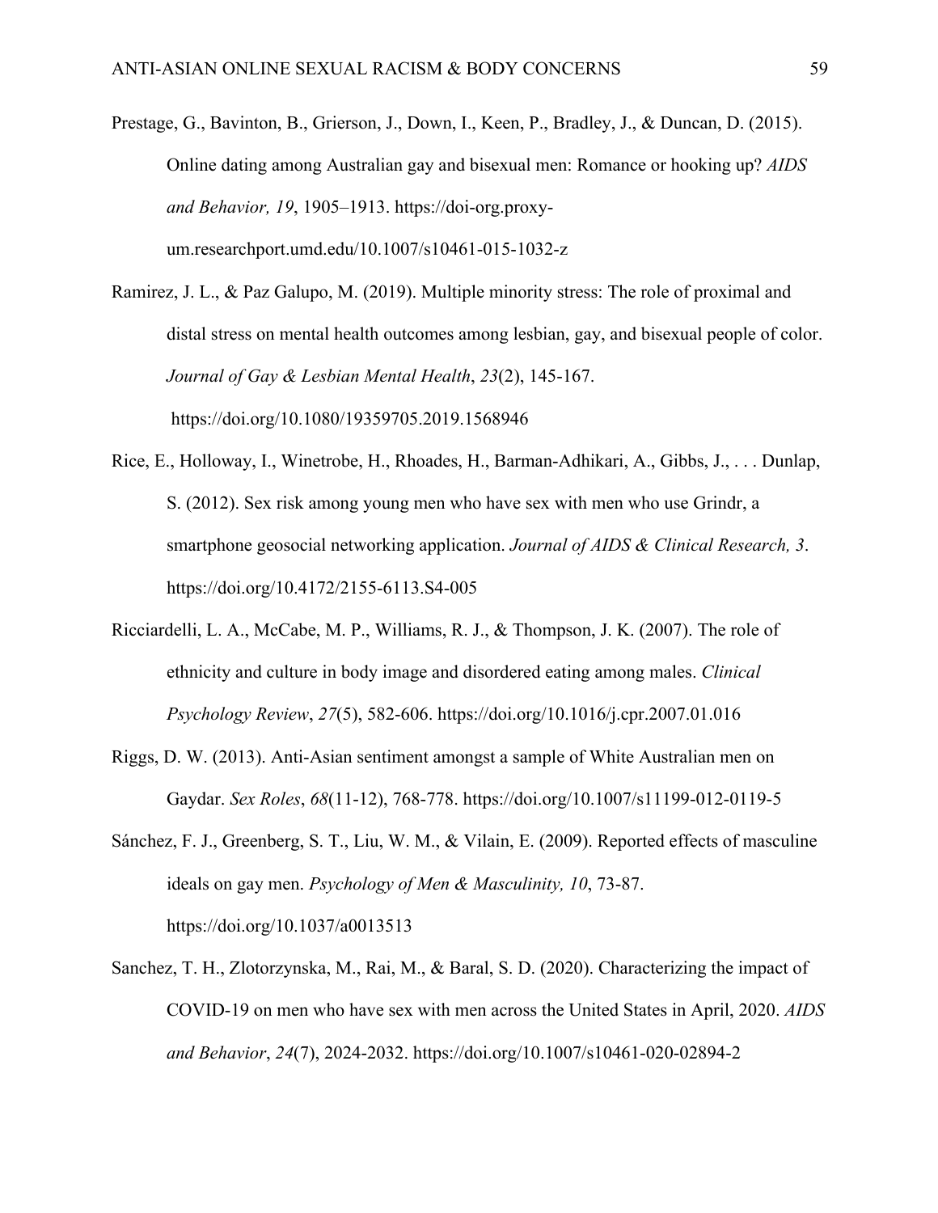Prestage, G., Bavinton, B., Grierson, J., Down, I., Keen, P., Bradley, J., & Duncan, D. (2015). Online dating among Australian gay and bisexual men: Romance or hooking up? *AIDS and Behavior, 19*, 1905–1913. https://doi-org.proxy-um.researchport.umd.edu/10.1007/s10461-015-1032-z

Ramirez, J. L., & Paz Galupo, M. (2019). Multiple minority stress: The role of proximal and distal stress on mental health outcomes among lesbian, gay, and bisexual people of color. *Journal of Gay & Lesbian Mental Health*, *23*(2), 145-167. https://doi.org/10.1080/19359705.2019.1568946

Rice, E., Holloway, I., Winetrobe, H., Rhoades, H., Barman-Adhikari, A., Gibbs, J., . . . Dunlap, S. (2012). Sex risk among young men who have sex with men who use Grindr, a smartphone geosocial networking application. *Journal of AIDS & Clinical Research, 3*. https://doi.org/10.4172/2155-6113.S4-005

Ricciardelli, L. A., McCabe, M. P., Williams, R. J., & Thompson, J. K. (2007). The role of ethnicity and culture in body image and disordered eating among males. *Clinical Psychology Review*, *27*(5), 582-606. https://doi.org/10.1016/j.cpr.2007.01.016

Riggs, D. W. (2013). Anti-Asian sentiment amongst a sample of White Australian men on Gaydar. *Sex Roles*, *68*(11-12), 768-778. https://doi.org/10.1007/s11199-012-0119-5

Sánchez, F. J., Greenberg, S. T., Liu, W. M., & Vilain, E. (2009). Reported effects of masculine ideals on gay men. *Psychology of Men & Masculinity, 10*, 73-87. https://doi.org/10.1037/a0013513

Sanchez, T. H., Zlotorzynska, M., Rai, M., & Baral, S. D. (2020). Characterizing the impact of COVID-19 on men who have sex with men across the United States in April, 2020. *AIDS and Behavior*, *24*(7), 2024-2032. https://doi.org/10.1007/s10461-020-02894-2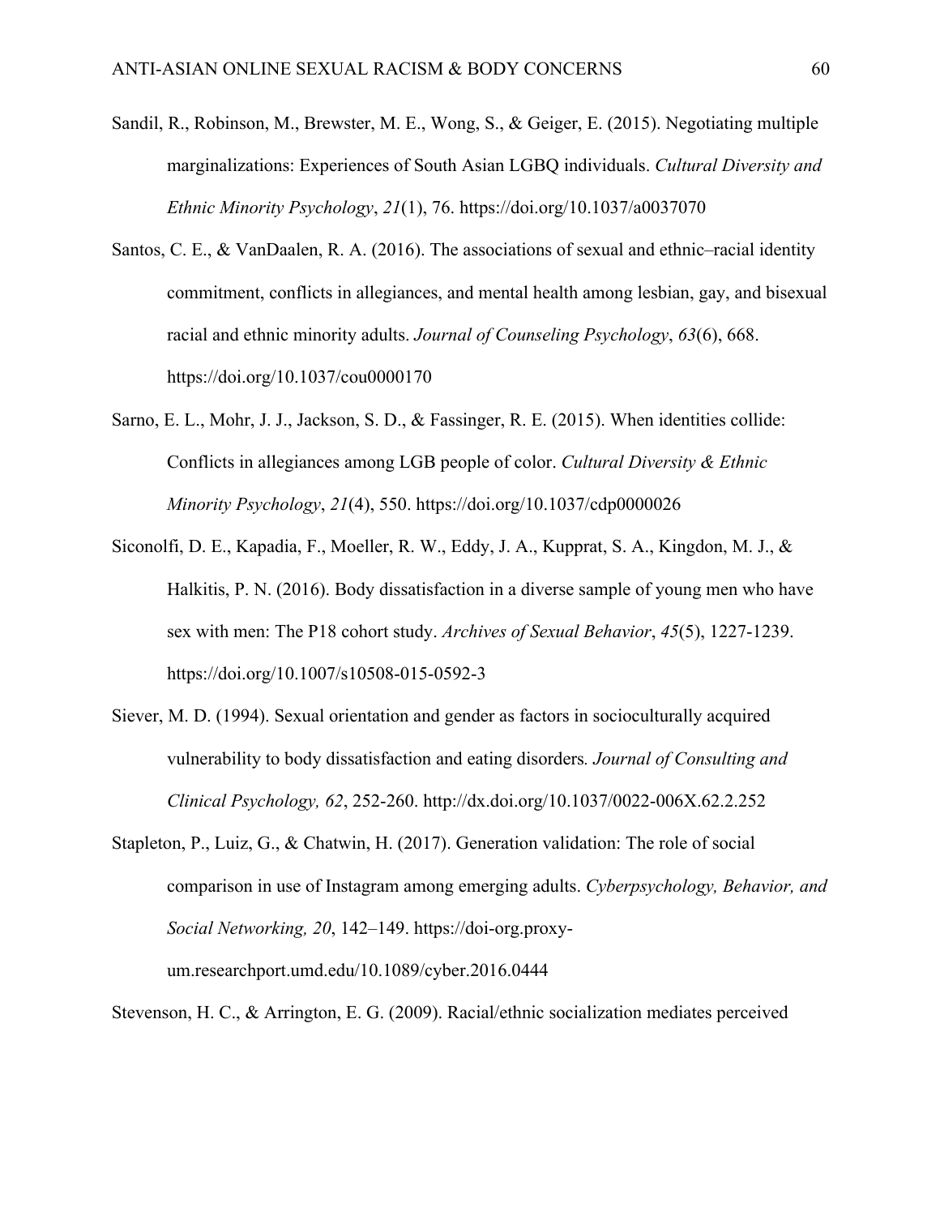Sandil, R., Robinson, M., Brewster, M. E., Wong, S., & Geiger, E. (2015). Negotiating multiple marginalizations: Experiences of South Asian LGBQ individuals. *Cultural Diversity and Ethnic Minority Psychology*, *21*(1), 76. https://doi.org/10.1037/a0037070

Santos, C. E., & VanDaalen, R. A. (2016). The associations of sexual and ethnic–racial identity commitment, conflicts in allegiances, and mental health among lesbian, gay, and bisexual racial and ethnic minority adults. *Journal of Counseling Psychology*, *63*(6), 668. https://doi.org/10.1037/cou0000170

Sarno, E. L., Mohr, J. J., Jackson, S. D., & Fassinger, R. E. (2015). When identities collide: Conflicts in allegiances among LGB people of color. *Cultural Diversity & Ethnic Minority Psychology*, *21*(4), 550. https://doi.org/10.1037/cdp0000026

Siconolfi, D. E., Kapadia, F., Moeller, R. W., Eddy, J. A., Kupprat, S. A., Kingdon, M. J., & Halkitis, P. N. (2016). Body dissatisfaction in a diverse sample of young men who have sex with men: The P18 cohort study. *Archives of Sexual Behavior*, *45*(5), 1227-1239. https://doi.org/10.1007/s10508-015-0592-3

Siever, M. D. (1994). Sexual orientation and gender as factors in socioculturally acquired vulnerability to body dissatisfaction and eating disorders*. Journal of Consulting and Clinical Psychology, 62*, 252-260. http://dx.doi.org/10.1037/0022-006X.62.2.252

Stapleton, P., Luiz, G., & Chatwin, H. (2017). Generation validation: The role of social comparison in use of Instagram among emerging adults. *Cyberpsychology, Behavior, and Social Networking, 20*, 142–149. https://doi-org.proxy-um.researchport.umd.edu/10.1089/cyber.2016.0444

Stevenson, H. C., & Arrington, E. G. (2009). Racial/ethnic socialization mediates perceived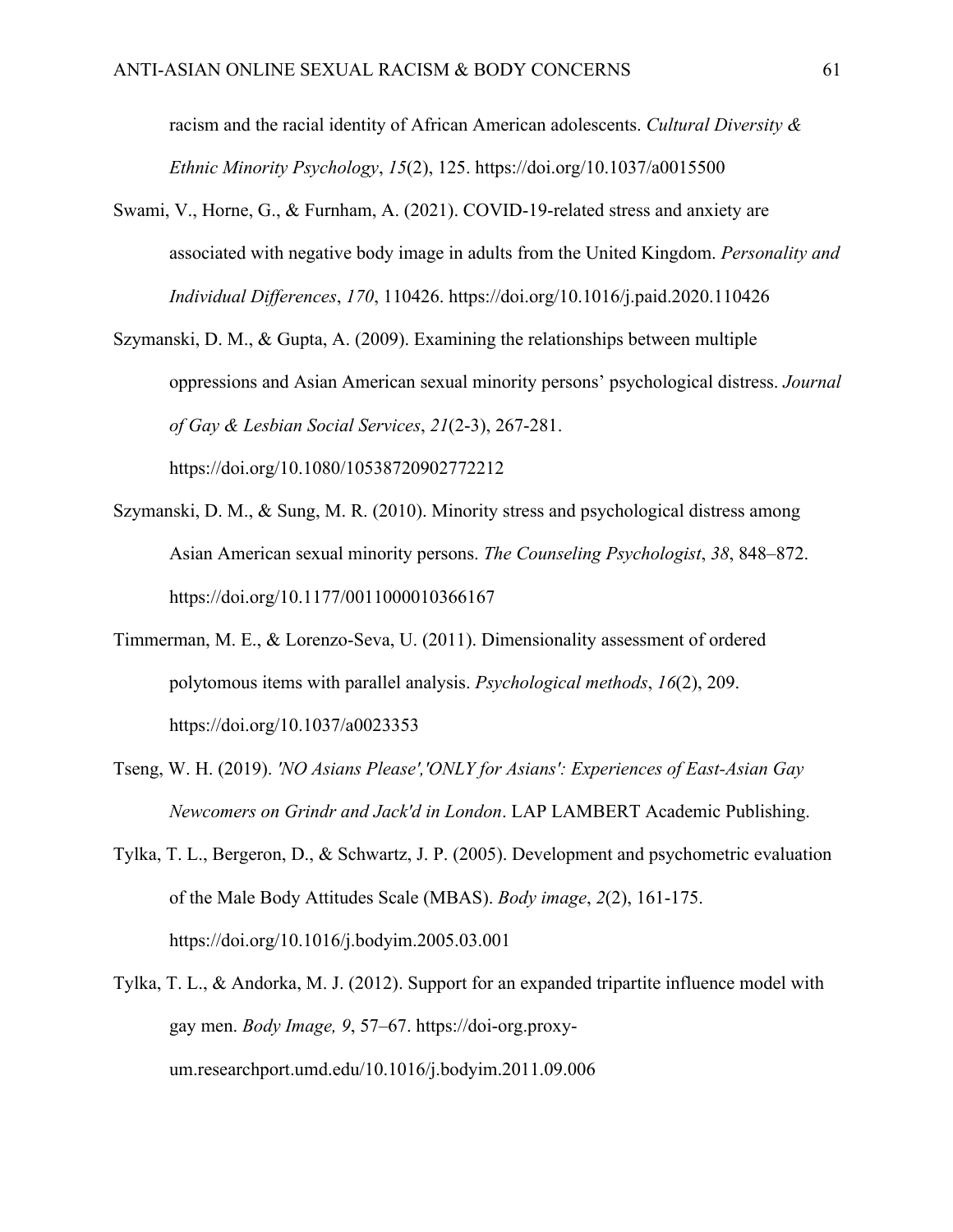racism and the racial identity of African American adolescents. *Cultural Diversity & Ethnic Minority Psychology*, *15*(2), 125. https://doi.org/10.1037/a0015500

Swami, V., Horne, G., & Furnham, A. (2021). COVID-19-related stress and anxiety are associated with negative body image in adults from the United Kingdom. *Personality and Individual Differences*, *170*, 110426. https://doi.org/10.1016/j.paid.2020.110426

Szymanski, D. M., & Gupta, A. (2009). Examining the relationships between multiple oppressions and Asian American sexual minority persons' psychological distress. *Journal of Gay & Lesbian Social Services*, *21*(2-3), 267-281. https://doi.org/10.1080/10538720902772212

Szymanski, D. M., & Sung, M. R. (2010). Minority stress and psychological distress among Asian American sexual minority persons. *The Counseling Psychologist*, *38*, 848–872. https://doi.org/10.1177/0011000010366167

Timmerman, M. E., & Lorenzo-Seva, U. (2011). Dimensionality assessment of ordered polytomous items with parallel analysis. *Psychological methods*, *16*(2), 209. https://doi.org/10.1037/a0023353

Tseng, W. H. (2019). *'NO Asians Please','ONLY for Asians': Experiences of East-Asian Gay Newcomers on Grindr and Jack'd in London*. LAP LAMBERT Academic Publishing.

Tylka, T. L., Bergeron, D., & Schwartz, J. P. (2005). Development and psychometric evaluation of the Male Body Attitudes Scale (MBAS). *Body image*, *2*(2), 161-175. https://doi.org/10.1016/j.bodyim.2005.03.001

Tylka, T. L., & Andorka, M. J. (2012). Support for an expanded tripartite influence model with gay men. *Body Image, 9*, 57–67. https://doi-org.proxy-um.researchport.umd.edu/10.1016/j.bodyim.2011.09.006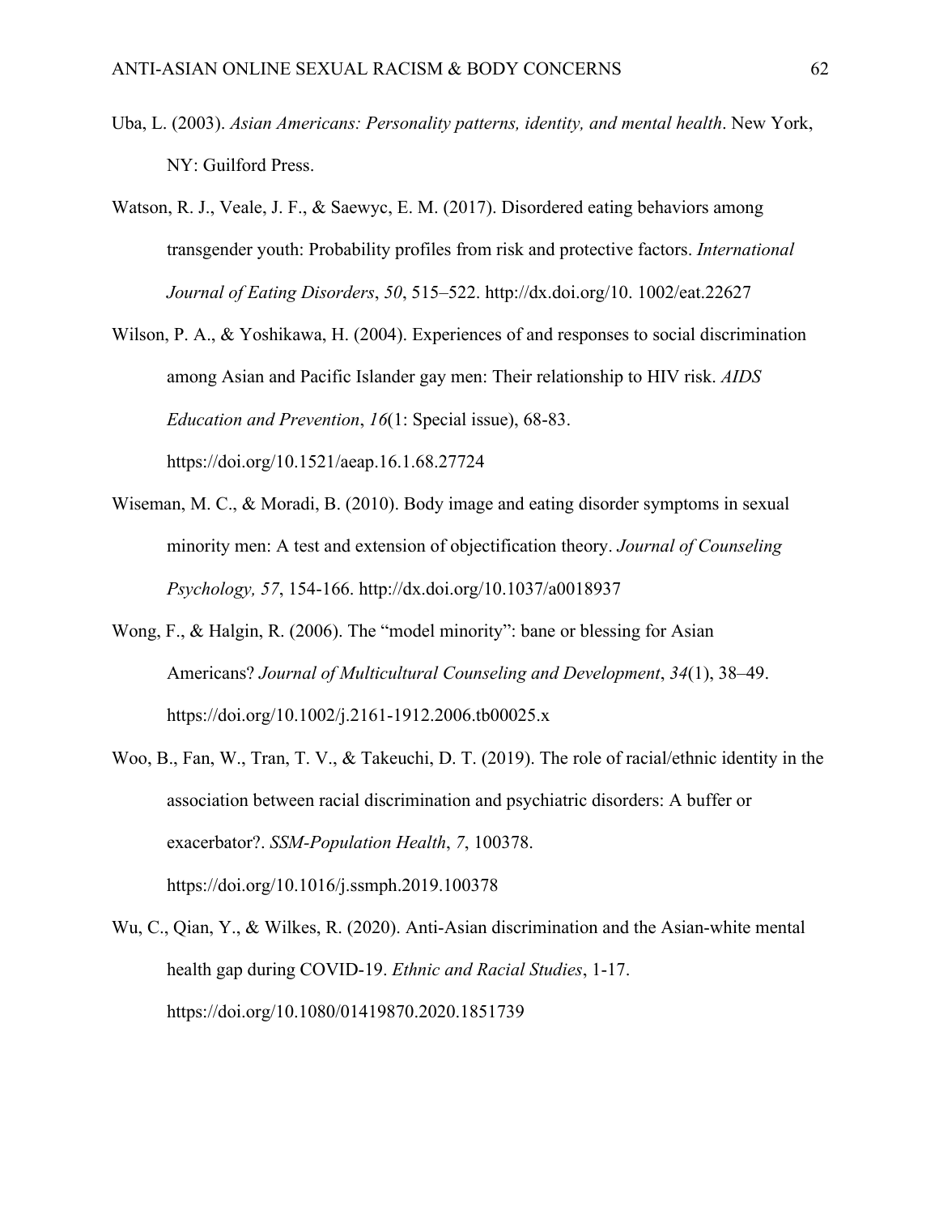Uba, L. (2003). *Asian Americans: Personality patterns, identity, and mental health*. New York, NY: Guilford Press.

Watson, R. J., Veale, J. F., & Saewyc, E. M. (2017). Disordered eating behaviors among transgender youth: Probability profiles from risk and protective factors. *International Journal of Eating Disorders*, *50*, 515–522. http://dx.doi.org/10. 1002/eat.22627

Wilson, P. A., & Yoshikawa, H. (2004). Experiences of and responses to social discrimination among Asian and Pacific Islander gay men: Their relationship to HIV risk. *AIDS Education and Prevention*, *16*(1: Special issue), 68-83. https://doi.org/10.1521/aeap.16.1.68.27724

Wiseman, M. C., & Moradi, B. (2010). Body image and eating disorder symptoms in sexual minority men: A test and extension of objectification theory. *Journal of Counseling Psychology, 57*, 154-166. http://dx.doi.org/10.1037/a0018937

Wong, F., & Halgin, R. (2006). The "model minority": bane or blessing for Asian Americans? *Journal of Multicultural Counseling and Development*, *34*(1), 38–49. https://doi.org/10.1002/j.2161-1912.2006.tb00025.x

Woo, B., Fan, W., Tran, T. V., & Takeuchi, D. T. (2019). The role of racial/ethnic identity in the association between racial discrimination and psychiatric disorders: A buffer or exacerbator?. *SSM-Population Health*, *7*, 100378. https://doi.org/10.1016/j.ssmph.2019.100378

Wu, C., Qian, Y., & Wilkes, R. (2020). Anti-Asian discrimination and the Asian-white mental health gap during COVID-19. *Ethnic and Racial Studies*, 1-17. https://doi.org/10.1080/01419870.2020.1851739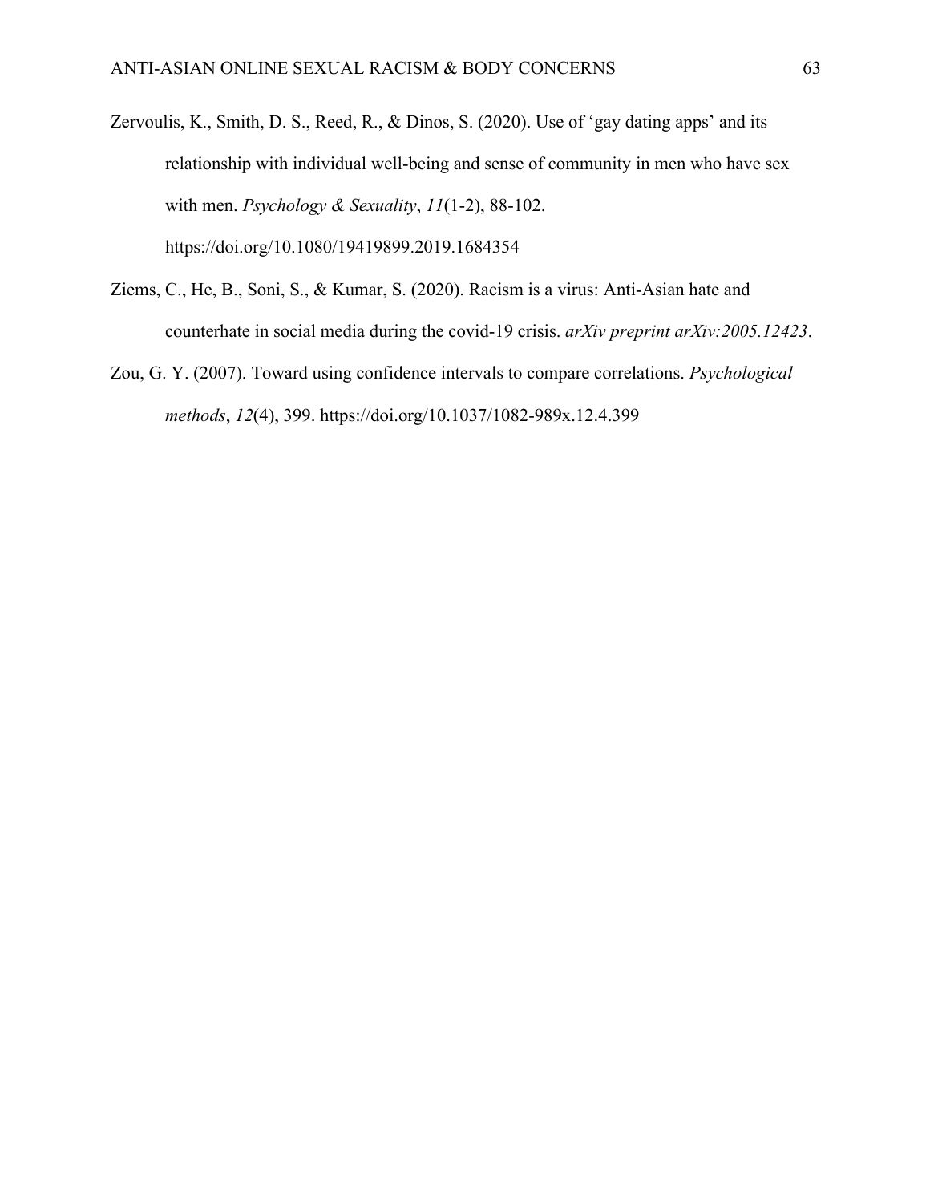Zervoulis, K., Smith, D. S., Reed, R., & Dinos, S. (2020). Use of 'gay dating apps' and its relationship with individual well-being and sense of community in men who have sex with men. *Psychology & Sexuality*, *11*(1-2), 88-102. https://doi.org/10.1080/19419899.2019.1684354

Ziems, C., He, B., Soni, S., & Kumar, S. (2020). Racism is a virus: Anti-Asian hate and counterhate in social media during the covid-19 crisis. *arXiv preprint arXiv:2005.12423*.

Zou, G. Y. (2007). Toward using confidence intervals to compare correlations. *Psychological methods*, *12*(4), 399. https://doi.org/10.1037/1082-989x.12.4.399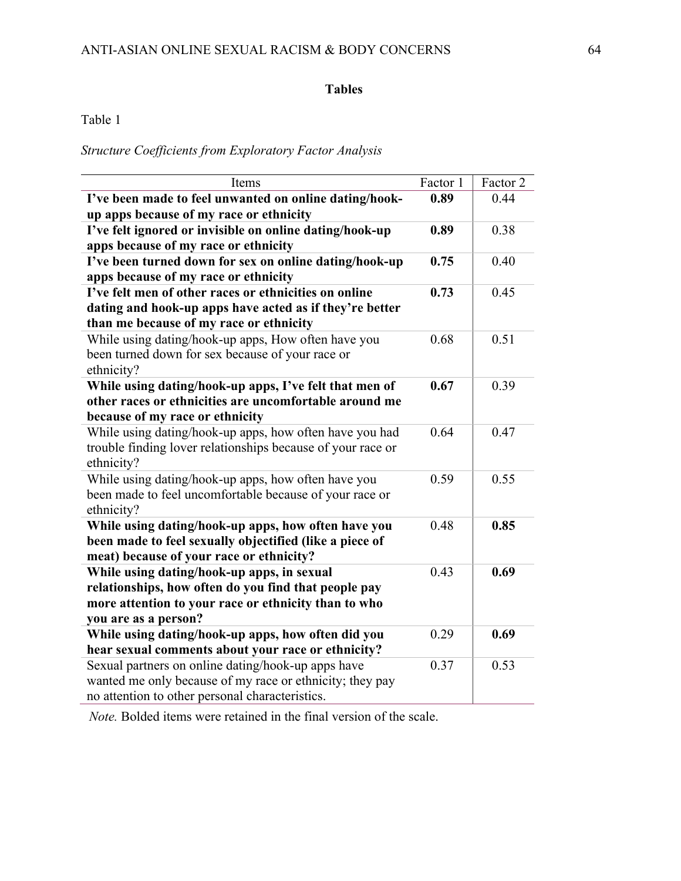**Tables**

Table 1

*Structure Coefficients from Exploratory Factor Analysis*

| Items | Factor 1 | Factor 2 |
|---|---|---|
| **I've been made to feel unwanted on online dating/hook-up apps because of my race or ethnicity** | **0.89** | 0.44 |
| **I've felt ignored or invisible on online dating/hook-up apps because of my race or ethnicity** | **0.89** | 0.38 |
| **I've been turned down for sex on online dating/hook-up apps because of my race or ethnicity** | **0.75** | 0.40 |
| **I've felt men of other races or ethnicities on online dating and hook-up apps have acted as if they're better than me because of my race or ethnicity** | **0.73** | 0.45 |
| While using dating/hook-up apps, How often have you been turned down for sex because of your race or ethnicity? | 0.68 | 0.51 |
| **While using dating/hook-up apps, I've felt that men of other races or ethnicities are uncomfortable around me because of my race or ethnicity** | **0.67** | 0.39 |
| While using dating/hook-up apps, how often have you had trouble finding lover relationships because of your race or ethnicity? | 0.64 | 0.47 |
| While using dating/hook-up apps, how often have you been made to feel uncomfortable because of your race or ethnicity? | 0.59 | 0.55 |
| **While using dating/hook-up apps, how often have you been made to feel sexually objectified (like a piece of meat) because of your race or ethnicity?** | 0.48 | **0.85** |
| **While using dating/hook-up apps, in sexual relationships, how often do you find that people pay more attention to your race or ethnicity than to who you are as a person?** | 0.43 | **0.69** |
| **While using dating/hook-up apps, how often did you hear sexual comments about your race or ethnicity?** | 0.29 | **0.69** |
| Sexual partners on online dating/hook-up apps have wanted me only because of my race or ethnicity; they pay no attention to other personal characteristics. | 0.37 | 0.53 |

*Note.* Bolded items were retained in the final version of the scale.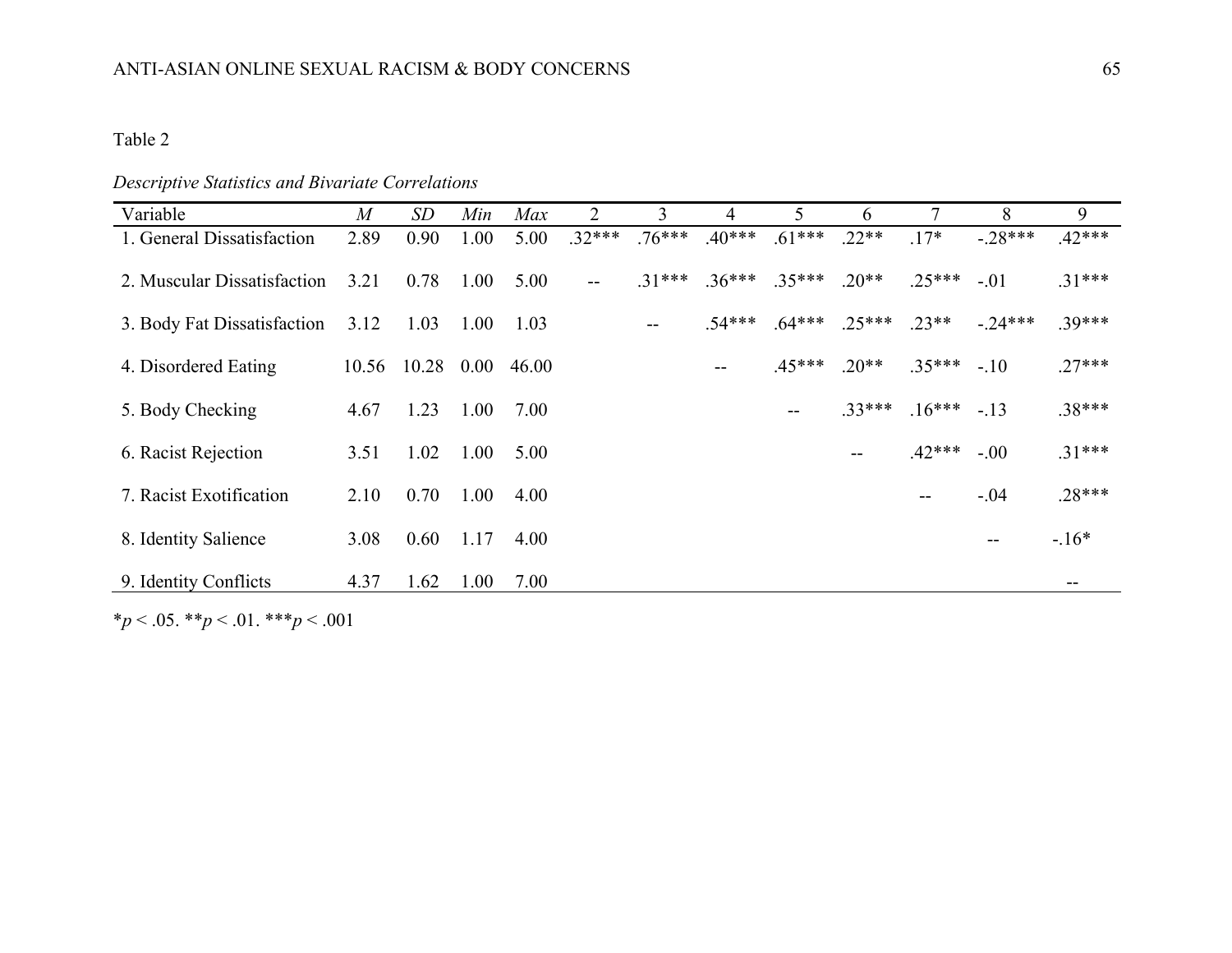Table 2

*Descriptive Statistics and Bivariate Correlations*

| Variable | *M* | *SD* | *Min* | *Max* | 2 | 3 | 4 | 5 | 6 | 7 | 8 | 9 |
|---|---|---|---|---|---|---|---|---|---|---|---|---|
| 1. General Dissatisfaction | 2.89 | 0.90 | 1.00 | 5.00 | .32*** | .76*** | .40*** | .61*** | .22** | .17* | -.28*** | .42*** |
| 2. Muscular Dissatisfaction | 3.21 | 0.78 | 1.00 | 5.00 | -- | .31*** | .36*** | .35*** | .20** | .25*** | -.01 | .31*** |
| 3. Body Fat Dissatisfaction | 3.12 | 1.03 | 1.00 | 1.03 | | -- | .54*** | .64*** | .25*** | .23** | -.24*** | .39*** |
| 4. Disordered Eating | 10.56 | 10.28 | 0.00 | 46.00 | | | -- | .45*** | .20** | .35*** | -.10 | .27*** |
| 5. Body Checking | 4.67 | 1.23 | 1.00 | 7.00 | | | | -- | .33*** | .16*** | -.13 | .38*** |
| 6. Racist Rejection | 3.51 | 1.02 | 1.00 | 5.00 | | | | | -- | .42*** | -.00 | .31*** |
| 7. Racist Exotification | 2.10 | 0.70 | 1.00 | 4.00 | | | | | | -- | -.04 | .28*** |
| 8. Identity Salience | 3.08 | 0.60 | 1.17 | 4.00 | | | | | | | -- | -.16* |
| 9. Identity Conflicts | 4.37 | 1.62 | 1.00 | 7.00 | | | | | | | | -- |

*$p$ < .05. **$p$ < .01. ***$p$ < .001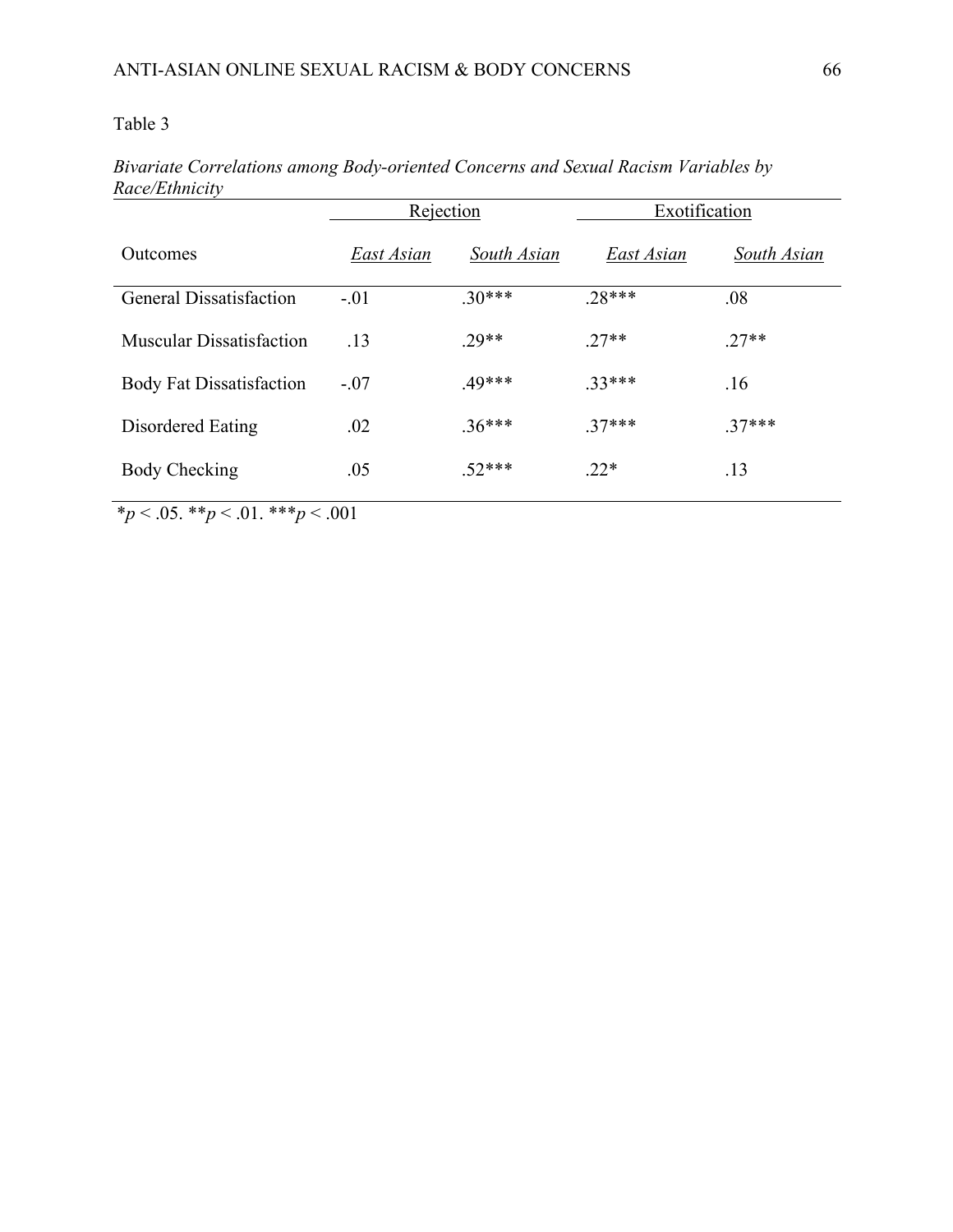Table 3

*Bivariate Correlations among Body-oriented Concerns and Sexual Racism Variables by Race/Ethnicity*

| | Rejection | | Exotification | |
|---|---|---|---|---|
| Outcomes | *East Asian* | *South Asian* | *East Asian* | *South Asian* |
| General Dissatisfaction | -.01 | .30*** | .28*** | .08 |
| Muscular Dissatisfaction | .13 | .29** | .27** | .27** |
| Body Fat Dissatisfaction | -.07 | .49*** | .33*** | .16 |
| Disordered Eating | .02 | .36*** | .37*** | .37*** |
| Body Checking | .05 | .52*** | .22* | .13 |

*$p < .05$. **$p < .01$. ***$p < .001$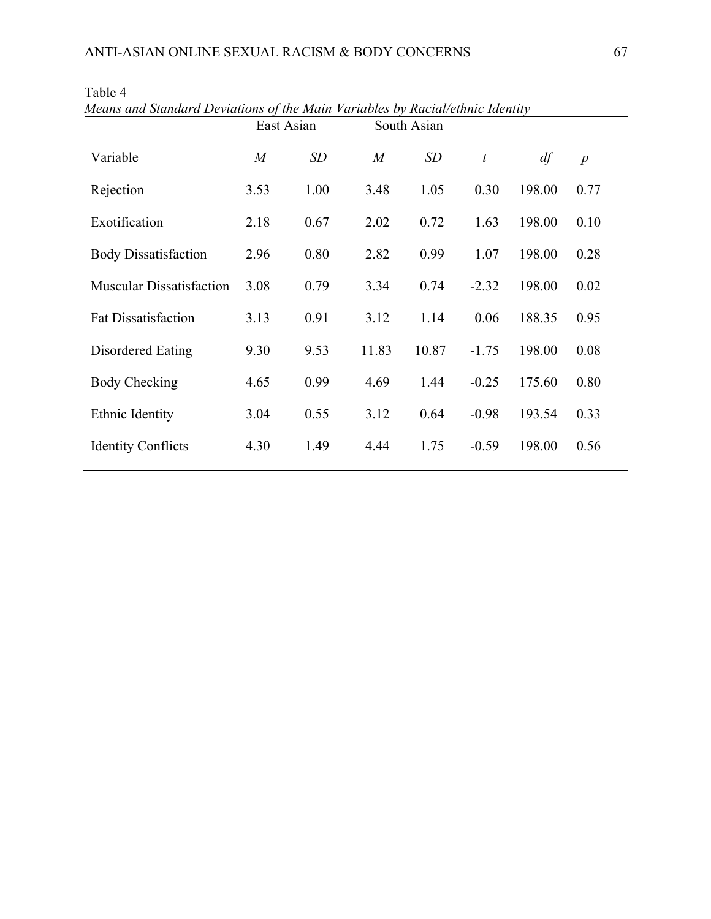Table 4

*Means and Standard Deviations of the Main Variables by Racial/ethnic Identity*

| | East Asian | | South Asian | | | | |
|---|---|---|---|---|---|---|---|
| Variable | *M* | *SD* | *M* | *SD* | *t* | *df* | *p* |
| Rejection | 3.53 | 1.00 | 3.48 | 1.05 | 0.30 | 198.00 | 0.77 |
| Exotification | 2.18 | 0.67 | 2.02 | 0.72 | 1.63 | 198.00 | 0.10 |
| Body Dissatisfaction | 2.96 | 0.80 | 2.82 | 0.99 | 1.07 | 198.00 | 0.28 |
| Muscular Dissatisfaction | 3.08 | 0.79 | 3.34 | 0.74 | -2.32 | 198.00 | 0.02 |
| Fat Dissatisfaction | 3.13 | 0.91 | 3.12 | 1.14 | 0.06 | 188.35 | 0.95 |
| Disordered Eating | 9.30 | 9.53 | 11.83 | 10.87 | -1.75 | 198.00 | 0.08 |
| Body Checking | 4.65 | 0.99 | 4.69 | 1.44 | -0.25 | 175.60 | 0.80 |
| Ethnic Identity | 3.04 | 0.55 | 3.12 | 0.64 | -0.98 | 193.54 | 0.33 |
| Identity Conflicts | 4.30 | 1.49 | 4.44 | 1.75 | -0.59 | 198.00 | 0.56 |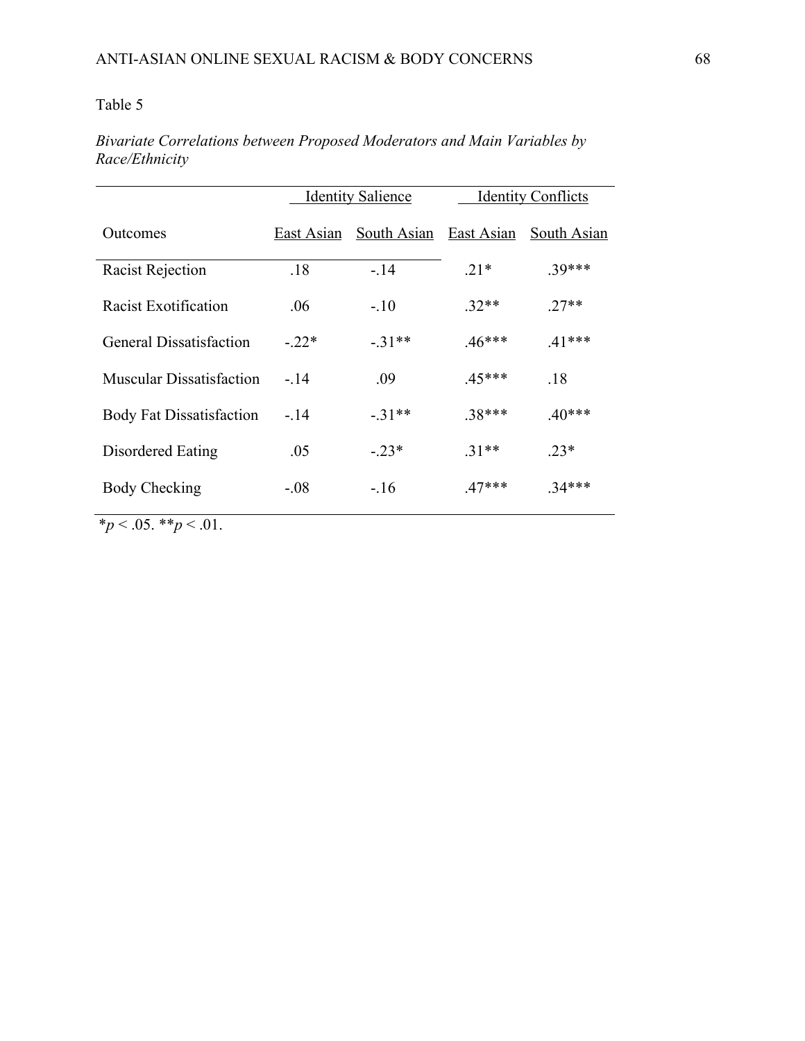Table 5

*Bivariate Correlations between Proposed Moderators and Main Variables by Race/Ethnicity*

| | Identity Salience | | Identity Conflicts | |
|---|---|---|---|---|
| Outcomes | East Asian | South Asian | East Asian | South Asian |
| Racist Rejection | .18 | -.14 | .21* | .39*** |
| Racist Exotification | .06 | -.10 | .32** | .27** |
| General Dissatisfaction | -.22* | -.31** | .46*** | .41*** |
| Muscular Dissatisfaction | -.14 | .09 | .45*** | .18 |
| Body Fat Dissatisfaction | -.14 | -.31** | .38*** | .40*** |
| Disordered Eating | .05 | -.23* | .31** | .23* |
| Body Checking | -.08 | -.16 | .47*** | .34*** |

\* $p < .05$. \*\* $p < .01$.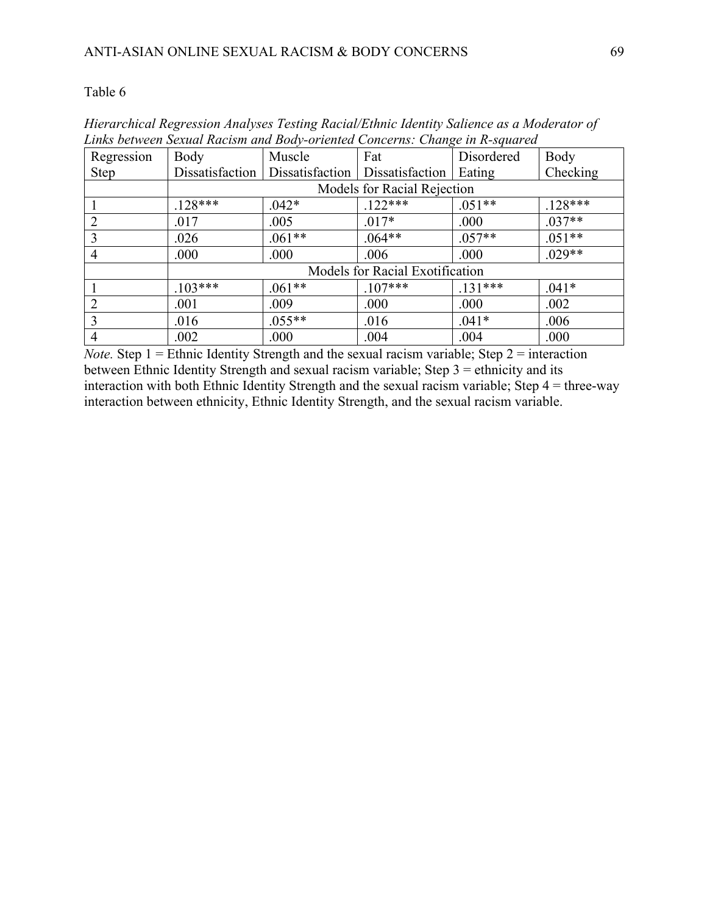Table 6

*Hierarchical Regression Analyses Testing Racial/Ethnic Identity Salience as a Moderator of Links between Sexual Racism and Body-oriented Concerns: Change in R-squared*

| Regression Step | Body Dissatisfaction | Muscle Dissatisfaction | Fat Dissatisfaction | Disordered Eating | Body Checking |
|---|---|---|---|---|---|
| | Models for Racial Rejection | | | | |
| 1 | .128*** | .042* | .122*** | .051** | .128*** |
| 2 | .017 | .005 | .017* | .000 | .037** |
| 3 | .026 | .061** | .064** | .057** | .051** |
| 4 | .000 | .000 | .006 | .000 | .029** |
| | Models for Racial Exotification | | | | |
| 1 | .103*** | .061** | .107*** | .131*** | .041* |
| 2 | .001 | .009 | .000 | .000 | .002 |
| 3 | .016 | .055** | .016 | .041* | .006 |
| 4 | .002 | .000 | .004 | .004 | .000 |

*Note.* Step 1 = Ethnic Identity Strength and the sexual racism variable; Step 2 = interaction between Ethnic Identity Strength and sexual racism variable; Step 3 = ethnicity and its interaction with both Ethnic Identity Strength and the sexual racism variable; Step 4 = three-way interaction between ethnicity, Ethnic Identity Strength, and the sexual racism variable.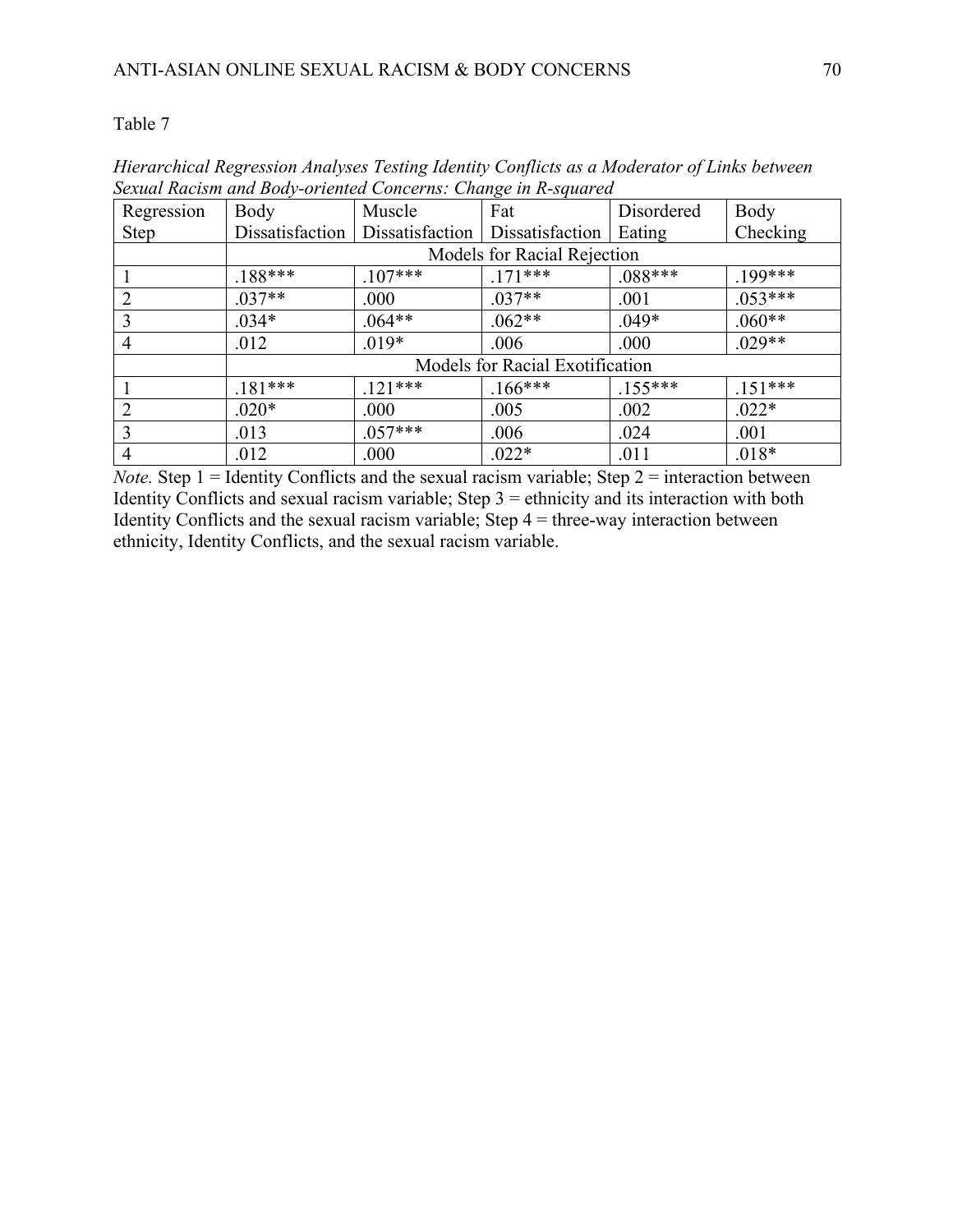Table 7

*Hierarchical Regression Analyses Testing Identity Conflicts as a Moderator of Links between Sexual Racism and Body-oriented Concerns: Change in R-squared*

| Regression Step | Body Dissatisfaction | Muscle Dissatisfaction | Fat Dissatisfaction | Disordered Eating | Body Checking |
|---|---|---|---|---|---|
| | Models for Racial Rejection | | | | |
| 1 | .188*** | .107*** | .171*** | .088*** | .199*** |
| 2 | .037** | .000 | .037** | .001 | .053*** |
| 3 | .034* | .064** | .062** | .049* | .060** |
| 4 | .012 | .019* | .006 | .000 | .029** |
| | Models for Racial Exotification | | | | |
| 1 | .181*** | .121*** | .166*** | .155*** | .151*** |
| 2 | .020* | .000 | .005 | .002 | .022* |
| 3 | .013 | .057*** | .006 | .024 | .001 |
| 4 | .012 | .000 | .022* | .011 | .018* |

*Note.* Step 1 = Identity Conflicts and the sexual racism variable; Step 2 = interaction between Identity Conflicts and sexual racism variable; Step 3 = ethnicity and its interaction with both Identity Conflicts and the sexual racism variable; Step 4 = three-way interaction between ethnicity, Identity Conflicts, and the sexual racism variable.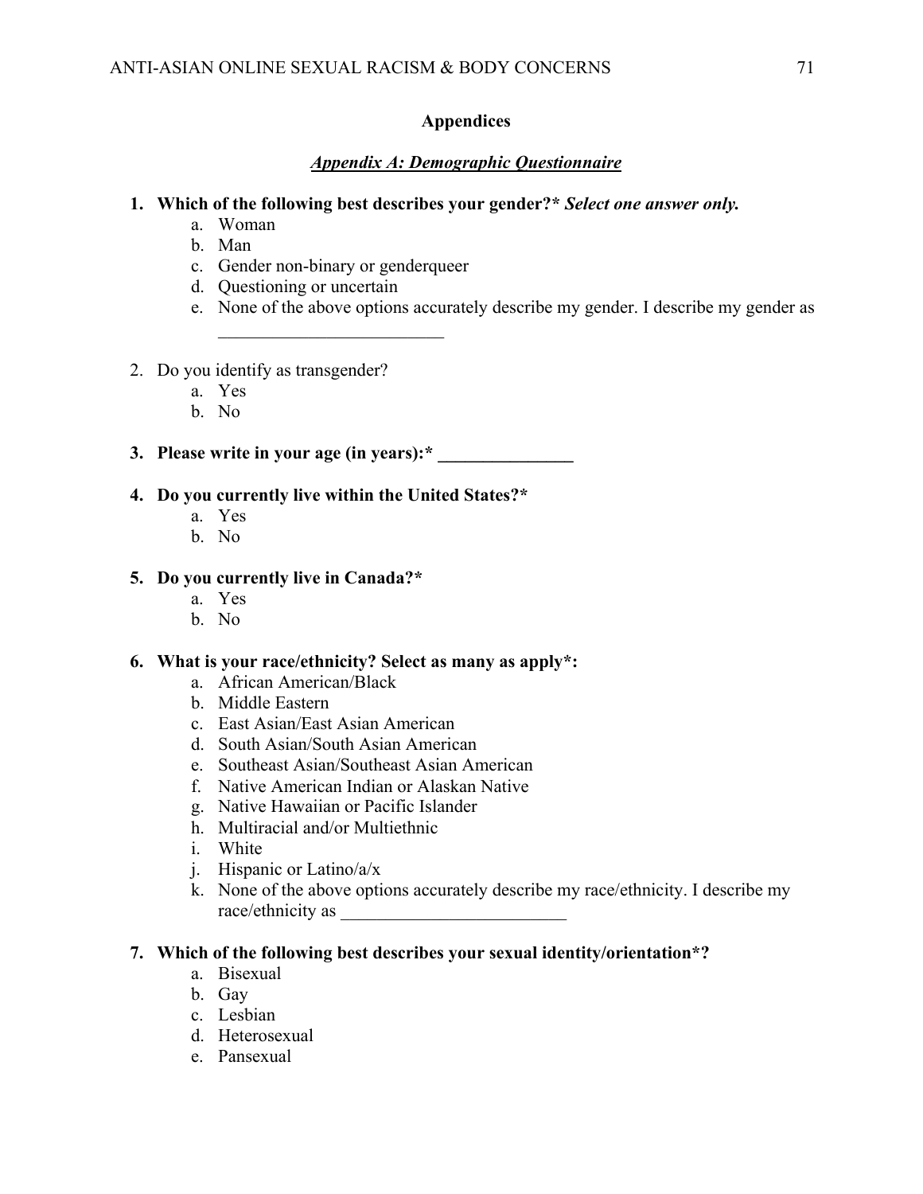## Appendices

### *Appendix A: Demographic Questionnaire*

1. **Which of the following best describes your gender?*** ***Select one answer only.***
    a. Woman
    b. Man
    c. Gender non-binary or genderqueer
    d. Questioning or uncertain
    e. None of the above options accurately describe my gender. I describe my gender as \_\_\_\_\_\_\_\_\_\_\_\_\_\_\_\_\_\_\_\_\_\_\_\_\_

2. Do you identify as transgender?
    a. Yes
    b. No

3. **Please write in your age (in years):* \_\_\_\_\_\_\_\_\_\_\_\_\_\_\_**

4. **Do you currently live within the United States?***
    a. Yes
    b. No

5. **Do you currently live in Canada?***
    a. Yes
    b. No

6. **What is your race/ethnicity? Select as many as apply*:**
    a. African American/Black
    b. Middle Eastern
    c. East Asian/East Asian American
    d. South Asian/South Asian American
    e. Southeast Asian/Southeast Asian American
    f. Native American Indian or Alaskan Native
    g. Native Hawaiian or Pacific Islander
    h. Multiracial and/or Multiethnic
    i. White
    j. Hispanic or Latino/a/x
    k. None of the above options accurately describe my race/ethnicity. I describe my race/ethnicity as \_\_\_\_\_\_\_\_\_\_\_\_\_\_\_\_\_\_\_\_\_\_\_\_\_

7. **Which of the following best describes your sexual identity/orientation*?**
    a. Bisexual
    b. Gay
    c. Lesbian
    d. Heterosexual
    e. Pansexual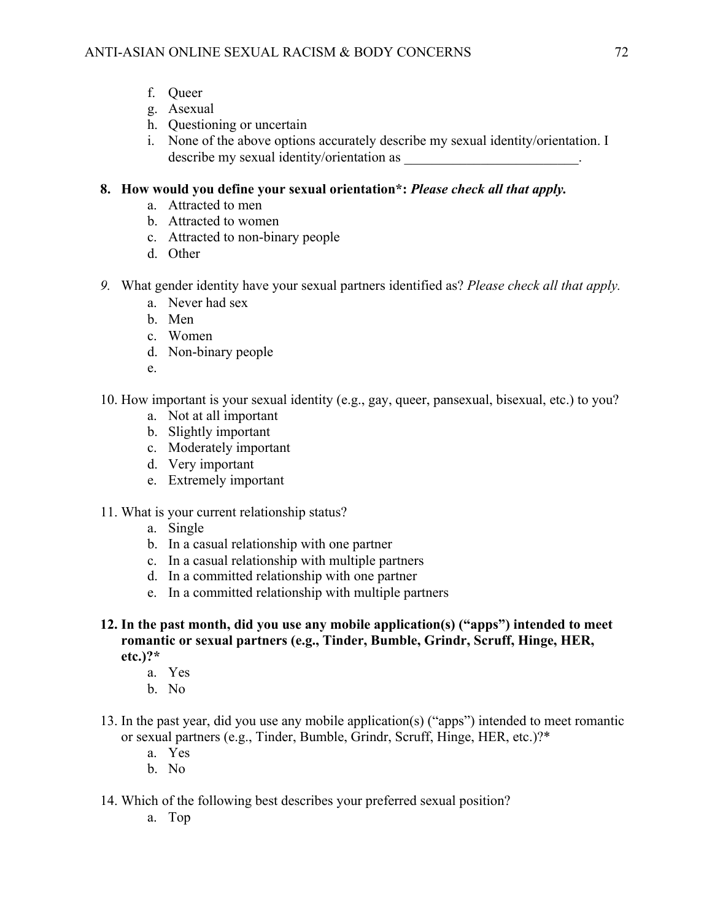f. Queer
g. Asexual
h. Questioning or uncertain
i. None of the above options accurately describe my sexual identity/orientation. I describe my sexual identity/orientation as _________________________.

**8. How would you define your sexual orientation*: *Please check all that apply.***
   a. Attracted to men
   b. Attracted to women
   c. Attracted to non-binary people
   d. Other

*9.* What gender identity have your sexual partners identified as? *Please check all that apply.*
   a. Never had sex
   b. Men
   c. Women
   d. Non-binary people
   e.

10. How important is your sexual identity (e.g., gay, queer, pansexual, bisexual, etc.) to you?
   a. Not at all important
   b. Slightly important
   c. Moderately important
   d. Very important
   e. Extremely important

11. What is your current relationship status?
   a. Single
   b. In a casual relationship with one partner
   c. In a casual relationship with multiple partners
   d. In a committed relationship with one partner
   e. In a committed relationship with multiple partners

**12. In the past month, did you use any mobile application(s) ("apps") intended to meet romantic or sexual partners (e.g., Tinder, Bumble, Grindr, Scruff, Hinge, HER, etc.)?***
   a. Yes
   b. No

13. In the past year, did you use any mobile application(s) ("apps") intended to meet romantic or sexual partners (e.g., Tinder, Bumble, Grindr, Scruff, Hinge, HER, etc.)?*
   a. Yes
   b. No

14. Which of the following best describes your preferred sexual position?
   a. Top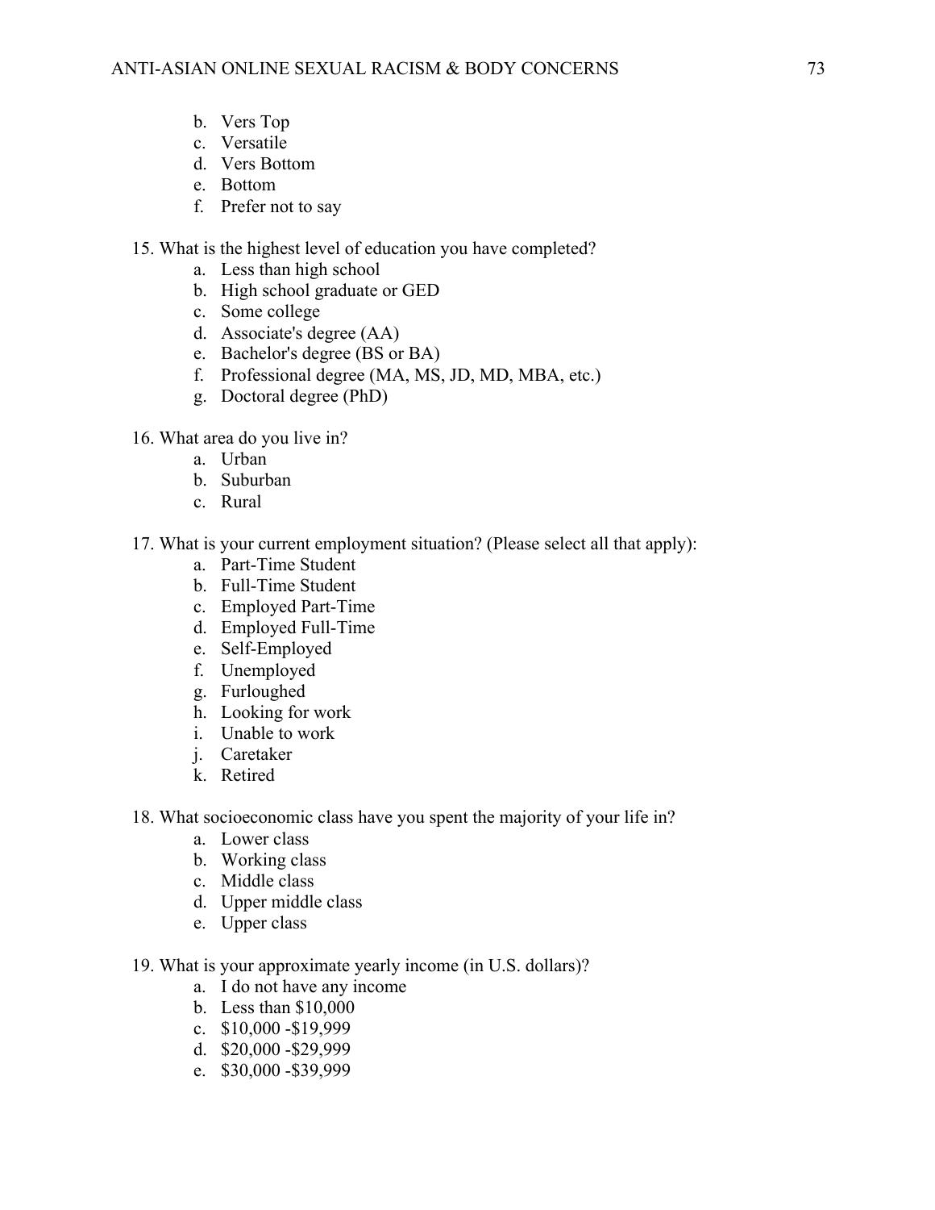b. Vers Top
  c. Versatile
  d. Vers Bottom
  e. Bottom
  f. Prefer not to say

15. What is the highest level of education you have completed?
  a. Less than high school
  b. High school graduate or GED
  c. Some college
  d. Associate's degree (AA)
  e. Bachelor's degree (BS or BA)
  f. Professional degree (MA, MS, JD, MD, MBA, etc.)
  g. Doctoral degree (PhD)

16. What area do you live in?
  a. Urban
  b. Suburban
  c. Rural

17. What is your current employment situation? (Please select all that apply):
  a. Part-Time Student
  b. Full-Time Student
  c. Employed Part-Time
  d. Employed Full-Time
  e. Self-Employed
  f. Unemployed
  g. Furloughed
  h. Looking for work
  i. Unable to work
  j. Caretaker
  k. Retired

18. What socioeconomic class have you spent the majority of your life in?
  a. Lower class
  b. Working class
  c. Middle class
  d. Upper middle class
  e. Upper class

19. What is your approximate yearly income (in U.S. dollars)?
  a. I do not have any income
  b. Less than $10,000
  c. $10,000 -$19,999
  d. $20,000 -$29,999
  e. $30,000 -$39,999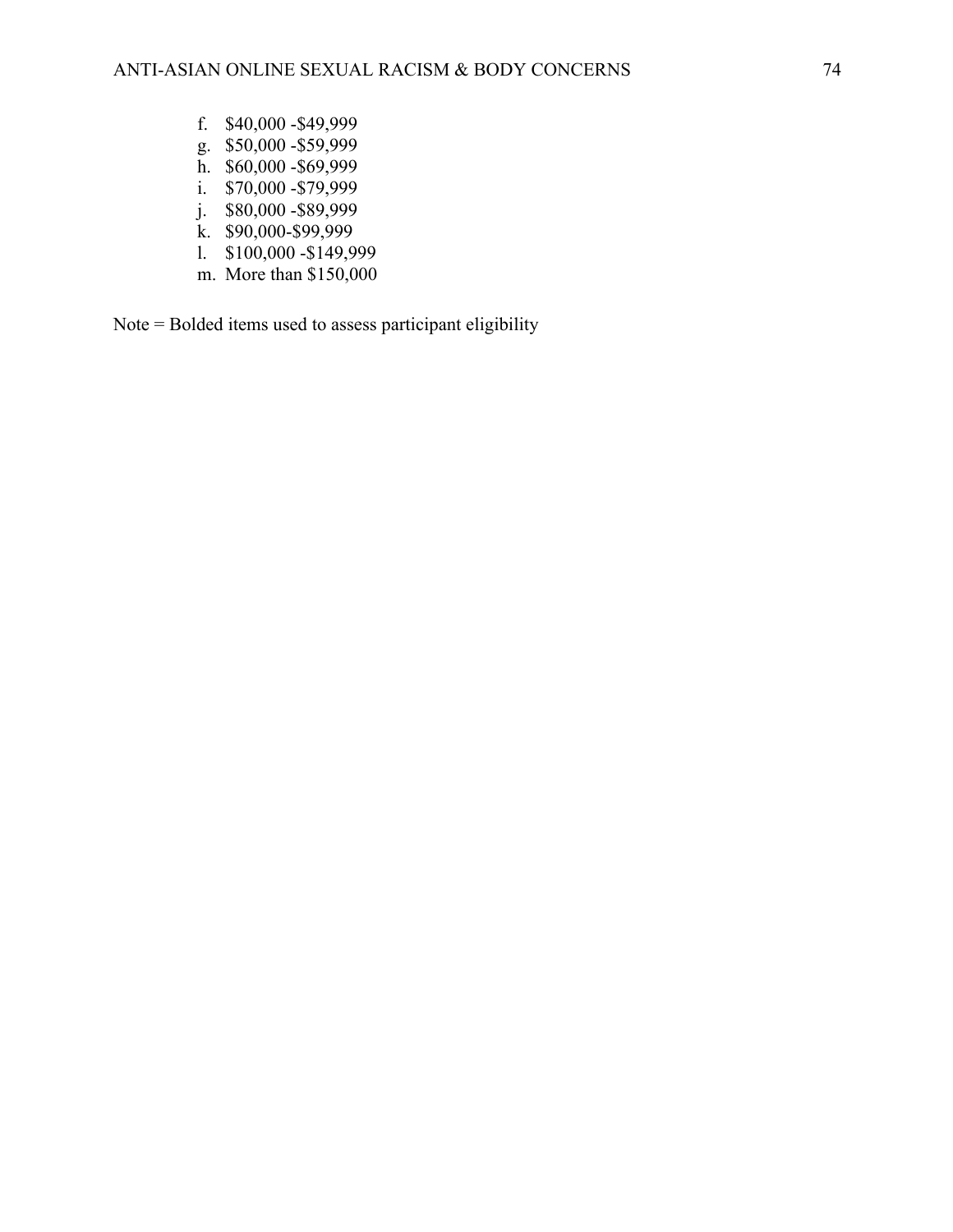f. $40,000 -$49,999
g. $50,000 -$59,999
h. $60,000 -$69,999
i. $70,000 -$79,999
j. $80,000 -$89,999
k. $90,000-$99,999
l. $100,000 -$149,999
m. More than $150,000

Note = Bolded items used to assess participant eligibility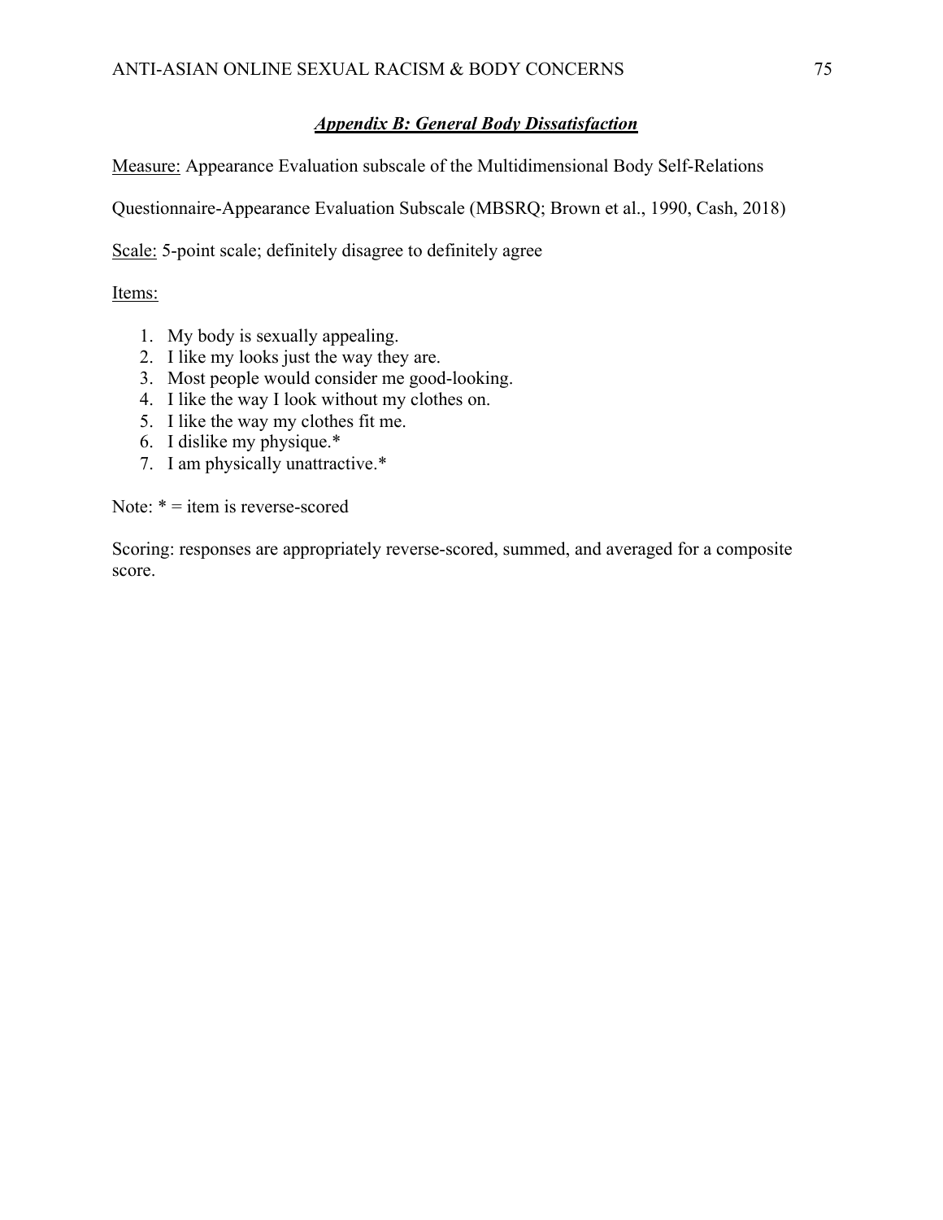## ***<u>Appendix B: General Body Dissatisfaction</u>***

<u>Measure:</u> Appearance Evaluation subscale of the Multidimensional Body Self-Relations Questionnaire-Appearance Evaluation Subscale (MBSRQ; Brown et al., 1990, Cash, 2018)

<u>Scale:</u> 5-point scale; definitely disagree to definitely agree

<u>Items:</u>

1. My body is sexually appealing.
2. I like my looks just the way they are.
3. Most people would consider me good-looking.
4. I like the way I look without my clothes on.
5. I like the way my clothes fit me.
6. I dislike my physique.*
7. I am physically unattractive.*

Note: * = item is reverse-scored

Scoring: responses are appropriately reverse-scored, summed, and averaged for a composite score.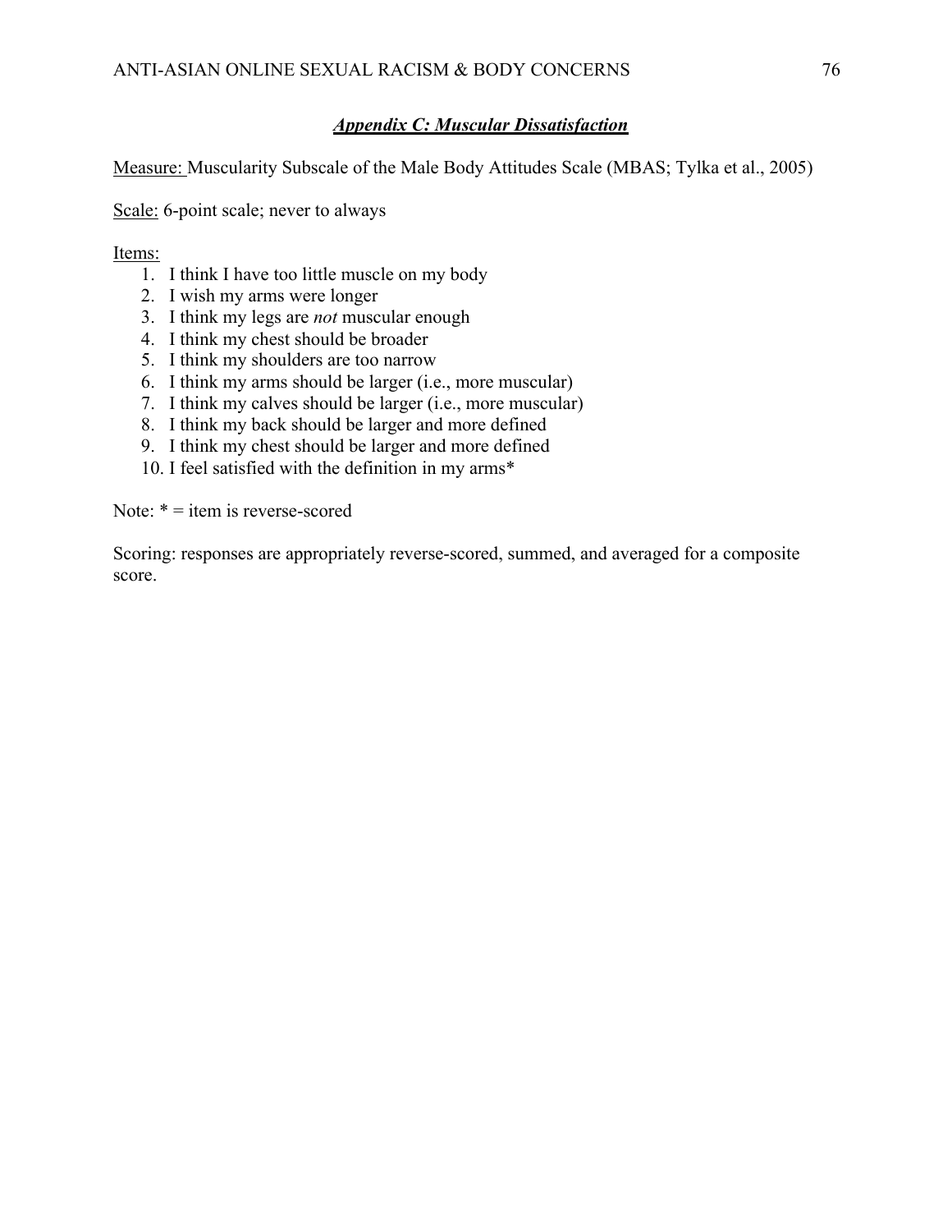## ***Appendix C: Muscular Dissatisfaction***

<u>Measure:</u> Muscularity Subscale of the Male Body Attitudes Scale (MBAS; Tylka et al., 2005)

<u>Scale:</u> 6-point scale; never to always

<u>Items:</u>

1. I think I have too little muscle on my body
2. I wish my arms were longer
3. I think my legs are *not* muscular enough
4. I think my chest should be broader
5. I think my shoulders are too narrow
6. I think my arms should be larger (i.e., more muscular)
7. I think my calves should be larger (i.e., more muscular)
8. I think my back should be larger and more defined
9. I think my chest should be larger and more defined
10. I feel satisfied with the definition in my arms*

Note: * = item is reverse-scored

Scoring: responses are appropriately reverse-scored, summed, and averaged for a composite score.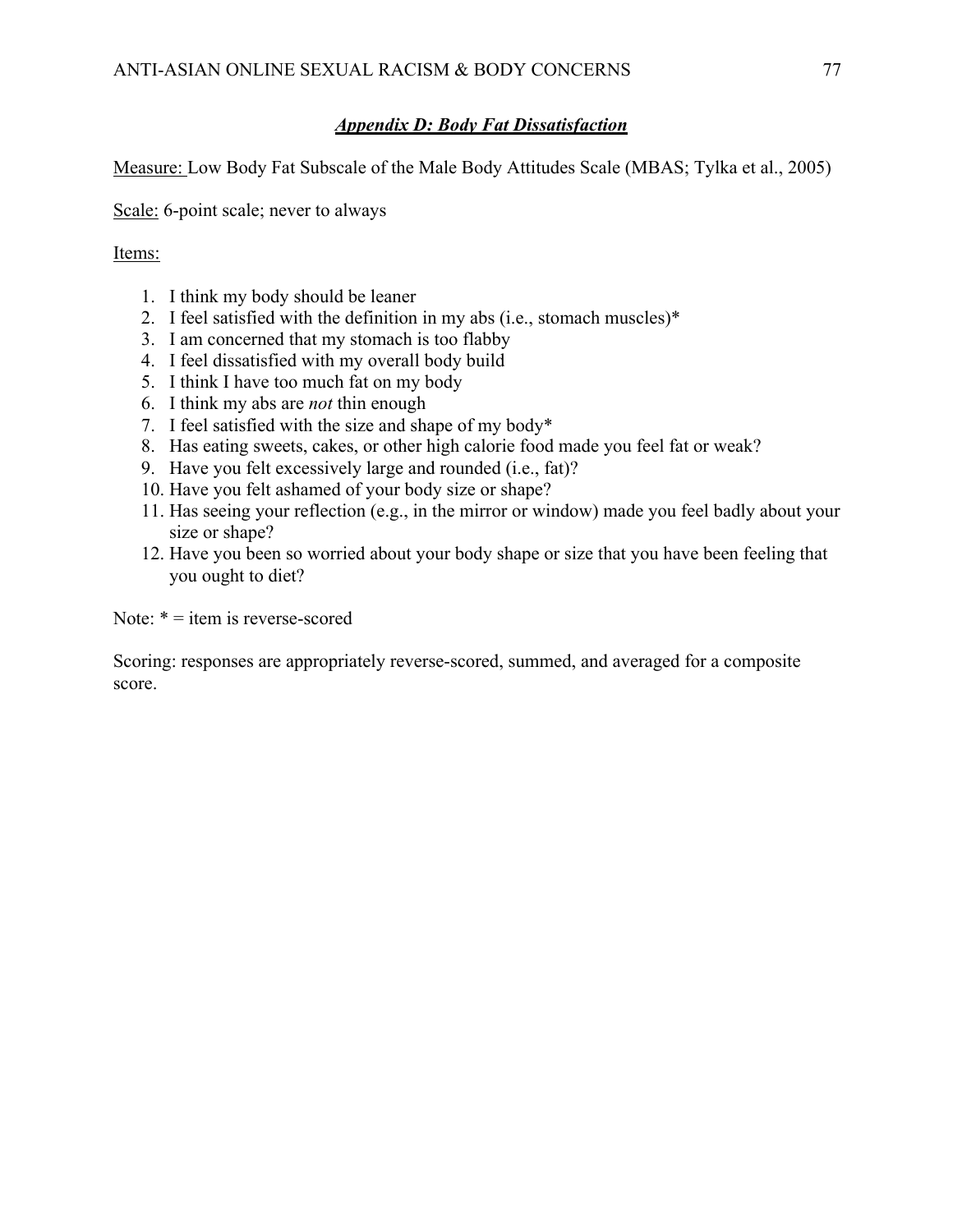## ***Appendix D: Body Fat Dissatisfaction***

Measure: Low Body Fat Subscale of the Male Body Attitudes Scale (MBAS; Tylka et al., 2005)

Scale: 6-point scale; never to always

Items:

1. I think my body should be leaner
2. I feel satisfied with the definition in my abs (i.e., stomach muscles)*
3. I am concerned that my stomach is too flabby
4. I feel dissatisfied with my overall body build
5. I think I have too much fat on my body
6. I think my abs are *not* thin enough
7. I feel satisfied with the size and shape of my body*
8. Has eating sweets, cakes, or other high calorie food made you feel fat or weak?
9. Have you felt excessively large and rounded (i.e., fat)?
10. Have you felt ashamed of your body size or shape?
11. Has seeing your reflection (e.g., in the mirror or window) made you feel badly about your size or shape?
12. Have you been so worried about your body shape or size that you have been feeling that you ought to diet?

Note: * = item is reverse-scored

Scoring: responses are appropriately reverse-scored, summed, and averaged for a composite score.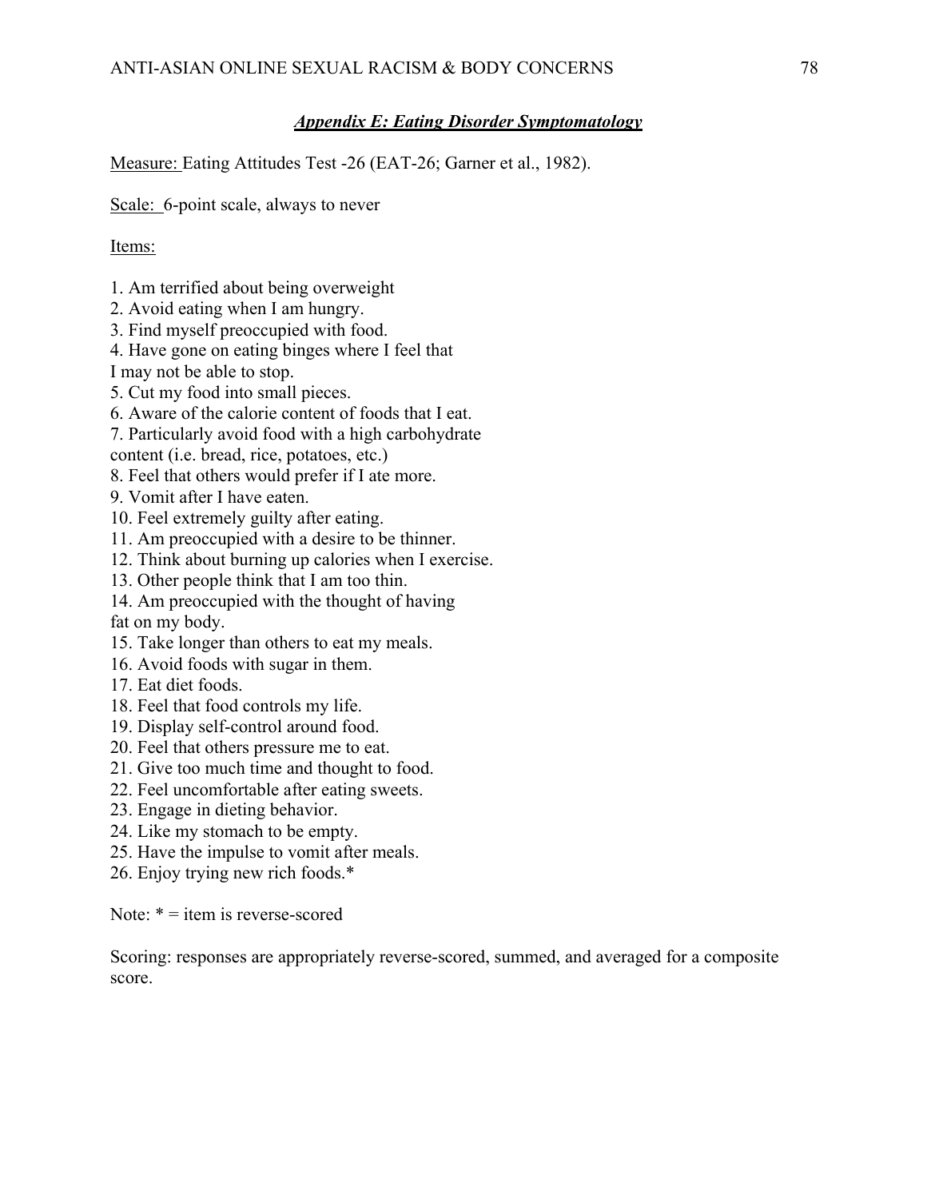## ***Appendix E: Eating Disorder Symptomatology***

Measure: Eating Attitudes Test -26 (EAT-26; Garner et al., 1982).

Scale: 6-point scale, always to never

Items:

1. Am terrified about being overweight
2. Avoid eating when I am hungry.
3. Find myself preoccupied with food.
4. Have gone on eating binges where I feel that I may not be able to stop.
5. Cut my food into small pieces.
6. Aware of the calorie content of foods that I eat.
7. Particularly avoid food with a high carbohydrate content (i.e. bread, rice, potatoes, etc.)
8. Feel that others would prefer if I ate more.
9. Vomit after I have eaten.
10. Feel extremely guilty after eating.
11. Am preoccupied with a desire to be thinner.
12. Think about burning up calories when I exercise.
13. Other people think that I am too thin.
14. Am preoccupied with the thought of having fat on my body.
15. Take longer than others to eat my meals.
16. Avoid foods with sugar in them.
17. Eat diet foods.
18. Feel that food controls my life.
19. Display self-control around food.
20. Feel that others pressure me to eat.
21. Give too much time and thought to food.
22. Feel uncomfortable after eating sweets.
23. Engage in dieting behavior.
24. Like my stomach to be empty.
25. Have the impulse to vomit after meals.
26. Enjoy trying new rich foods.*

Note: * = item is reverse-scored

Scoring: responses are appropriately reverse-scored, summed, and averaged for a composite score.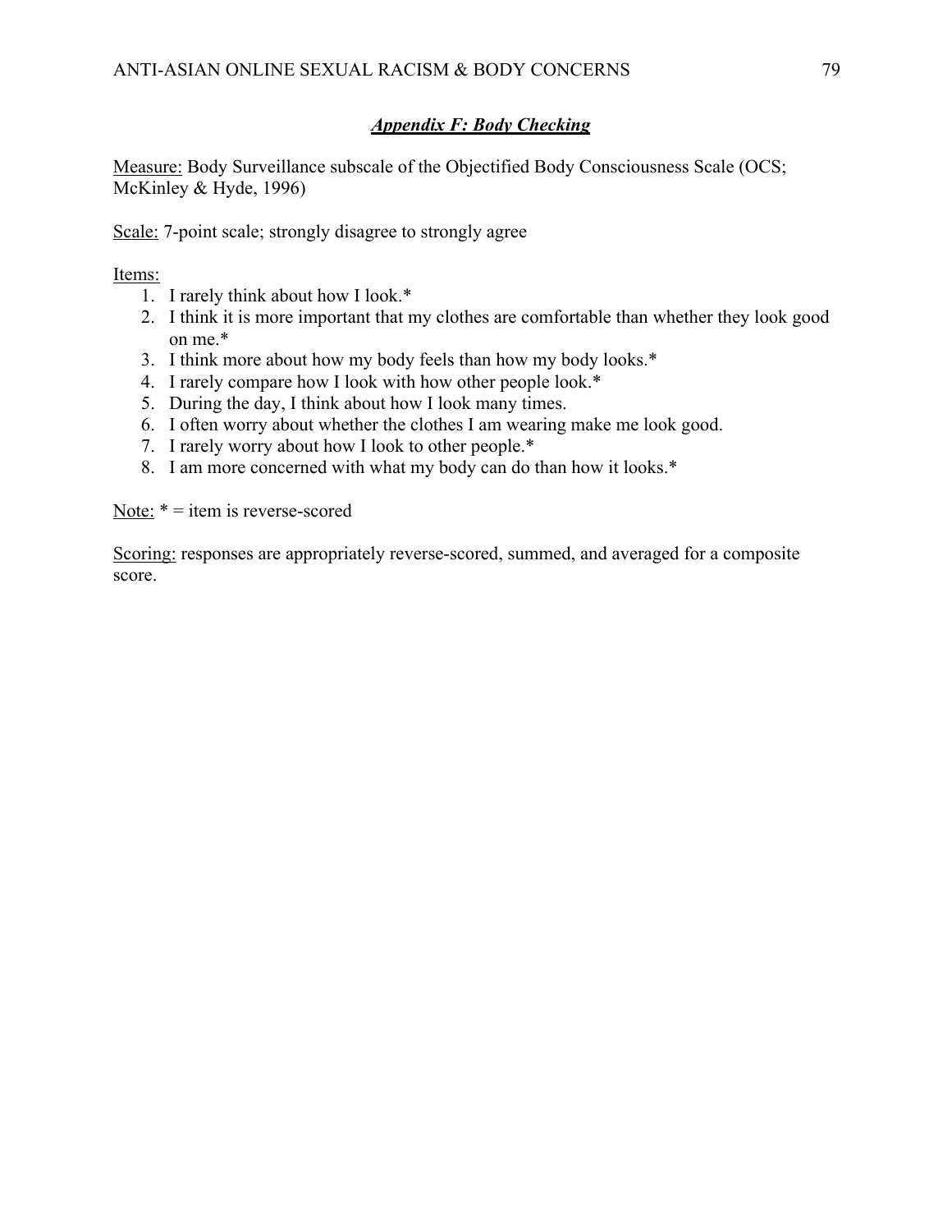## ***Appendix F: Body Checking***

Measure: Body Surveillance subscale of the Objectified Body Consciousness Scale (OCS; McKinley & Hyde, 1996)

Scale: 7-point scale; strongly disagree to strongly agree

Items:

1. I rarely think about how I look.*
2. I think it is more important that my clothes are comfortable than whether they look good on me.*
3. I think more about how my body feels than how my body looks.*
4. I rarely compare how I look with how other people look.*
5. During the day, I think about how I look many times.
6. I often worry about whether the clothes I am wearing make me look good.
7. I rarely worry about how I look to other people.*
8. I am more concerned with what my body can do than how it looks.*

Note: * = item is reverse-scored

Scoring: responses are appropriately reverse-scored, summed, and averaged for a composite score.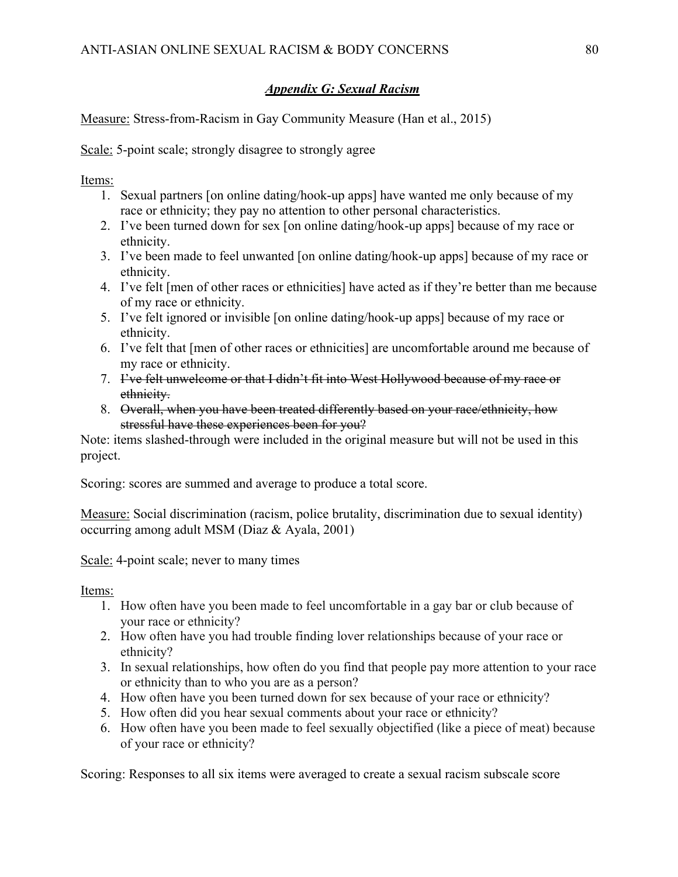## ***Appendix G: Sexual Racism***

<u>Measure:</u> Stress-from-Racism in Gay Community Measure (Han et al., 2015)

<u>Scale:</u> 5-point scale; strongly disagree to strongly agree

<u>Items:</u>

1. Sexual partners [on online dating/hook-up apps] have wanted me only because of my race or ethnicity; they pay no attention to other personal characteristics.
2. I've been turned down for sex [on online dating/hook-up apps] because of my race or ethnicity.
3. I've been made to feel unwanted [on online dating/hook-up apps] because of my race or ethnicity.
4. I've felt [men of other races or ethnicities] have acted as if they're better than me because of my race or ethnicity.
5. I've felt ignored or invisible [on online dating/hook-up apps] because of my race or ethnicity.
6. I've felt that [men of other races or ethnicities] are uncomfortable around me because of my race or ethnicity.
7. ~~I've felt unwelcome or that I didn't fit into West Hollywood because of my race or ethnicity.~~
8. ~~Overall, when you have been treated differently based on your race/ethnicity, how stressful have these experiences been for you?~~

Note: items slashed-through were included in the original measure but will not be used in this project.

Scoring: scores are summed and average to produce a total score.

<u>Measure:</u> Social discrimination (racism, police brutality, discrimination due to sexual identity) occurring among adult MSM (Diaz & Ayala, 2001)

<u>Scale:</u> 4-point scale; never to many times

<u>Items:</u>

1. How often have you been made to feel uncomfortable in a gay bar or club because of your race or ethnicity?
2. How often have you had trouble finding lover relationships because of your race or ethnicity?
3. In sexual relationships, how often do you find that people pay more attention to your race or ethnicity than to who you are as a person?
4. How often have you been turned down for sex because of your race or ethnicity?
5. How often did you hear sexual comments about your race or ethnicity?
6. How often have you been made to feel sexually objectified (like a piece of meat) because of your race or ethnicity?

Scoring: Responses to all six items were averaged to create a sexual racism subscale score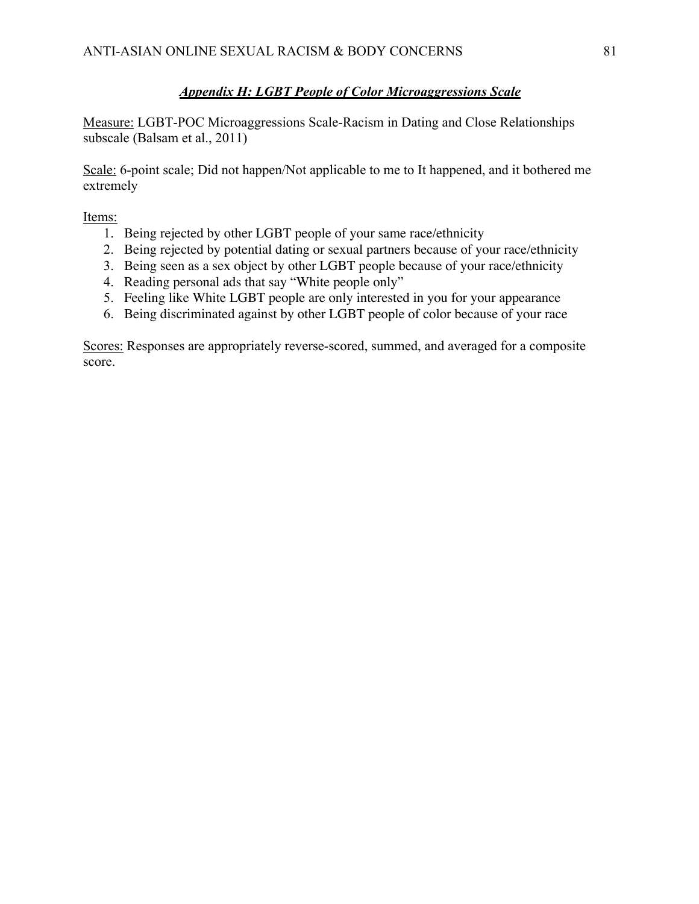## ***Appendix H: LGBT People of Color Microaggressions Scale***

Measure: LGBT-POC Microaggressions Scale-Racism in Dating and Close Relationships subscale (Balsam et al., 2011)

Scale: 6-point scale; Did not happen/Not applicable to me to It happened, and it bothered me extremely

Items:

1. Being rejected by other LGBT people of your same race/ethnicity
2. Being rejected by potential dating or sexual partners because of your race/ethnicity
3. Being seen as a sex object by other LGBT people because of your race/ethnicity
4. Reading personal ads that say "White people only"
5. Feeling like White LGBT people are only interested in you for your appearance
6. Being discriminated against by other LGBT people of color because of your race

Scores: Responses are appropriately reverse-scored, summed, and averaged for a composite score.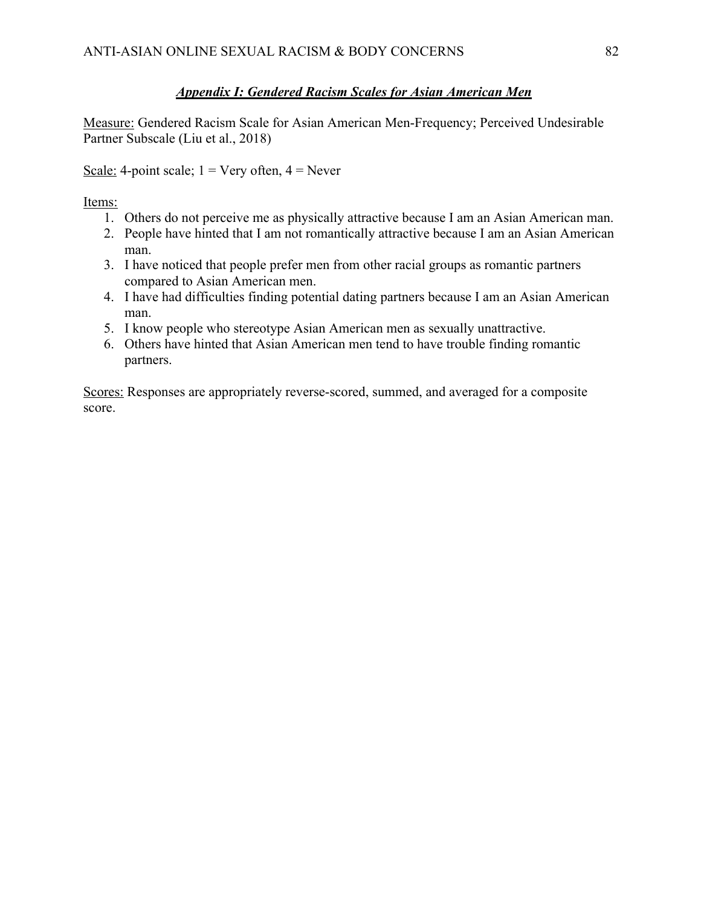## ***Appendix I: Gendered Racism Scales for Asian American Men***

<u>Measure:</u> Gendered Racism Scale for Asian American Men-Frequency; Perceived Undesirable Partner Subscale (Liu et al., 2018)

<u>Scale:</u> 4-point scale; 1 = Very often, 4 = Never

<u>Items:</u>

1. Others do not perceive me as physically attractive because I am an Asian American man.
2. People have hinted that I am not romantically attractive because I am an Asian American man.
3. I have noticed that people prefer men from other racial groups as romantic partners compared to Asian American men.
4. I have had difficulties finding potential dating partners because I am an Asian American man.
5. I know people who stereotype Asian American men as sexually unattractive.
6. Others have hinted that Asian American men tend to have trouble finding romantic partners.

<u>Scores:</u> Responses are appropriately reverse-scored, summed, and averaged for a composite score.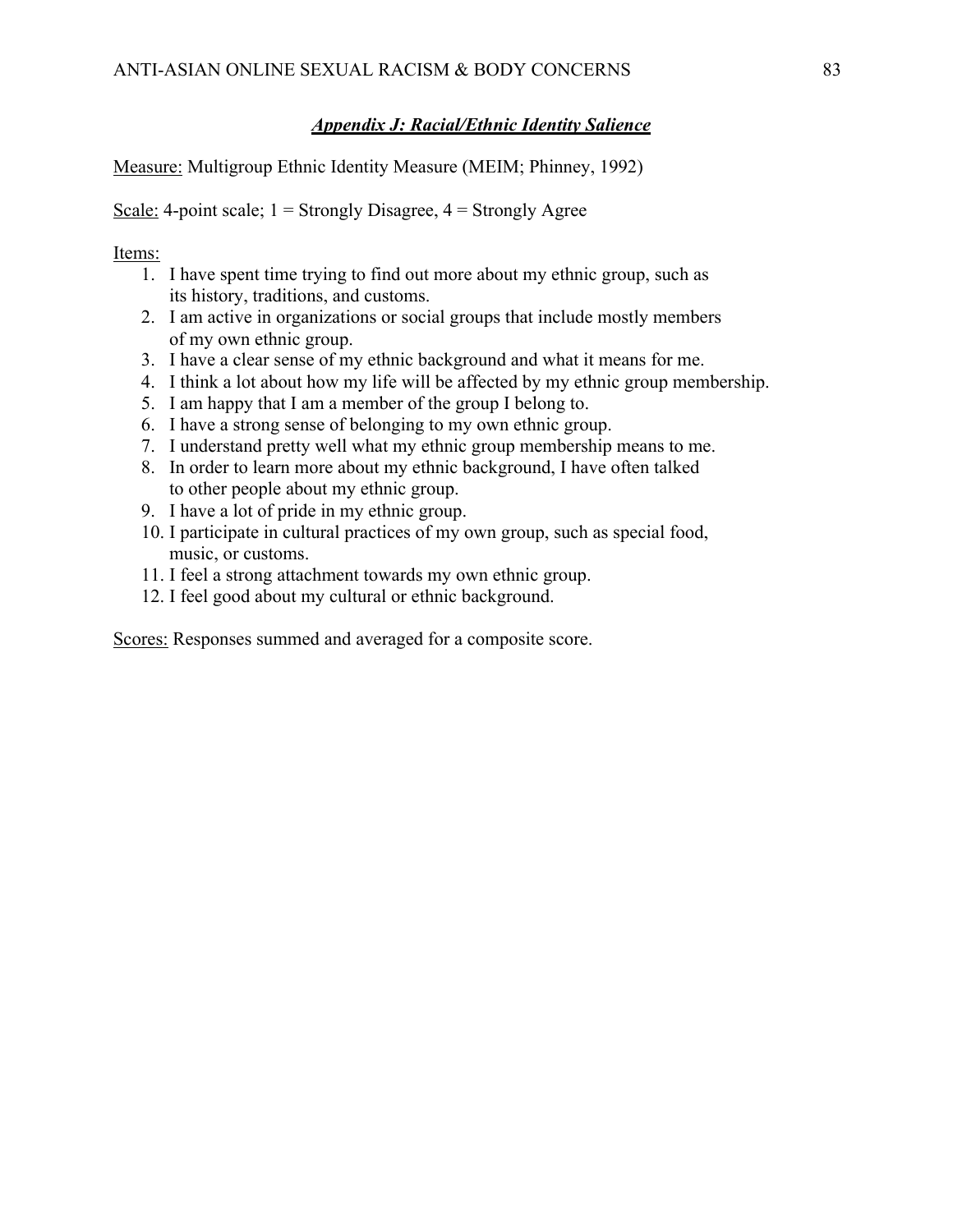## ***Appendix J: Racial/Ethnic Identity Salience***

Measure: Multigroup Ethnic Identity Measure (MEIM; Phinney, 1992)

Scale: 4-point scale; 1 = Strongly Disagree, 4 = Strongly Agree

Items:

1. I have spent time trying to find out more about my ethnic group, such as its history, traditions, and customs.
2. I am active in organizations or social groups that include mostly members of my own ethnic group.
3. I have a clear sense of my ethnic background and what it means for me.
4. I think a lot about how my life will be affected by my ethnic group membership.
5. I am happy that I am a member of the group I belong to.
6. I have a strong sense of belonging to my own ethnic group.
7. I understand pretty well what my ethnic group membership means to me.
8. In order to learn more about my ethnic background, I have often talked to other people about my ethnic group.
9. I have a lot of pride in my ethnic group.
10. I participate in cultural practices of my own group, such as special food, music, or customs.
11. I feel a strong attachment towards my own ethnic group.
12. I feel good about my cultural or ethnic background.

Scores: Responses summed and averaged for a composite score.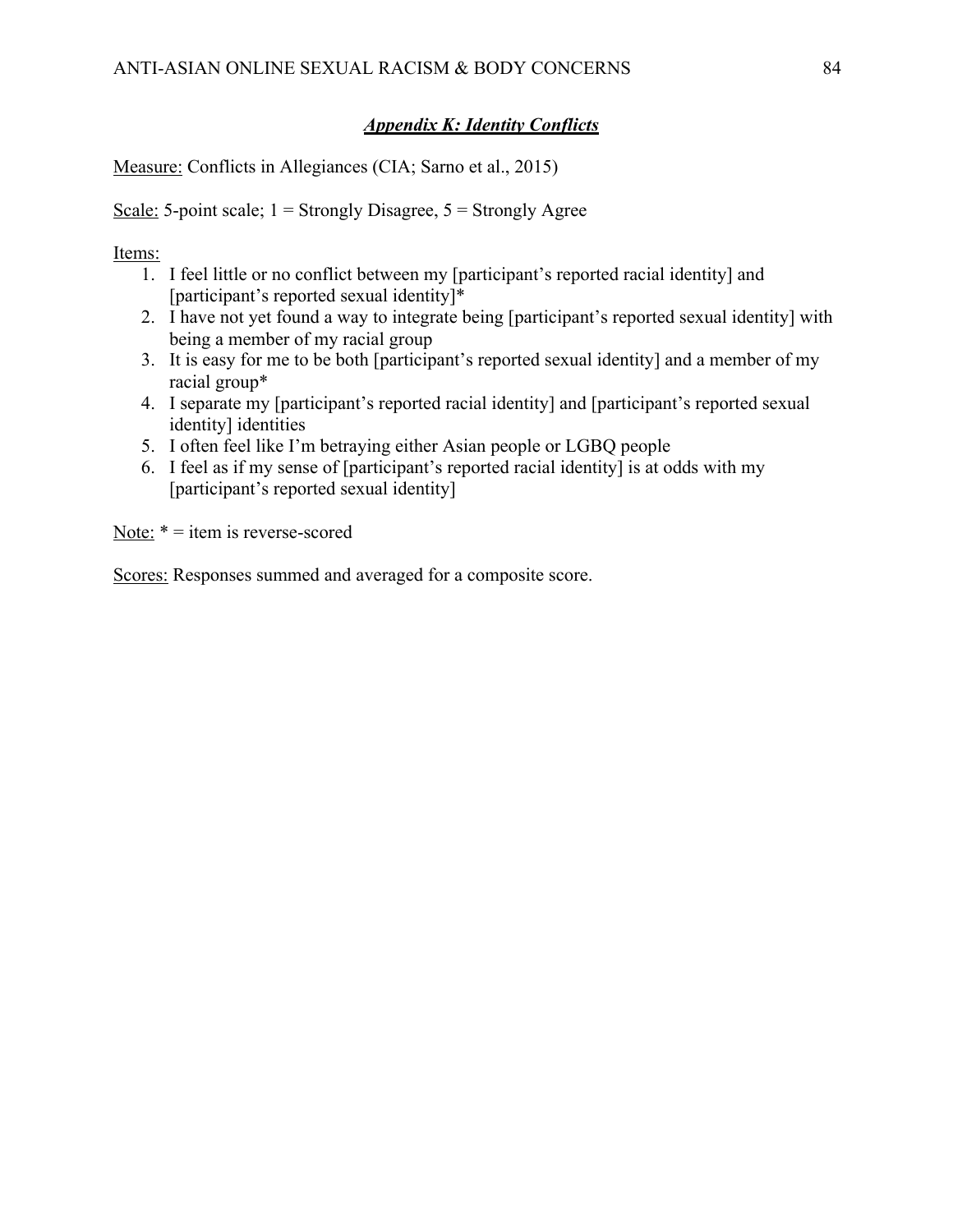## ***<u>Appendix K: Identity Conflicts</u>***

<u>Measure:</u> Conflicts in Allegiances (CIA; Sarno et al., 2015)

<u>Scale:</u> 5-point scale; 1 = Strongly Disagree, 5 = Strongly Agree

<u>Items:</u>

1. I feel little or no conflict between my [participant's reported racial identity] and [participant's reported sexual identity]*
2. I have not yet found a way to integrate being [participant's reported sexual identity] with being a member of my racial group
3. It is easy for me to be both [participant's reported sexual identity] and a member of my racial group*
4. I separate my [participant's reported racial identity] and [participant's reported sexual identity] identities
5. I often feel like I'm betraying either Asian people or LGBQ people
6. I feel as if my sense of [participant's reported racial identity] is at odds with my [participant's reported sexual identity]

<u>Note:</u> * = item is reverse-scored

<u>Scores:</u> Responses summed and averaged for a composite score.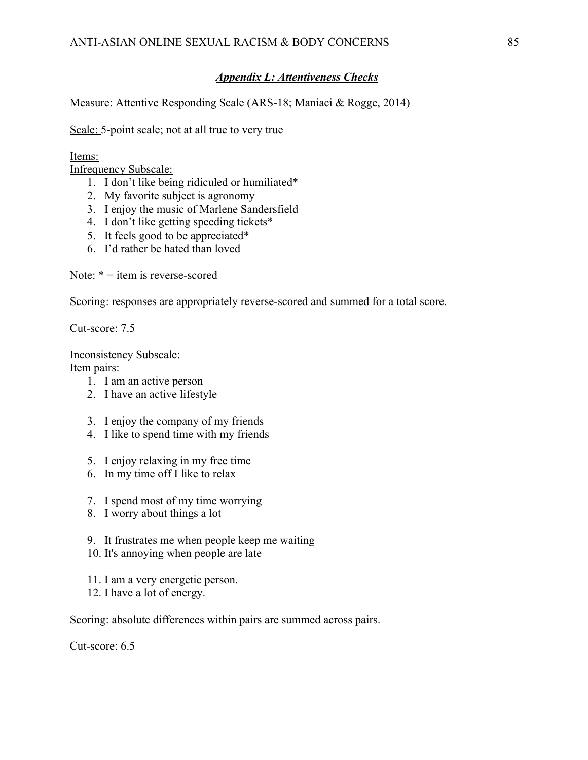## ***Appendix L: Attentiveness Checks***

Measure: Attentive Responding Scale (ARS-18; Maniaci & Rogge, 2014)

Scale: 5-point scale; not at all true to very true

Items:

Infrequency Subscale:

1. I don't like being ridiculed or humiliated*
2. My favorite subject is agronomy
3. I enjoy the music of Marlene Sandersfield
4. I don't like getting speeding tickets*
5. It feels good to be appreciated*
6. I'd rather be hated than loved

Note: * = item is reverse-scored

Scoring: responses are appropriately reverse-scored and summed for a total score.

Cut-score: 7.5

Inconsistency Subscale:

Item pairs:

1. I am an active person
2. I have an active lifestyle

3. I enjoy the company of my friends
4. I like to spend time with my friends

5. I enjoy relaxing in my free time
6. In my time off I like to relax

7. I spend most of my time worrying
8. I worry about things a lot

9. It frustrates me when people keep me waiting
10. It's annoying when people are late

11. I am a very energetic person.
12. I have a lot of energy.

Scoring: absolute differences within pairs are summed across pairs.

Cut-score: 6.5